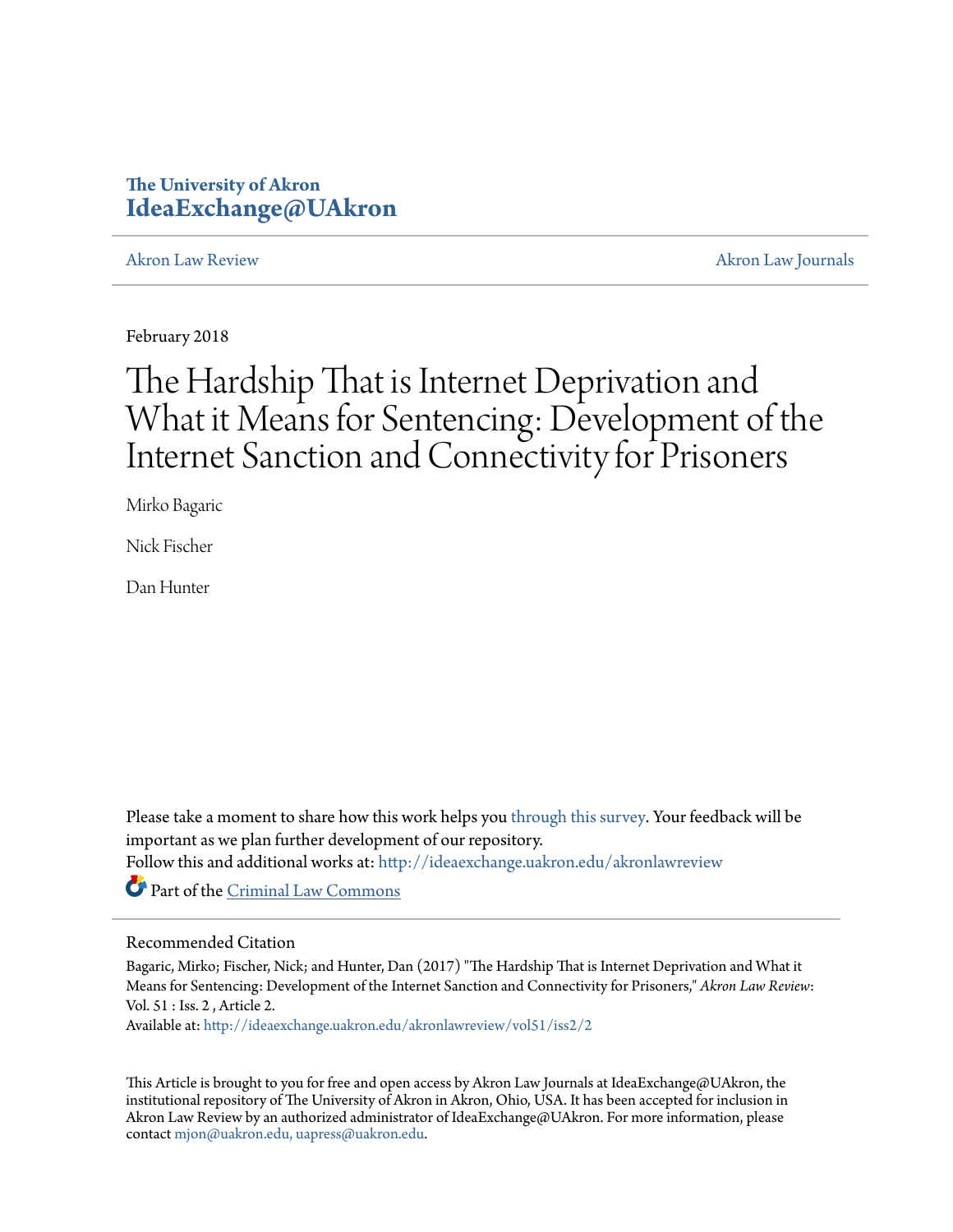The University of Akron
**IdeaExchange@UAkron**

Akron Law Review | Akron Law Journals

February 2018

# The Hardship That is Internet Deprivation and What it Means for Sentencing: Development of the Internet Sanction and Connectivity for Prisoners

Mirko Bagaric

Nick Fischer

Dan Hunter

Please take a moment to share how this work helps you through this survey. Your feedback will be important as we plan further development of our repository.
Follow this and additional works at: http://ideaexchange.uakron.edu/akronlawreview

Part of the Criminal Law Commons

## Recommended Citation

Bagaric, Mirko; Fischer, Nick; and Hunter, Dan (2017) "The Hardship That is Internet Deprivation and What it Means for Sentencing: Development of the Internet Sanction and Connectivity for Prisoners," *Akron Law Review*: Vol. 51 : Iss. 2 , Article 2.
Available at: http://ideaexchange.uakron.edu/akronlawreview/vol51/iss2/2

This Article is brought to you for free and open access by Akron Law Journals at IdeaExchange@UAkron, the institutional repository of The University of Akron in Akron, Ohio, USA. It has been accepted for inclusion in Akron Law Review by an authorized administrator of IdeaExchange@UAkron. For more information, please contact mjon@uakron.edu, uapress@uakron.edu.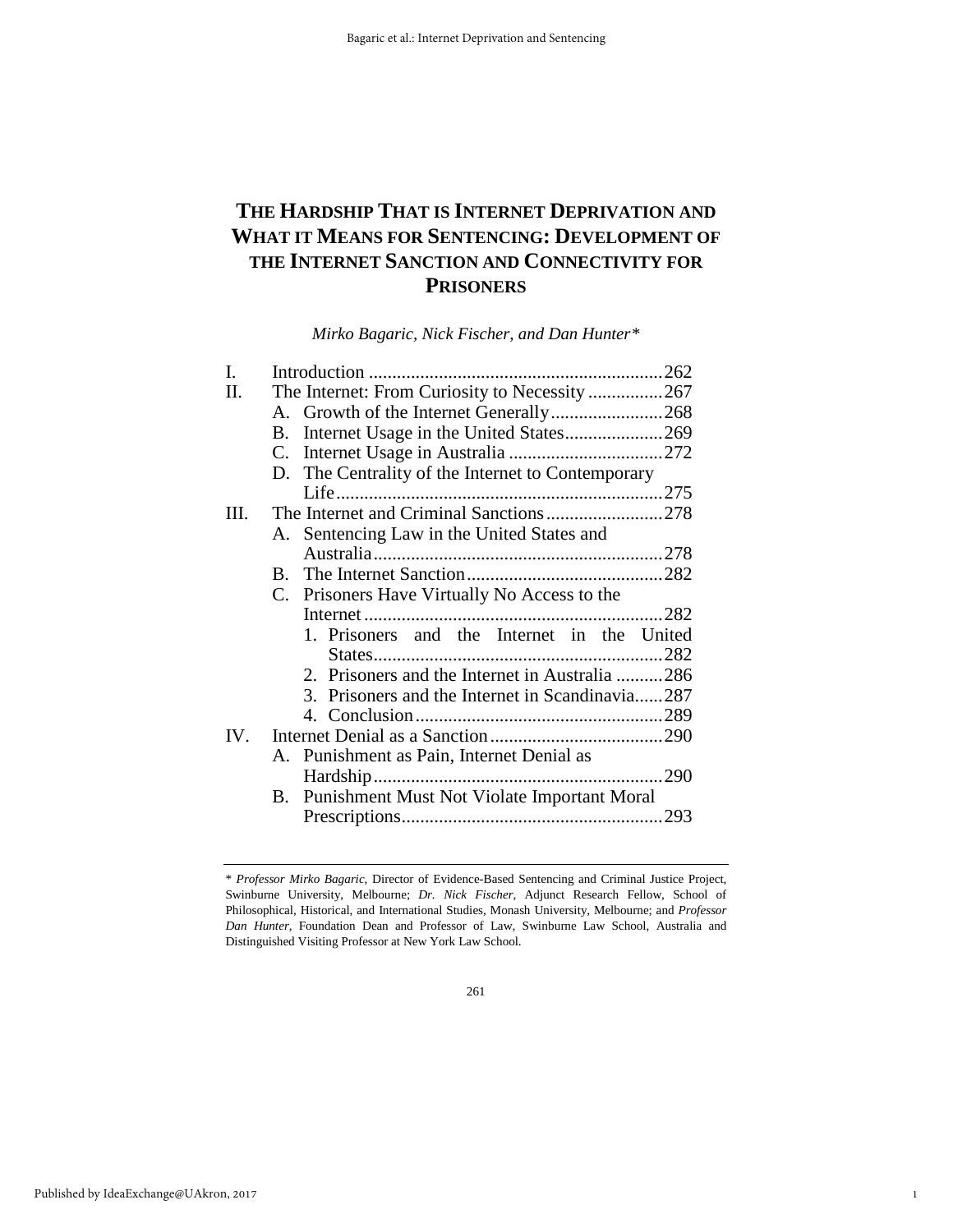# THE HARDSHIP THAT IS INTERNET DEPRIVATION AND WHAT IT MEANS FOR SENTENCING: DEVELOPMENT OF THE INTERNET SANCTION AND CONNECTIVITY FOR PRISONERS

*Mirko Bagaric, Nick Fischer, and Dan Hunter\**

| | | |
|---|---|---|
| I. | Introduction | 262 |
| II. | The Internet: From Curiosity to Necessity | 267 |
| | A. Growth of the Internet Generally | 268 |
| | B. Internet Usage in the United States | 269 |
| | C. Internet Usage in Australia | 272 |
| | D. The Centrality of the Internet to Contemporary Life | 275 |
| III. | The Internet and Criminal Sanctions | 278 |
| | A. Sentencing Law in the United States and Australia | 278 |
| | B. The Internet Sanction | 282 |
| | C. Prisoners Have Virtually No Access to the Internet | 282 |
| | 1. Prisoners and the Internet in the United States | 282 |
| | 2. Prisoners and the Internet in Australia | 286 |
| | 3. Prisoners and the Internet in Scandinavia | 287 |
| | 4. Conclusion | 289 |
| IV. | Internet Denial as a Sanction | 290 |
| | A. Punishment as Pain, Internet Denial as Hardship | 290 |
| | B. Punishment Must Not Violate Important Moral Prescriptions | 293 |

---

\* *Professor Mirko Bagaric*, Director of Evidence-Based Sentencing and Criminal Justice Project, Swinburne University, Melbourne; *Dr. Nick Fischer*, Adjunct Research Fellow, School of Philosophical, Historical, and International Studies, Monash University, Melbourne; and *Professor Dan Hunter*, Foundation Dean and Professor of Law, Swinburne Law School, Australia and Distinguished Visiting Professor at New York Law School.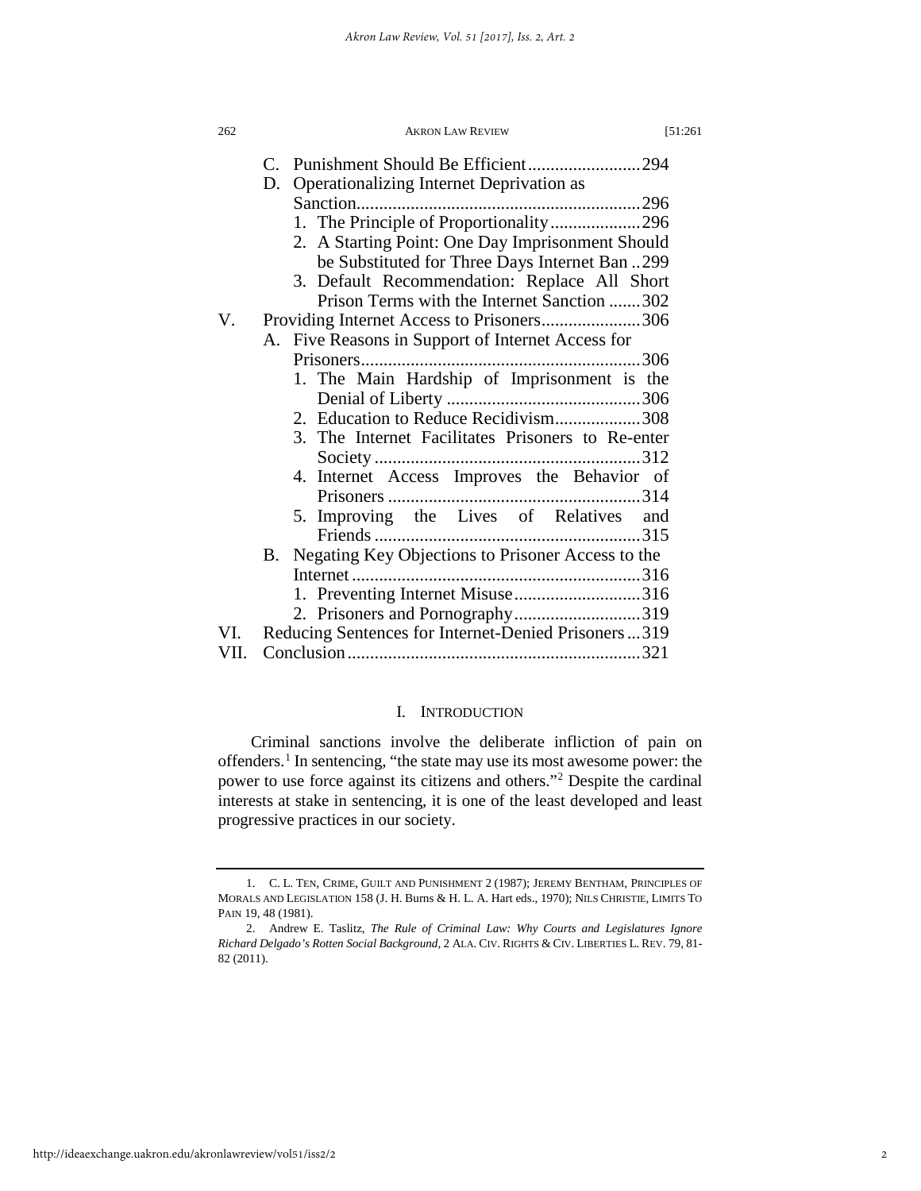C. Punishment Should Be Efficient ........................ 294
D. Operationalizing Internet Deprivation as Sanction ............................................................. 296
   1. The Principle of Proportionality ................... 296
   2. A Starting Point: One Day Imprisonment Should be Substituted for Three Days Internet Ban .. 299
   3. Default Recommendation: Replace All Short Prison Terms with the Internet Sanction ....... 302

V. Providing Internet Access to Prisoners ...................... 306
   A. Five Reasons in Support of Internet Access for Prisoners ............................................................ 306
      1. The Main Hardship of Imprisonment is the Denial of Liberty .......................................... 306
      2. Education to Reduce Recidivism ................... 308
      3. The Internet Facilitates Prisoners to Re-enter Society .......................................................... 312
      4. Internet Access Improves the Behavior of Prisoners ....................................................... 314
      5. Improving the Lives of Relatives and Friends .......................................................... 315
   B. Negating Key Objections to Prisoner Access to the Internet ............................................................... 316
      1. Preventing Internet Misuse ............................ 316
      2. Prisoners and Pornography ............................ 319

VI. Reducing Sentences for Internet-Denied Prisoners ... 319

VII. Conclusion ................................................................ 321

## I. INTRODUCTION

Criminal sanctions involve the deliberate infliction of pain on offenders.[1] In sentencing, "the state may use its most awesome power: the power to use force against its citizens and others."[2] Despite the cardinal interests at stake in sentencing, it is one of the least developed and least progressive practices in our society.

---

1. C. L. TEN, CRIME, GUILT AND PUNISHMENT 2 (1987); JEREMY BENTHAM, PRINCIPLES OF MORALS AND LEGISLATION 158 (J. H. Burns & H. L. A. Hart eds., 1970); NILS CHRISTIE, LIMITS TO PAIN 19, 48 (1981).

2. Andrew E. Taslitz, *The Rule of Criminal Law: Why Courts and Legislatures Ignore Richard Delgado's Rotten Social Background,* 2 ALA. CIV. RIGHTS & CIV. LIBERTIES L. REV. 79, 81-82 (2011).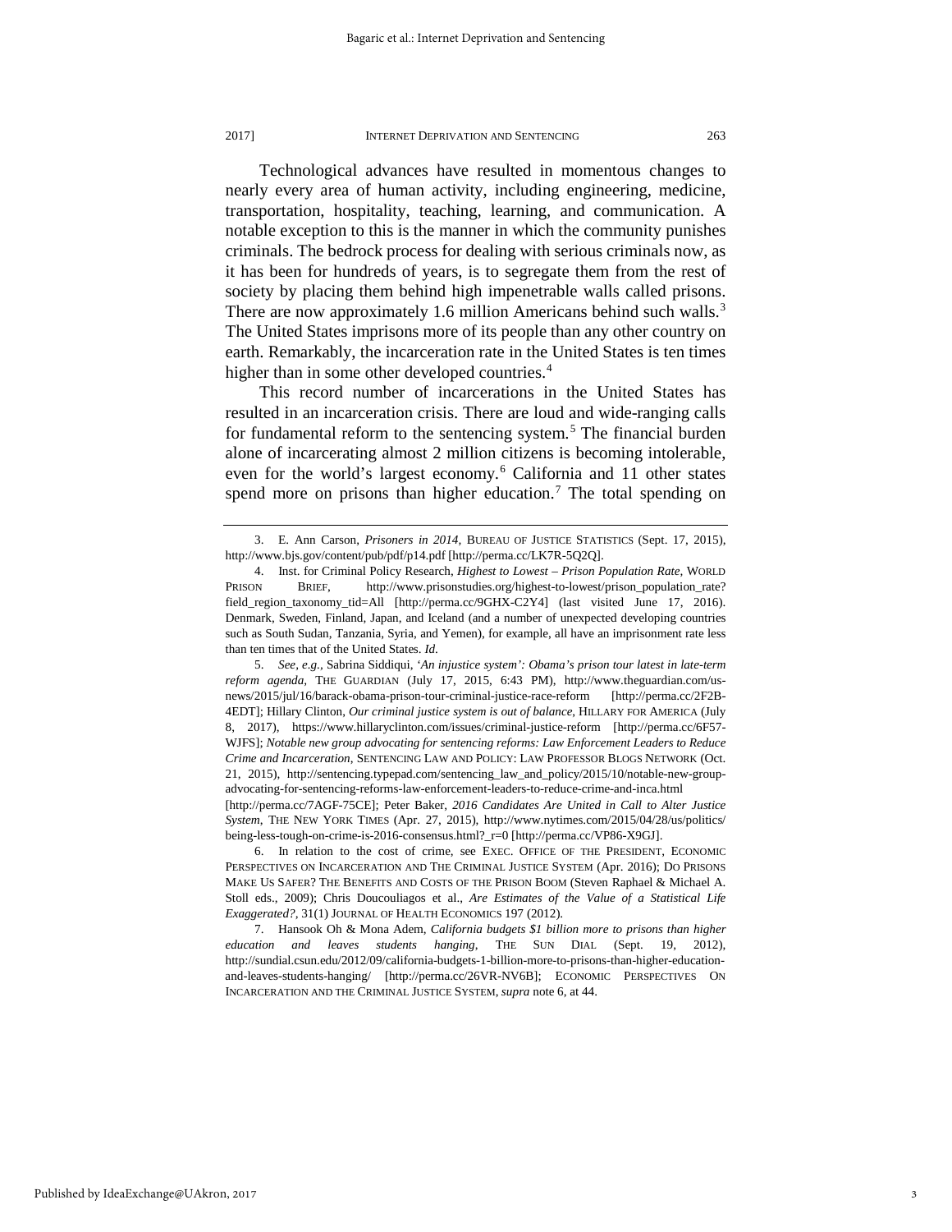Technological advances have resulted in momentous changes to nearly every area of human activity, including engineering, medicine, transportation, hospitality, teaching, learning, and communication. A notable exception to this is the manner in which the community punishes criminals. The bedrock process for dealing with serious criminals now, as it has been for hundreds of years, is to segregate them from the rest of society by placing them behind high impenetrable walls called prisons. There are now approximately 1.6 million Americans behind such walls.[3] The United States imprisons more of its people than any other country on earth. Remarkably, the incarceration rate in the United States is ten times higher than in some other developed countries.[4]

This record number of incarcerations in the United States has resulted in an incarceration crisis. There are loud and wide-ranging calls for fundamental reform to the sentencing system.[5] The financial burden alone of incarcerating almost 2 million citizens is becoming intolerable, even for the world's largest economy.[6] California and 11 other states spend more on prisons than higher education.[7] The total spending on

---

3. E. Ann Carson, *Prisoners in 2014*, BUREAU OF JUSTICE STATISTICS (Sept. 17, 2015), http://www.bjs.gov/content/pub/pdf/p14.pdf [http://perma.cc/LK7R-5Q2Q].

4. Inst. for Criminal Policy Research, *Highest to Lowest – Prison Population Rate*, WORLD PRISON BRIEF, http://www.prisonstudies.org/highest-to-lowest/prison_population_rate?field_region_taxonomy_tid=All [http://perma.cc/9GHX-C2Y4] (last visited June 17, 2016). Denmark, Sweden, Finland, Japan, and Iceland (and a number of unexpected developing countries such as South Sudan, Tanzania, Syria, and Yemen), for example, all have an imprisonment rate less than ten times that of the United States. *Id.*

5. *See, e.g.*, Sabrina Siddiqui, *'An injustice system': Obama's prison tour latest in late-term reform agenda*, THE GUARDIAN (July 17, 2015, 6:43 PM), http://www.theguardian.com/us-news/2015/jul/16/barack-obama-prison-tour-criminal-justice-race-reform [http://perma.cc/2F2B-4EDT]; Hillary Clinton, *Our criminal justice system is out of balance*, HILLARY FOR AMERICA (July 8, 2017), https://www.hillaryclinton.com/issues/criminal-justice-reform [http://perma.cc/6F57-WJFS]; *Notable new group advocating for sentencing reforms: Law Enforcement Leaders to Reduce Crime and Incarceration*, SENTENCING LAW AND POLICY: LAW PROFESSOR BLOGS NETWORK (Oct. 21, 2015), http://sentencing.typepad.com/sentencing_law_and_policy/2015/10/notable-new-group-advocating-for-sentencing-reforms-law-enforcement-leaders-to-reduce-crime-and-inca.html [http://perma.cc/7AGF-75CE]; Peter Baker, *2016 Candidates Are United in Call to Alter Justice System*, THE NEW YORK TIMES (Apr. 27, 2015), http://www.nytimes.com/2015/04/28/us/politics/being-less-tough-on-crime-is-2016-consensus.html?_r=0 [http://perma.cc/VP86-X9GJ].

6. In relation to the cost of crime, see EXEC. OFFICE OF THE PRESIDENT, ECONOMIC PERSPECTIVES ON INCARCERATION AND THE CRIMINAL JUSTICE SYSTEM (Apr. 2016); DO PRISONS MAKE US SAFER? THE BENEFITS AND COSTS OF THE PRISON BOOM (Steven Raphael & Michael A. Stoll eds., 2009); Chris Doucouliagos et al., *Are Estimates of the Value of a Statistical Life Exaggerated?*, 31(1) JOURNAL OF HEALTH ECONOMICS 197 (2012).

7. Hansook Oh & Mona Adem, *California budgets $1 billion more to prisons than higher education and leaves students hanging*, THE SUN DIAL (Sept. 19, 2012), http://sundial.csun.edu/2012/09/california-budgets-1-billion-more-to-prisons-than-higher-education-and-leaves-students-hanging/ [http://perma.cc/26VR-NV6B]; ECONOMIC PERSPECTIVES ON INCARCERATION AND THE CRIMINAL JUSTICE SYSTEM, *supra* note 6, at 44.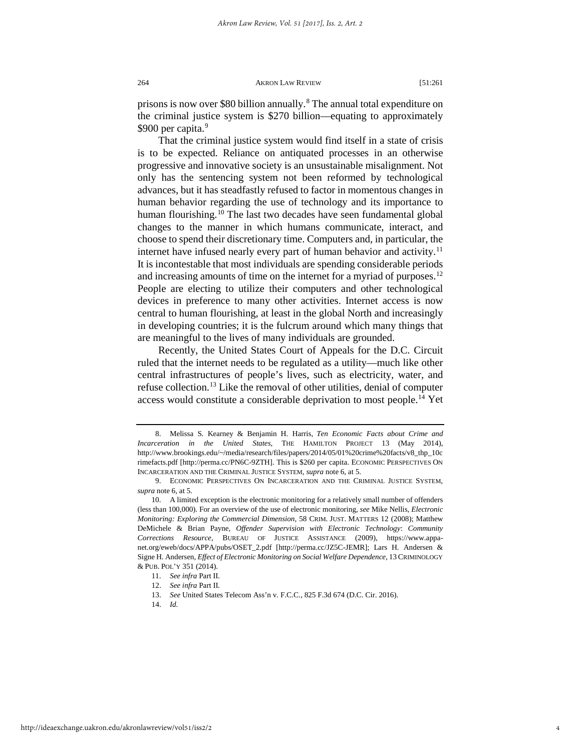prisons is now over $80 billion annually.[8] The annual total expenditure on the criminal justice system is $270 billion—equating to approximately $900 per capita.[9]

That the criminal justice system would find itself in a state of crisis is to be expected. Reliance on antiquated processes in an otherwise progressive and innovative society is an unsustainable misalignment. Not only has the sentencing system not been reformed by technological advances, but it has steadfastly refused to factor in momentous changes in human behavior regarding the use of technology and its importance to human flourishing.[10] The last two decades have seen fundamental global changes to the manner in which humans communicate, interact, and choose to spend their discretionary time. Computers and, in particular, the internet have infused nearly every part of human behavior and activity.[11] It is incontestable that most individuals are spending considerable periods and increasing amounts of time on the internet for a myriad of purposes.[12] People are electing to utilize their computers and other technological devices in preference to many other activities. Internet access is now central to human flourishing, at least in the global North and increasingly in developing countries; it is the fulcrum around which many things that are meaningful to the lives of many individuals are grounded.

Recently, the United States Court of Appeals for the D.C. Circuit ruled that the internet needs to be regulated as a utility—much like other central infrastructures of people's lives, such as electricity, water, and refuse collection.[13] Like the removal of other utilities, denial of computer access would constitute a considerable deprivation to most people.[14] Yet

---

8. Melissa S. Kearney & Benjamin H. Harris, *Ten Economic Facts about Crime and Incarceration in the United States*, THE HAMILTON PROJECT 13 (May 2014), http://www.brookings.edu/~/media/research/files/papers/2014/05/01%20crime%20facts/v8_thp_10crimefacts.pdf [http://perma.cc/PN6C-9ZTH]. This is $260 per capita. ECONOMIC PERSPECTIVES ON INCARCERATION AND THE CRIMINAL JUSTICE SYSTEM, *supra* note 6, at 5.

9. ECONOMIC PERSPECTIVES ON INCARCERATION AND THE CRIMINAL JUSTICE SYSTEM, *supra* note 6, at 5.

10. A limited exception is the electronic monitoring for a relatively small number of offenders (less than 100,000). For an overview of the use of electronic monitoring, *see* Mike Nellis, *Electronic Monitoring: Exploring the Commercial Dimension*, 58 CRIM. JUST. MATTERS 12 (2008); Matthew DeMichele & Brian Payne, *Offender Supervision with Electronic Technology*: *Community Corrections Resource*, BUREAU OF JUSTICE ASSISTANCE (2009), https://www.appa-net.org/eweb/docs/APPA/pubs/OSET_2.pdf [http://perma.cc/JZ5C-JEMR]; Lars H. Andersen & Signe H. Andersen, *Effect of Electronic Monitoring on Social Welfare Dependence*, 13 CRIMINOLOGY & PUB. POL'Y 351 (2014).

11. *See infra* Part II.

12. *See infra* Part II.

13. *See* United States Telecom Ass'n v. F.C.C., 825 F.3d 674 (D.C. Cir. 2016).

14. *Id.*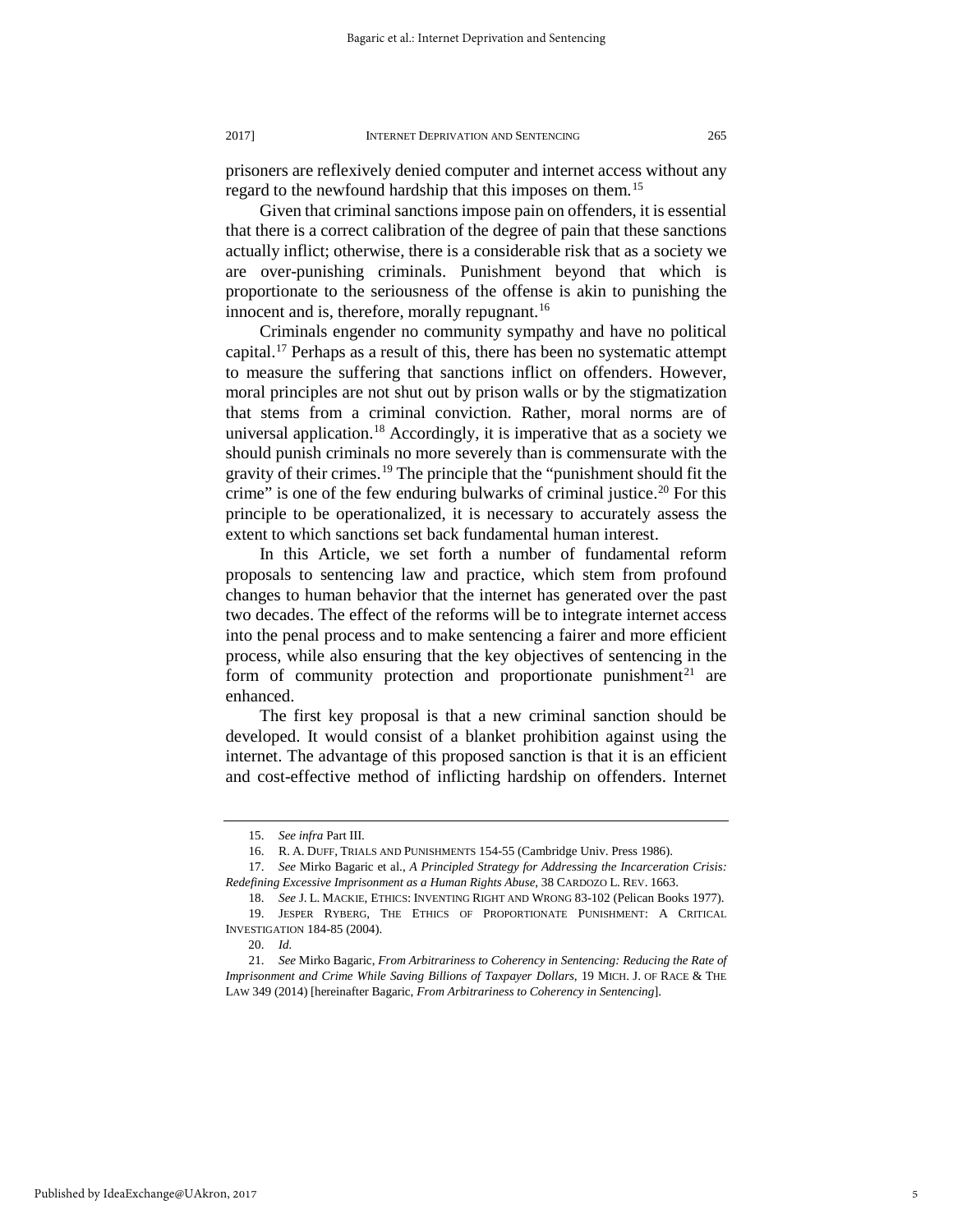prisoners are reflexively denied computer and internet access without any regard to the newfound hardship that this imposes on them.[15]

Given that criminal sanctions impose pain on offenders, it is essential that there is a correct calibration of the degree of pain that these sanctions actually inflict; otherwise, there is a considerable risk that as a society we are over-punishing criminals. Punishment beyond that which is proportionate to the seriousness of the offense is akin to punishing the innocent and is, therefore, morally repugnant.[16]

Criminals engender no community sympathy and have no political capital.[17] Perhaps as a result of this, there has been no systematic attempt to measure the suffering that sanctions inflict on offenders. However, moral principles are not shut out by prison walls or by the stigmatization that stems from a criminal conviction. Rather, moral norms are of universal application.[18] Accordingly, it is imperative that as a society we should punish criminals no more severely than is commensurate with the gravity of their crimes.[19] The principle that the "punishment should fit the crime" is one of the few enduring bulwarks of criminal justice.[20] For this principle to be operationalized, it is necessary to accurately assess the extent to which sanctions set back fundamental human interest.

In this Article, we set forth a number of fundamental reform proposals to sentencing law and practice, which stem from profound changes to human behavior that the internet has generated over the past two decades. The effect of the reforms will be to integrate internet access into the penal process and to make sentencing a fairer and more efficient process, while also ensuring that the key objectives of sentencing in the form of community protection and proportionate punishment[21] are enhanced.

The first key proposal is that a new criminal sanction should be developed. It would consist of a blanket prohibition against using the internet. The advantage of this proposed sanction is that it is an efficient and cost-effective method of inflicting hardship on offenders. Internet

---

15. *See infra* Part III.

16. R. A. DUFF, TRIALS AND PUNISHMENTS 154-55 (Cambridge Univ. Press 1986).

17. *See* Mirko Bagaric et al., *A Principled Strategy for Addressing the Incarceration Crisis: Redefining Excessive Imprisonment as a Human Rights Abuse*, 38 CARDOZO L. REV. 1663.

18. *See* J. L. MACKIE, ETHICS: INVENTING RIGHT AND WRONG 83-102 (Pelican Books 1977).

19. JESPER RYBERG, THE ETHICS OF PROPORTIONATE PUNISHMENT: A CRITICAL INVESTIGATION 184-85 (2004).

20. *Id.*

21. *See* Mirko Bagaric, *From Arbitrariness to Coherency in Sentencing: Reducing the Rate of Imprisonment and Crime While Saving Billions of Taxpayer Dollars*, 19 MICH. J. OF RACE & THE LAW 349 (2014) [hereinafter Bagaric, *From Arbitrariness to Coherency in Sentencing*].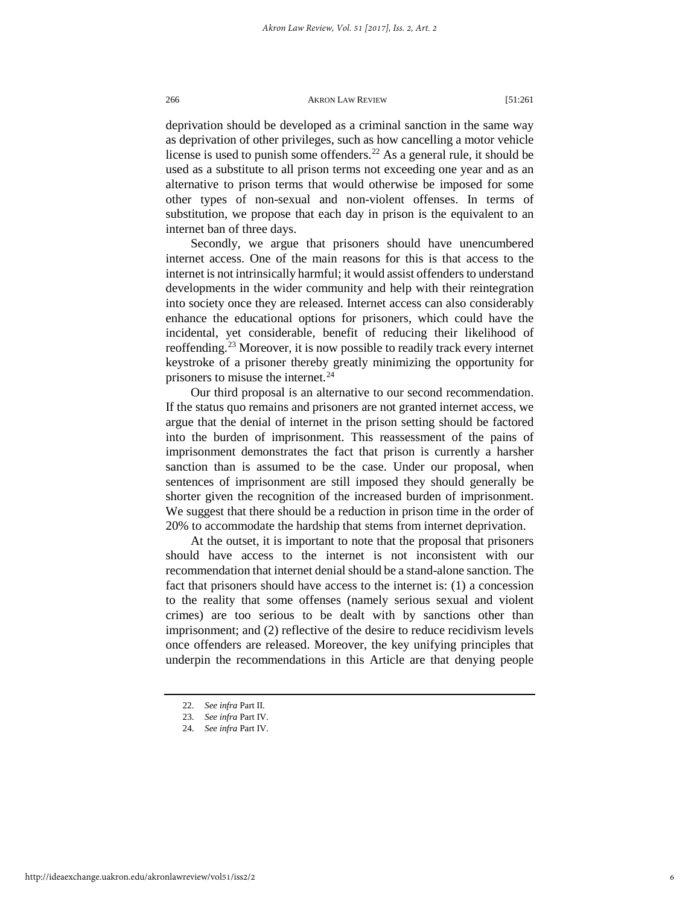deprivation should be developed as a criminal sanction in the same way as deprivation of other privileges, such as how cancelling a motor vehicle license is used to punish some offenders.[22] As a general rule, it should be used as a substitute to all prison terms not exceeding one year and as an alternative to prison terms that would otherwise be imposed for some other types of non-sexual and non-violent offenses. In terms of substitution, we propose that each day in prison is the equivalent to an internet ban of three days.

Secondly, we argue that prisoners should have unencumbered internet access. One of the main reasons for this is that access to the internet is not intrinsically harmful; it would assist offenders to understand developments in the wider community and help with their reintegration into society once they are released. Internet access can also considerably enhance the educational options for prisoners, which could have the incidental, yet considerable, benefit of reducing their likelihood of reoffending.[23] Moreover, it is now possible to readily track every internet keystroke of a prisoner thereby greatly minimizing the opportunity for prisoners to misuse the internet.[24]

Our third proposal is an alternative to our second recommendation. If the status quo remains and prisoners are not granted internet access, we argue that the denial of internet in the prison setting should be factored into the burden of imprisonment. This reassessment of the pains of imprisonment demonstrates the fact that prison is currently a harsher sanction than is assumed to be the case. Under our proposal, when sentences of imprisonment are still imposed they should generally be shorter given the recognition of the increased burden of imprisonment. We suggest that there should be a reduction in prison time in the order of 20% to accommodate the hardship that stems from internet deprivation.

At the outset, it is important to note that the proposal that prisoners should have access to the internet is not inconsistent with our recommendation that internet denial should be a stand-alone sanction. The fact that prisoners should have access to the internet is: (1) a concession to the reality that some offenses (namely serious sexual and violent crimes) are too serious to be dealt with by sanctions other than imprisonment; and (2) reflective of the desire to reduce recidivism levels once offenders are released. Moreover, the key unifying principles that underpin the recommendations in this Article are that denying people

22. *See infra* Part II.

23. *See infra* Part IV.

24. *See infra* Part IV.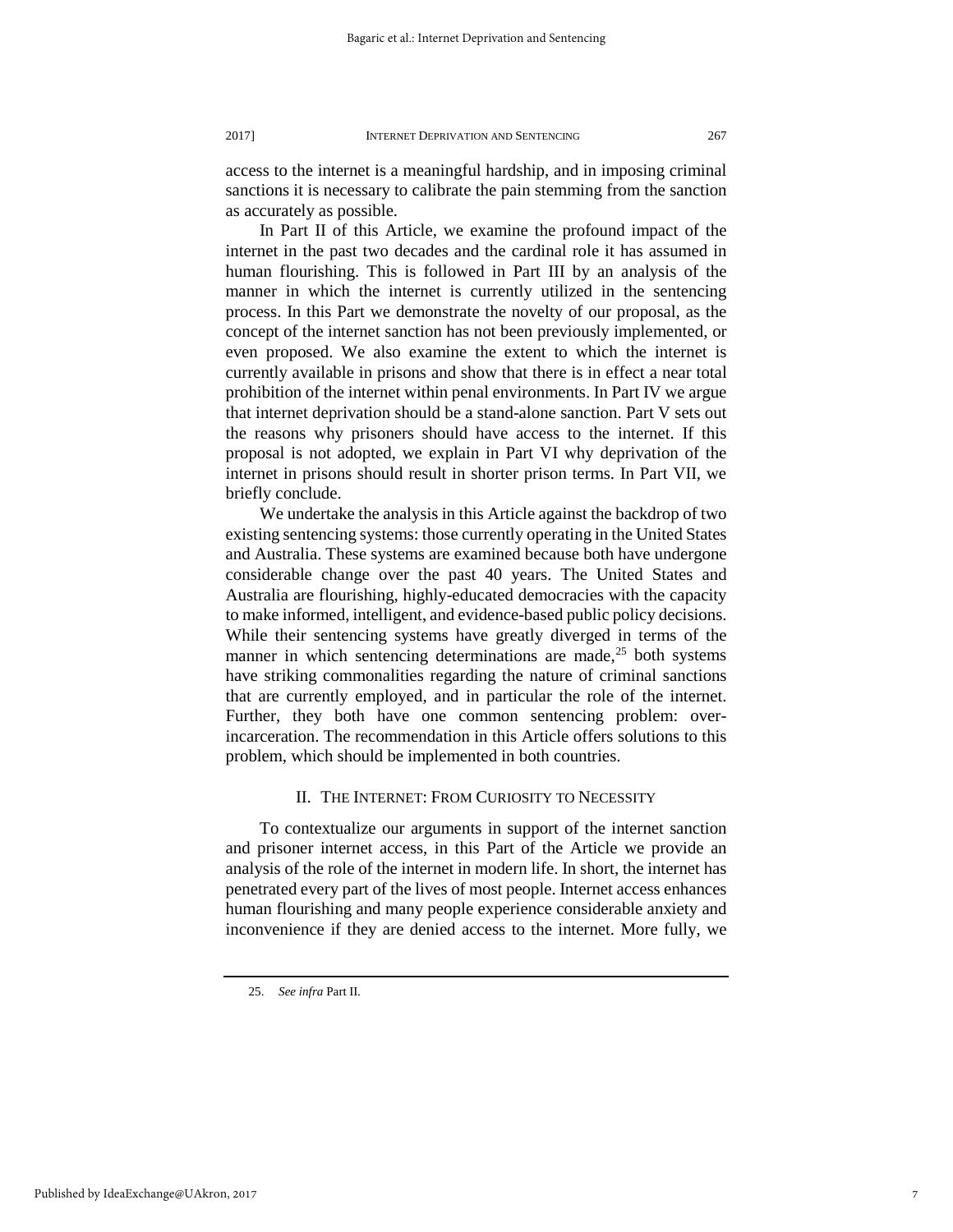access to the internet is a meaningful hardship, and in imposing criminal sanctions it is necessary to calibrate the pain stemming from the sanction as accurately as possible.

In Part II of this Article, we examine the profound impact of the internet in the past two decades and the cardinal role it has assumed in human flourishing. This is followed in Part III by an analysis of the manner in which the internet is currently utilized in the sentencing process. In this Part we demonstrate the novelty of our proposal, as the concept of the internet sanction has not been previously implemented, or even proposed. We also examine the extent to which the internet is currently available in prisons and show that there is in effect a near total prohibition of the internet within penal environments. In Part IV we argue that internet deprivation should be a stand-alone sanction. Part V sets out the reasons why prisoners should have access to the internet. If this proposal is not adopted, we explain in Part VI why deprivation of the internet in prisons should result in shorter prison terms. In Part VII, we briefly conclude.

We undertake the analysis in this Article against the backdrop of two existing sentencing systems: those currently operating in the United States and Australia. These systems are examined because both have undergone considerable change over the past 40 years. The United States and Australia are flourishing, highly-educated democracies with the capacity to make informed, intelligent, and evidence-based public policy decisions. While their sentencing systems have greatly diverged in terms of the manner in which sentencing determinations are made,[25] both systems have striking commonalities regarding the nature of criminal sanctions that are currently employed, and in particular the role of the internet. Further, they both have one common sentencing problem: over-incarceration. The recommendation in this Article offers solutions to this problem, which should be implemented in both countries.

## II. The Internet: From Curiosity to Necessity

To contextualize our arguments in support of the internet sanction and prisoner internet access, in this Part of the Article we provide an analysis of the role of the internet in modern life. In short, the internet has penetrated every part of the lives of most people. Internet access enhances human flourishing and many people experience considerable anxiety and inconvenience if they are denied access to the internet. More fully, we

---

25. *See infra* Part II.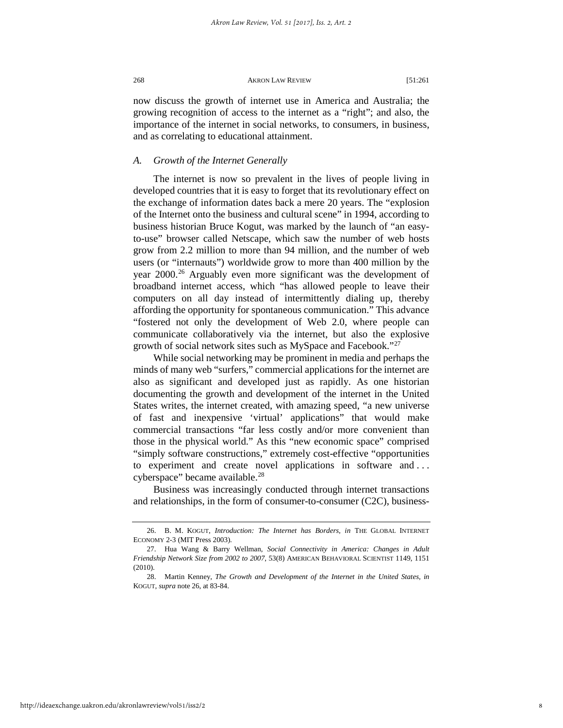now discuss the growth of internet use in America and Australia; the growing recognition of access to the internet as a "right"; and also, the importance of the internet in social networks, to consumers, in business, and as correlating to educational attainment.

### *A. Growth of the Internet Generally*

The internet is now so prevalent in the lives of people living in developed countries that it is easy to forget that its revolutionary effect on the exchange of information dates back a mere 20 years. The "explosion of the Internet onto the business and cultural scene" in 1994, according to business historian Bruce Kogut, was marked by the launch of "an easy-to-use" browser called Netscape, which saw the number of web hosts grow from 2.2 million to more than 94 million, and the number of web users (or "internauts") worldwide grow to more than 400 million by the year 2000.[26] Arguably even more significant was the development of broadband internet access, which "has allowed people to leave their computers on all day instead of intermittently dialing up, thereby affording the opportunity for spontaneous communication." This advance "fostered not only the development of Web 2.0, where people can communicate collaboratively via the internet, but also the explosive growth of social network sites such as MySpace and Facebook."[27]

While social networking may be prominent in media and perhaps the minds of many web "surfers," commercial applications for the internet are also as significant and developed just as rapidly. As one historian documenting the growth and development of the internet in the United States writes, the internet created, with amazing speed, "a new universe of fast and inexpensive 'virtual' applications" that would make commercial transactions "far less costly and/or more convenient than those in the physical world." As this "new economic space" comprised "simply software constructions," extremely cost-effective "opportunities to experiment and create novel applications in software and . . . cyberspace" became available.[28]

Business was increasingly conducted through internet transactions and relationships, in the form of consumer-to-consumer (C2C), business-

---

26. B. M. KOGUT, *Introduction: The Internet has Borders*, *in* THE GLOBAL INTERNET ECONOMY 2-3 (MIT Press 2003).

27. Hua Wang & Barry Wellman, *Social Connectivity in America: Changes in Adult Friendship Network Size from 2002 to 2007*, 53(8) AMERICAN BEHAVIORAL SCIENTIST 1149, 1151 (2010).

28. Martin Kenney, *The Growth and Development of the Internet in the United States*, *in* KOGUT, *supra* note 26, at 83-84.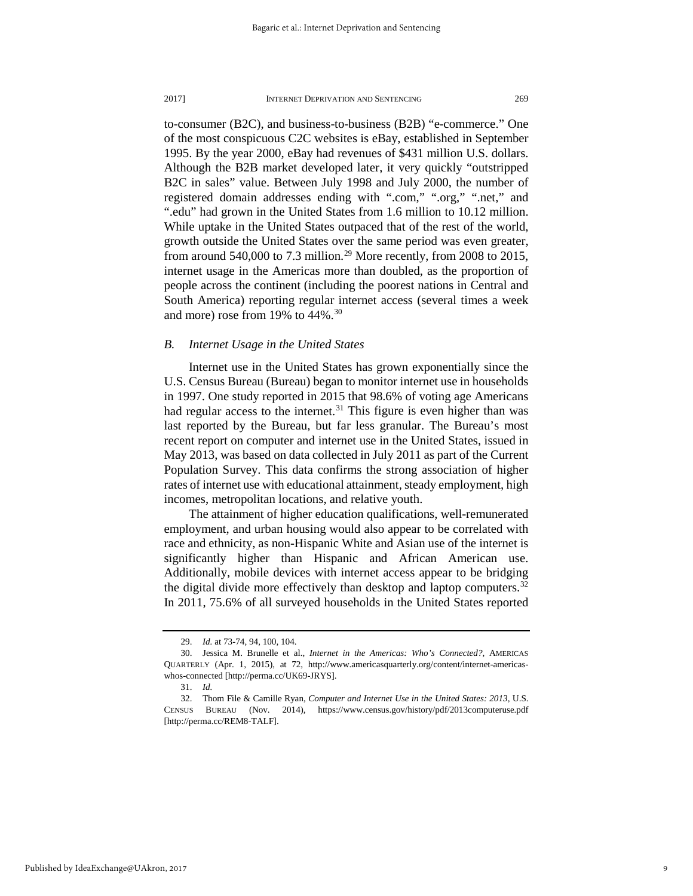to-consumer (B2C), and business-to-business (B2B) "e-commerce." One of the most conspicuous C2C websites is eBay, established in September 1995. By the year 2000, eBay had revenues of $431 million U.S. dollars. Although the B2B market developed later, it very quickly "outstripped B2C in sales" value. Between July 1998 and July 2000, the number of registered domain addresses ending with ".com," ".org," ".net," and ".edu" had grown in the United States from 1.6 million to 10.12 million. While uptake in the United States outpaced that of the rest of the world, growth outside the United States over the same period was even greater, from around 540,000 to 7.3 million.[29] More recently, from 2008 to 2015, internet usage in the Americas more than doubled, as the proportion of people across the continent (including the poorest nations in Central and South America) reporting regular internet access (several times a week and more) rose from 19% to 44%.[30]

### *B. Internet Usage in the United States*

Internet use in the United States has grown exponentially since the U.S. Census Bureau (Bureau) began to monitor internet use in households in 1997. One study reported in 2015 that 98.6% of voting age Americans had regular access to the internet.[31] This figure is even higher than was last reported by the Bureau, but far less granular. The Bureau's most recent report on computer and internet use in the United States, issued in May 2013, was based on data collected in July 2011 as part of the Current Population Survey. This data confirms the strong association of higher rates of internet use with educational attainment, steady employment, high incomes, metropolitan locations, and relative youth.

The attainment of higher education qualifications, well-remunerated employment, and urban housing would also appear to be correlated with race and ethnicity, as non-Hispanic White and Asian use of the internet is significantly higher than Hispanic and African American use. Additionally, mobile devices with internet access appear to be bridging the digital divide more effectively than desktop and laptop computers.[32] In 2011, 75.6% of all surveyed households in the United States reported

---

29. *Id.* at 73-74, 94, 100, 104.

30. Jessica M. Brunelle et al., *Internet in the Americas: Who's Connected?*, AMERICAS QUARTERLY (Apr. 1, 2015), at 72, http://www.americasquarterly.org/content/internet-americas-whos-connected [http://perma.cc/UK69-JRYS].

31. *Id.*

32. Thom File & Camille Ryan, *Computer and Internet Use in the United States: 2013*, U.S. CENSUS BUREAU (Nov. 2014), https://www.census.gov/history/pdf/2013computeruse.pdf [http://perma.cc/REM8-TALF].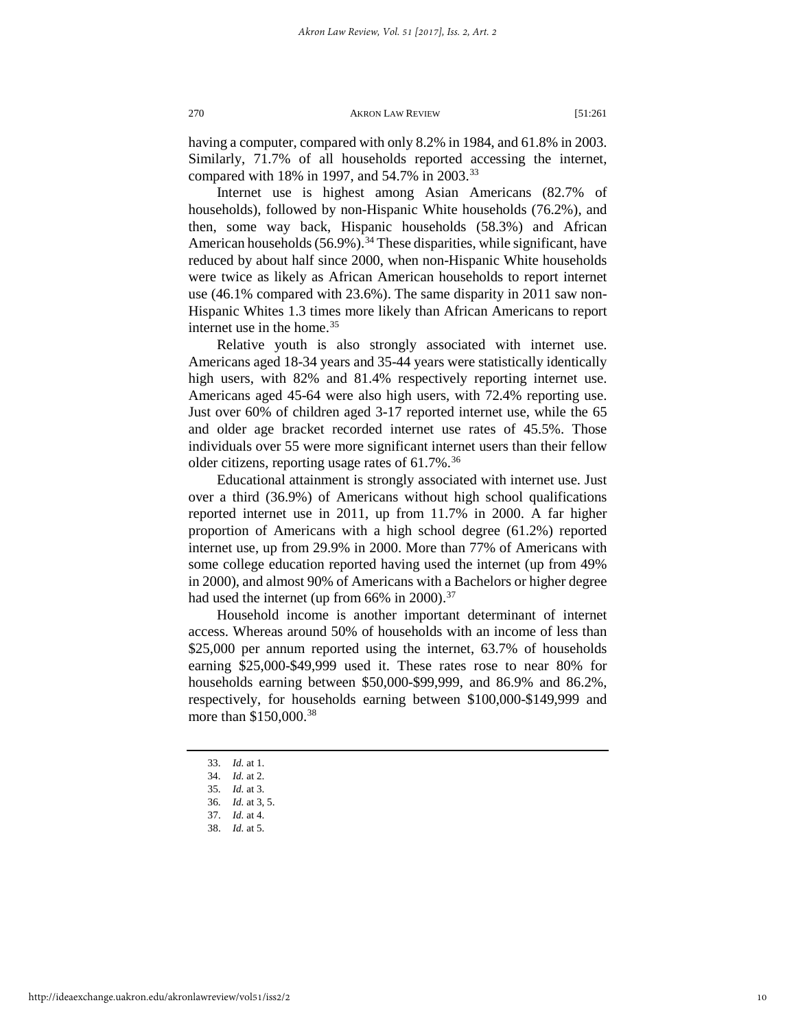having a computer, compared with only 8.2% in 1984, and 61.8% in 2003. Similarly, 71.7% of all households reported accessing the internet, compared with 18% in 1997, and 54.7% in 2003.[33]

Internet use is highest among Asian Americans (82.7% of households), followed by non-Hispanic White households (76.2%), and then, some way back, Hispanic households (58.3%) and African American households (56.9%).[34] These disparities, while significant, have reduced by about half since 2000, when non-Hispanic White households were twice as likely as African American households to report internet use (46.1% compared with 23.6%). The same disparity in 2011 saw non-Hispanic Whites 1.3 times more likely than African Americans to report internet use in the home.[35]

Relative youth is also strongly associated with internet use. Americans aged 18-34 years and 35-44 years were statistically identically high users, with 82% and 81.4% respectively reporting internet use. Americans aged 45-64 were also high users, with 72.4% reporting use. Just over 60% of children aged 3-17 reported internet use, while the 65 and older age bracket recorded internet use rates of 45.5%. Those individuals over 55 were more significant internet users than their fellow older citizens, reporting usage rates of 61.7%.[36]

Educational attainment is strongly associated with internet use. Just over a third (36.9%) of Americans without high school qualifications reported internet use in 2011, up from 11.7% in 2000. A far higher proportion of Americans with a high school degree (61.2%) reported internet use, up from 29.9% in 2000. More than 77% of Americans with some college education reported having used the internet (up from 49% in 2000), and almost 90% of Americans with a Bachelors or higher degree had used the internet (up from 66% in 2000).[37]

Household income is another important determinant of internet access. Whereas around 50% of households with an income of less than $25,000 per annum reported using the internet, 63.7% of households earning $25,000-$49,999 used it. These rates rose to near 80% for households earning between $50,000-$99,999, and 86.9% and 86.2%, respectively, for households earning between $100,000-$149,999 and more than $150,000.[38]

---

33. *Id.* at 1.
34. *Id.* at 2.
35. *Id.* at 3.
36. *Id.* at 3, 5.
37. *Id.* at 4.
38. *Id.* at 5.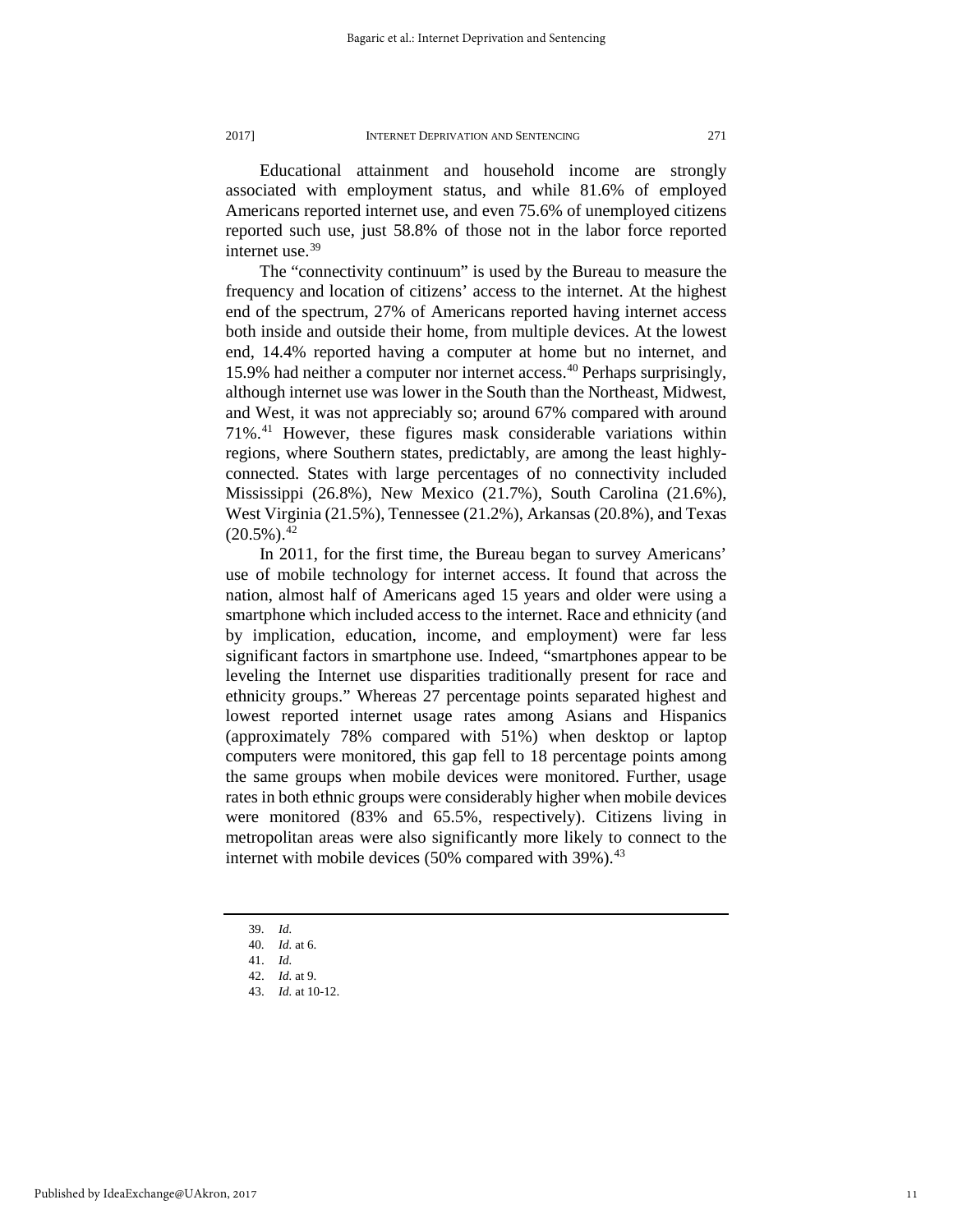Educational attainment and household income are strongly associated with employment status, and while 81.6% of employed Americans reported internet use, and even 75.6% of unemployed citizens reported such use, just 58.8% of those not in the labor force reported internet use.[39]

The "connectivity continuum" is used by the Bureau to measure the frequency and location of citizens' access to the internet. At the highest end of the spectrum, 27% of Americans reported having internet access both inside and outside their home, from multiple devices. At the lowest end, 14.4% reported having a computer at home but no internet, and 15.9% had neither a computer nor internet access.[40] Perhaps surprisingly, although internet use was lower in the South than the Northeast, Midwest, and West, it was not appreciably so; around 67% compared with around 71%.[41] However, these figures mask considerable variations within regions, where Southern states, predictably, are among the least highly-connected. States with large percentages of no connectivity included Mississippi (26.8%), New Mexico (21.7%), South Carolina (21.6%), West Virginia (21.5%), Tennessee (21.2%), Arkansas (20.8%), and Texas (20.5%).[42]

In 2011, for the first time, the Bureau began to survey Americans' use of mobile technology for internet access. It found that across the nation, almost half of Americans aged 15 years and older were using a smartphone which included access to the internet. Race and ethnicity (and by implication, education, income, and employment) were far less significant factors in smartphone use. Indeed, "smartphones appear to be leveling the Internet use disparities traditionally present for race and ethnicity groups." Whereas 27 percentage points separated highest and lowest reported internet usage rates among Asians and Hispanics (approximately 78% compared with 51%) when desktop or laptop computers were monitored, this gap fell to 18 percentage points among the same groups when mobile devices were monitored. Further, usage rates in both ethnic groups were considerably higher when mobile devices were monitored (83% and 65.5%, respectively). Citizens living in metropolitan areas were also significantly more likely to connect to the internet with mobile devices (50% compared with 39%).[43]

---

39. *Id.*
40. *Id.* at 6.
41. *Id.*
42. *Id.* at 9.
43. *Id.* at 10-12.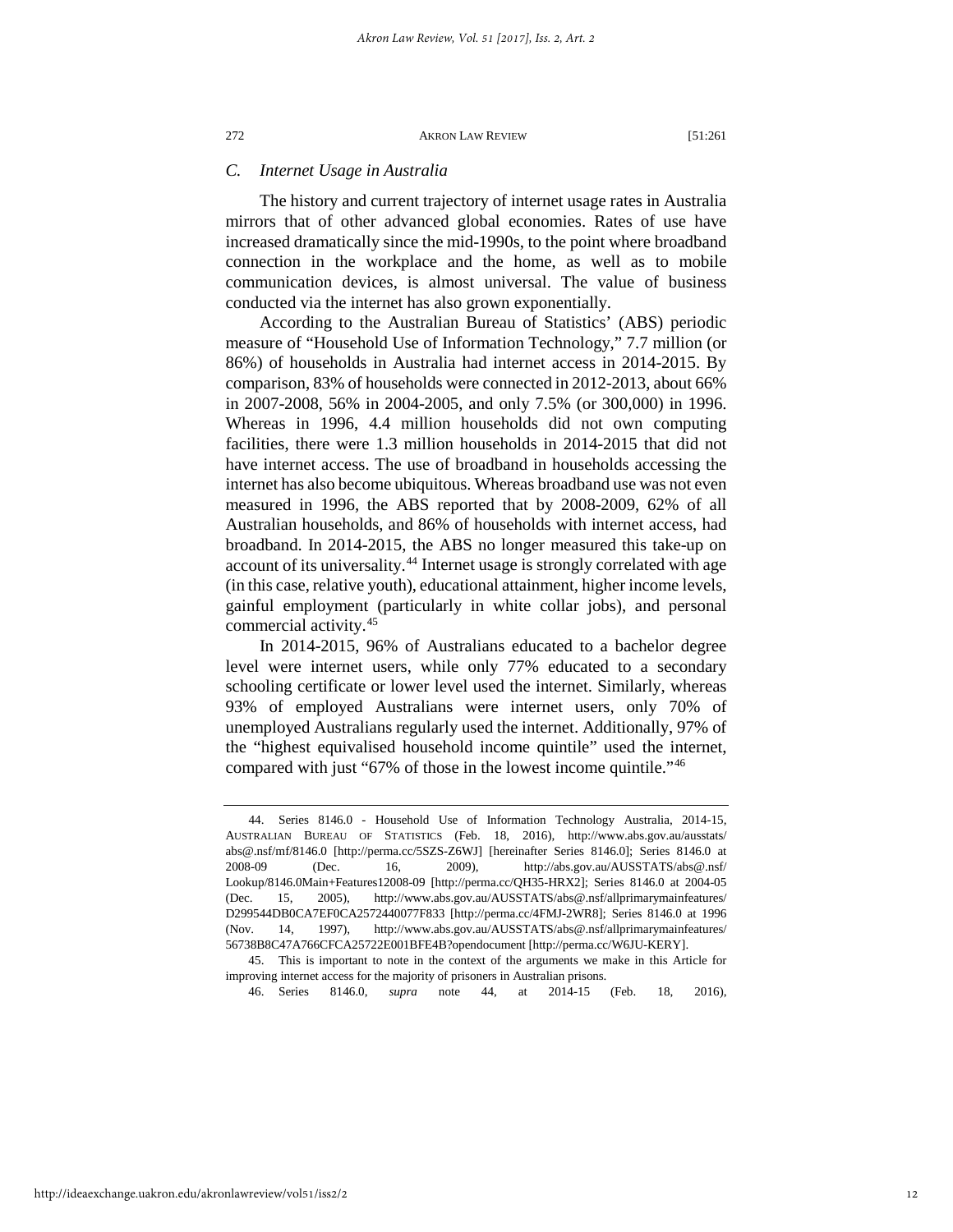### *C. Internet Usage in Australia*

The history and current trajectory of internet usage rates in Australia mirrors that of other advanced global economies. Rates of use have increased dramatically since the mid-1990s, to the point where broadband connection in the workplace and the home, as well as to mobile communication devices, is almost universal. The value of business conducted via the internet has also grown exponentially.

According to the Australian Bureau of Statistics' (ABS) periodic measure of "Household Use of Information Technology," 7.7 million (or 86%) of households in Australia had internet access in 2014-2015. By comparison, 83% of households were connected in 2012-2013, about 66% in 2007-2008, 56% in 2004-2005, and only 7.5% (or 300,000) in 1996. Whereas in 1996, 4.4 million households did not own computing facilities, there were 1.3 million households in 2014-2015 that did not have internet access. The use of broadband in households accessing the internet has also become ubiquitous. Whereas broadband use was not even measured in 1996, the ABS reported that by 2008-2009, 62% of all Australian households, and 86% of households with internet access, had broadband. In 2014-2015, the ABS no longer measured this take-up on account of its universality.[44] Internet usage is strongly correlated with age (in this case, relative youth), educational attainment, higher income levels, gainful employment (particularly in white collar jobs), and personal commercial activity.[45]

In 2014-2015, 96% of Australians educated to a bachelor degree level were internet users, while only 77% educated to a secondary schooling certificate or lower level used the internet. Similarly, whereas 93% of employed Australians were internet users, only 70% of unemployed Australians regularly used the internet. Additionally, 97% of the "highest equivalised household income quintile" used the internet, compared with just "67% of those in the lowest income quintile."[46]

---

44. Series 8146.0 - Household Use of Information Technology Australia, 2014-15, AUSTRALIAN BUREAU OF STATISTICS (Feb. 18, 2016), http://www.abs.gov.au/ausstats/abs@.nsf/mf/8146.0 [http://perma.cc/5SZS-Z6WJ] [hereinafter Series 8146.0]; Series 8146.0 at 2008-09 (Dec. 16, 2009), http://abs.gov.au/AUSSTATS/abs@.nsf/Lookup/8146.0Main+Features12008-09 [http://perma.cc/QH35-HRX2]; Series 8146.0 at 2004-05 (Dec. 15, 2005), http://www.abs.gov.au/AUSSTATS/abs@.nsf/allprimarymainfeatures/D299544DB0CA7EF0CA2572440077F833 [http://perma.cc/4FMJ-2WR8]; Series 8146.0 at 1996 (Nov. 14, 1997), http://www.abs.gov.au/AUSSTATS/abs@.nsf/allprimarymainfeatures/56738B8C47A766CFCA25722E001BFE4B?opendocument [http://perma.cc/W6JU-KERY].

45. This is important to note in the context of the arguments we make in this Article for improving internet access for the majority of prisoners in Australian prisons.

46. Series 8146.0, *supra* note 44, at 2014-15 (Feb. 18, 2016),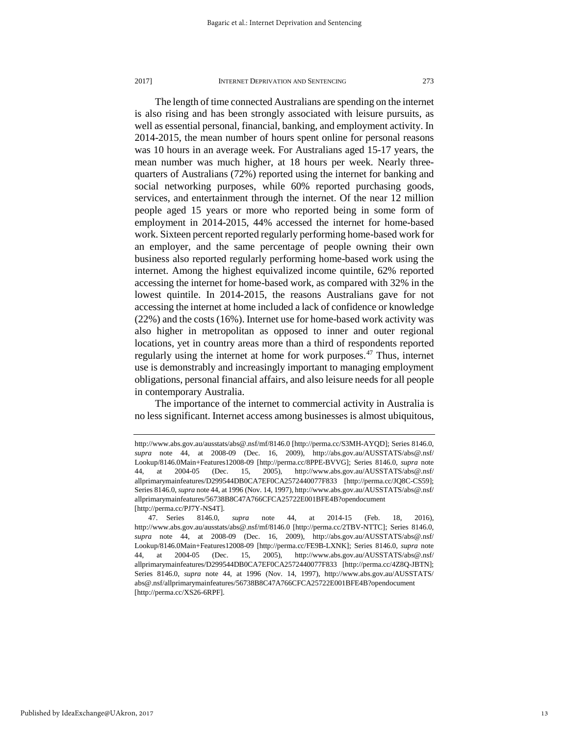The length of time connected Australians are spending on the internet is also rising and has been strongly associated with leisure pursuits, as well as essential personal, financial, banking, and employment activity. In 2014-2015, the mean number of hours spent online for personal reasons was 10 hours in an average week. For Australians aged 15-17 years, the mean number was much higher, at 18 hours per week. Nearly three-quarters of Australians (72%) reported using the internet for banking and social networking purposes, while 60% reported purchasing goods, services, and entertainment through the internet. Of the near 12 million people aged 15 years or more who reported being in some form of employment in 2014-2015, 44% accessed the internet for home-based work. Sixteen percent reported regularly performing home-based work for an employer, and the same percentage of people owning their own business also reported regularly performing home-based work using the internet. Among the highest equivalized income quintile, 62% reported accessing the internet for home-based work, as compared with 32% in the lowest quintile. In 2014-2015, the reasons Australians gave for not accessing the internet at home included a lack of confidence or knowledge (22%) and the costs (16%). Internet use for home-based work activity was also higher in metropolitan as opposed to inner and outer regional locations, yet in country areas more than a third of respondents reported regularly using the internet at home for work purposes.[47] Thus, internet use is demonstrably and increasingly important to managing employment obligations, personal financial affairs, and also leisure needs for all people in contemporary Australia.

The importance of the internet to commercial activity in Australia is no less significant. Internet access among businesses is almost ubiquitous,

---

http://www.abs.gov.au/ausstats/abs@.nsf/mf/8146.0 [http://perma.cc/S3MH-AYQD]; Series 8146.0, *supra* note 44, at 2008-09 (Dec. 16, 2009), http://abs.gov.au/AUSSTATS/abs@.nsf/Lookup/8146.0Main+Features12008-09 [http://perma.cc/8PPE-BVVG]; Series 8146.0, *supra* note 44, at 2004-05 (Dec. 15, 2005), http://www.abs.gov.au/AUSSTATS/abs@.nsf/allprimarymainfeatures/D299544DB0CA7EF0CA2572440077F833 [http://perma.cc/JQ8C-CS59]; Series 8146.0, *supra* note 44, at 1996 (Nov. 14, 1997), http://www.abs.gov.au/AUSSTATS/abs@.nsf/allprimarymainfeatures/56738B8C47A766CFCA25722E001BFE4B?opendocument [http://perma.cc/PJ7Y-NS4T].

47. Series 8146.0, *supra* note 44, at 2014-15 (Feb. 18, 2016), http://www.abs.gov.au/ausstats/abs@.nsf/mf/8146.0 [http://perma.cc/2TBV-NTTC]; Series 8146.0, *supra* note 44, at 2008-09 (Dec. 16, 2009), http://abs.gov.au/AUSSTATS/abs@.nsf/Lookup/8146.0Main+Features12008-09 [http://perma.cc/FE9B-LXNK]; Series 8146.0, *supra* note 44, at 2004-05 (Dec. 15, 2005), http://www.abs.gov.au/AUSSTATS/abs@.nsf/allprimarymainfeatures/D299544DB0CA7EF0CA2572440077F833 [http://perma.cc/4Z8Q-JBTN]; Series 8146.0, *supra* note 44, at 1996 (Nov. 14, 1997), http://www.abs.gov.au/AUSSTATS/abs@.nsf/allprimarymainfeatures/56738B8C47A766CFCA25722E001BFE4B?opendocument [http://perma.cc/XS26-6RPF].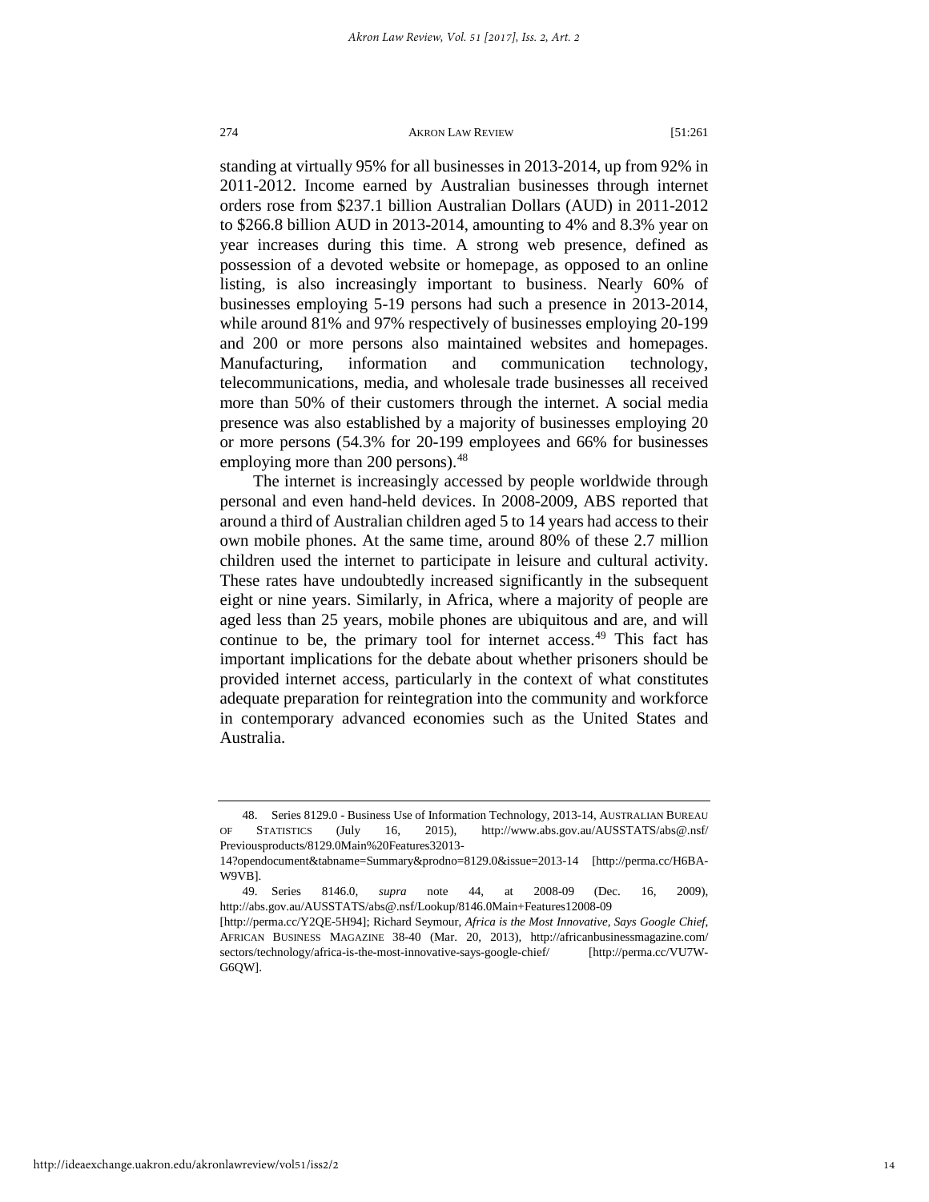standing at virtually 95% for all businesses in 2013-2014, up from 92% in 2011-2012. Income earned by Australian businesses through internet orders rose from $237.1 billion Australian Dollars (AUD) in 2011-2012 to $266.8 billion AUD in 2013-2014, amounting to 4% and 8.3% year on year increases during this time. A strong web presence, defined as possession of a devoted website or homepage, as opposed to an online listing, is also increasingly important to business. Nearly 60% of businesses employing 5-19 persons had such a presence in 2013-2014, while around 81% and 97% respectively of businesses employing 20-199 and 200 or more persons also maintained websites and homepages. Manufacturing, information and communication technology, telecommunications, media, and wholesale trade businesses all received more than 50% of their customers through the internet. A social media presence was also established by a majority of businesses employing 20 or more persons (54.3% for 20-199 employees and 66% for businesses employing more than 200 persons).[48]

The internet is increasingly accessed by people worldwide through personal and even hand-held devices. In 2008-2009, ABS reported that around a third of Australian children aged 5 to 14 years had access to their own mobile phones. At the same time, around 80% of these 2.7 million children used the internet to participate in leisure and cultural activity. These rates have undoubtedly increased significantly in the subsequent eight or nine years. Similarly, in Africa, where a majority of people are aged less than 25 years, mobile phones are ubiquitous and are, and will continue to be, the primary tool for internet access.[49] This fact has important implications for the debate about whether prisoners should be provided internet access, particularly in the context of what constitutes adequate preparation for reintegration into the community and workforce in contemporary advanced economies such as the United States and Australia.

---

48. Series 8129.0 - Business Use of Information Technology, 2013-14, AUSTRALIAN BUREAU OF STATISTICS (July 16, 2015), http://www.abs.gov.au/AUSSTATS/abs@.nsf/Previousproducts/8129.0Main%20Features32013-14?opendocument&tabname=Summary&prodno=8129.0&issue=2013-14 [http://perma.cc/H6BA-W9VB].

49. Series 8146.0, *supra* note 44, at 2008-09 (Dec. 16, 2009), http://abs.gov.au/AUSSTATS/abs@.nsf/Lookup/8146.0Main+Features12008-09 [http://perma.cc/Y2QE-5H94]; Richard Seymour, *Africa is the Most Innovative, Says Google Chief*, AFRICAN BUSINESS MAGAZINE 38-40 (Mar. 20, 2013), http://africanbusinessmagazine.com/sectors/technology/africa-is-the-most-innovative-says-google-chief/ [http://perma.cc/VU7W-G6QW].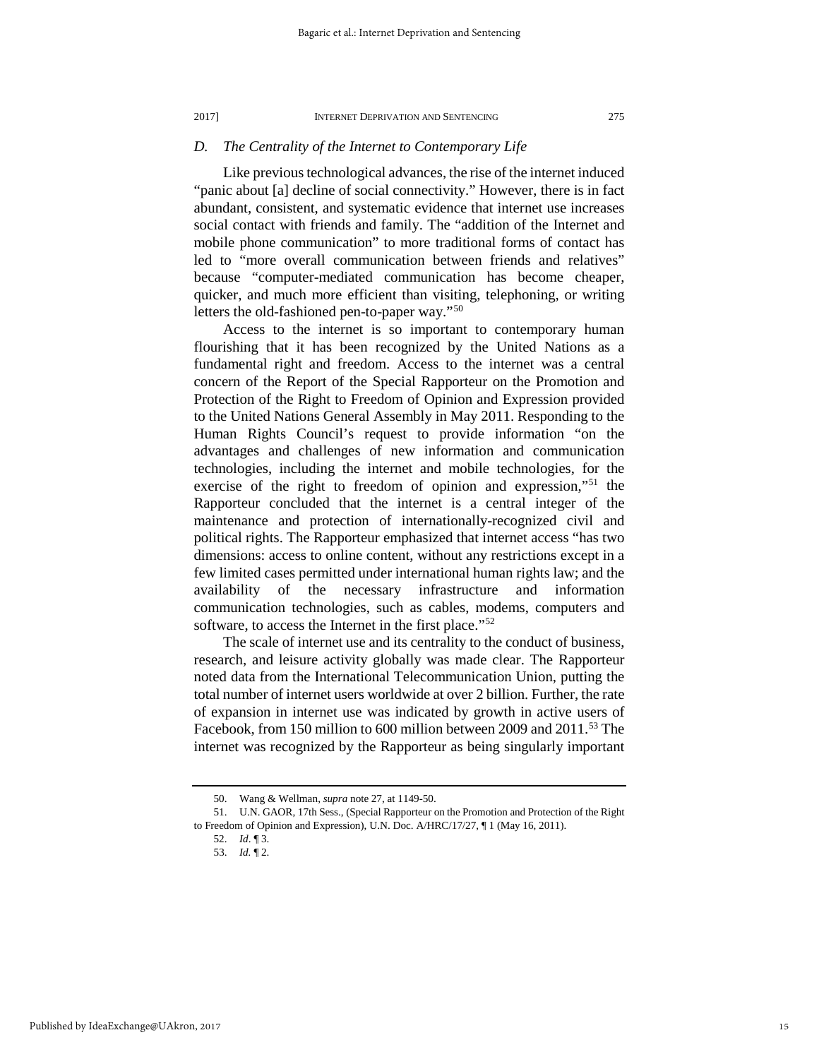### D. *The Centrality of the Internet to Contemporary Life*

Like previous technological advances, the rise of the internet induced "panic about [a] decline of social connectivity." However, there is in fact abundant, consistent, and systematic evidence that internet use increases social contact with friends and family. The "addition of the Internet and mobile phone communication" to more traditional forms of contact has led to "more overall communication between friends and relatives" because "computer-mediated communication has become cheaper, quicker, and much more efficient than visiting, telephoning, or writing letters the old-fashioned pen-to-paper way."[50]

Access to the internet is so important to contemporary human flourishing that it has been recognized by the United Nations as a fundamental right and freedom. Access to the internet was a central concern of the Report of the Special Rapporteur on the Promotion and Protection of the Right to Freedom of Opinion and Expression provided to the United Nations General Assembly in May 2011. Responding to the Human Rights Council's request to provide information "on the advantages and challenges of new information and communication technologies, including the internet and mobile technologies, for the exercise of the right to freedom of opinion and expression,"[51] the Rapporteur concluded that the internet is a central integer of the maintenance and protection of internationally-recognized civil and political rights. The Rapporteur emphasized that internet access "has two dimensions: access to online content, without any restrictions except in a few limited cases permitted under international human rights law; and the availability of the necessary infrastructure and information communication technologies, such as cables, modems, computers and software, to access the Internet in the first place."[52]

The scale of internet use and its centrality to the conduct of business, research, and leisure activity globally was made clear. The Rapporteur noted data from the International Telecommunication Union, putting the total number of internet users worldwide at over 2 billion. Further, the rate of expansion in internet use was indicated by growth in active users of Facebook, from 150 million to 600 million between 2009 and 2011.[53] The internet was recognized by the Rapporteur as being singularly important

---

50. Wang & Wellman, *supra* note 27, at 1149-50.

51. U.N. GAOR, 17th Sess., (Special Rapporteur on the Promotion and Protection of the Right to Freedom of Opinion and Expression), U.N. Doc. A/HRC/17/27, ¶ 1 (May 16, 2011).

52. *Id*. ¶ 3.

53. *Id.* ¶ 2.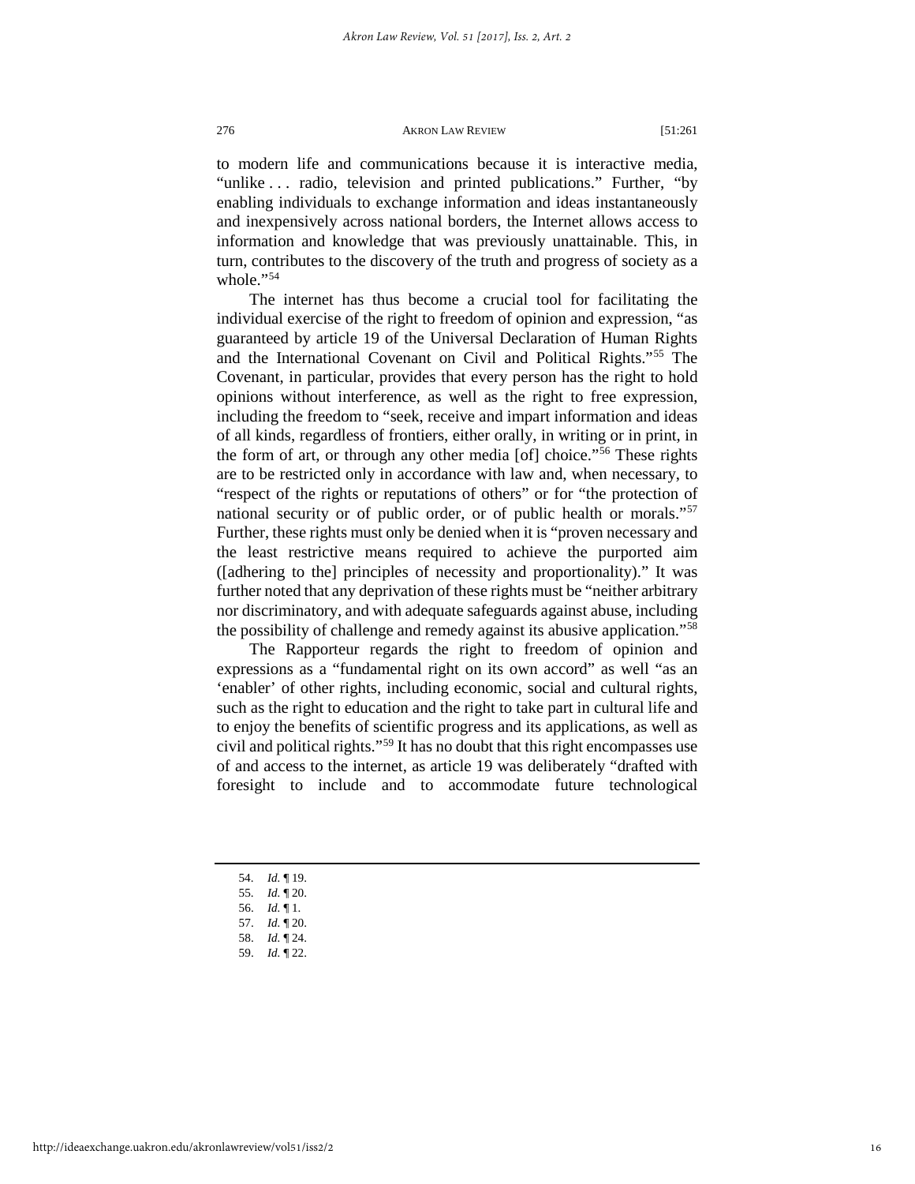to modern life and communications because it is interactive media, "unlike . . . radio, television and printed publications." Further, "by enabling individuals to exchange information and ideas instantaneously and inexpensively across national borders, the Internet allows access to information and knowledge that was previously unattainable. This, in turn, contributes to the discovery of the truth and progress of society as a whole."[54]

The internet has thus become a crucial tool for facilitating the individual exercise of the right to freedom of opinion and expression, "as guaranteed by article 19 of the Universal Declaration of Human Rights and the International Covenant on Civil and Political Rights."[55] The Covenant, in particular, provides that every person has the right to hold opinions without interference, as well as the right to free expression, including the freedom to "seek, receive and impart information and ideas of all kinds, regardless of frontiers, either orally, in writing or in print, in the form of art, or through any other media [of] choice."[56] These rights are to be restricted only in accordance with law and, when necessary, to "respect of the rights or reputations of others" or for "the protection of national security or of public order, or of public health or morals."[57] Further, these rights must only be denied when it is "proven necessary and the least restrictive means required to achieve the purported aim ([adhering to the] principles of necessity and proportionality)." It was further noted that any deprivation of these rights must be "neither arbitrary nor discriminatory, and with adequate safeguards against abuse, including the possibility of challenge and remedy against its abusive application."[58]

The Rapporteur regards the right to freedom of opinion and expressions as a "fundamental right on its own accord" as well "as an 'enabler' of other rights, including economic, social and cultural rights, such as the right to education and the right to take part in cultural life and to enjoy the benefits of scientific progress and its applications, as well as civil and political rights."[59] It has no doubt that this right encompasses use of and access to the internet, as article 19 was deliberately "drafted with foresight to include and to accommodate future technological

54. *Id.* ¶ 19.
55. *Id.* ¶ 20.
56. *Id.* ¶ 1.
57. *Id.* ¶ 20.
58. *Id.* ¶ 24.
59. *Id.* ¶ 22.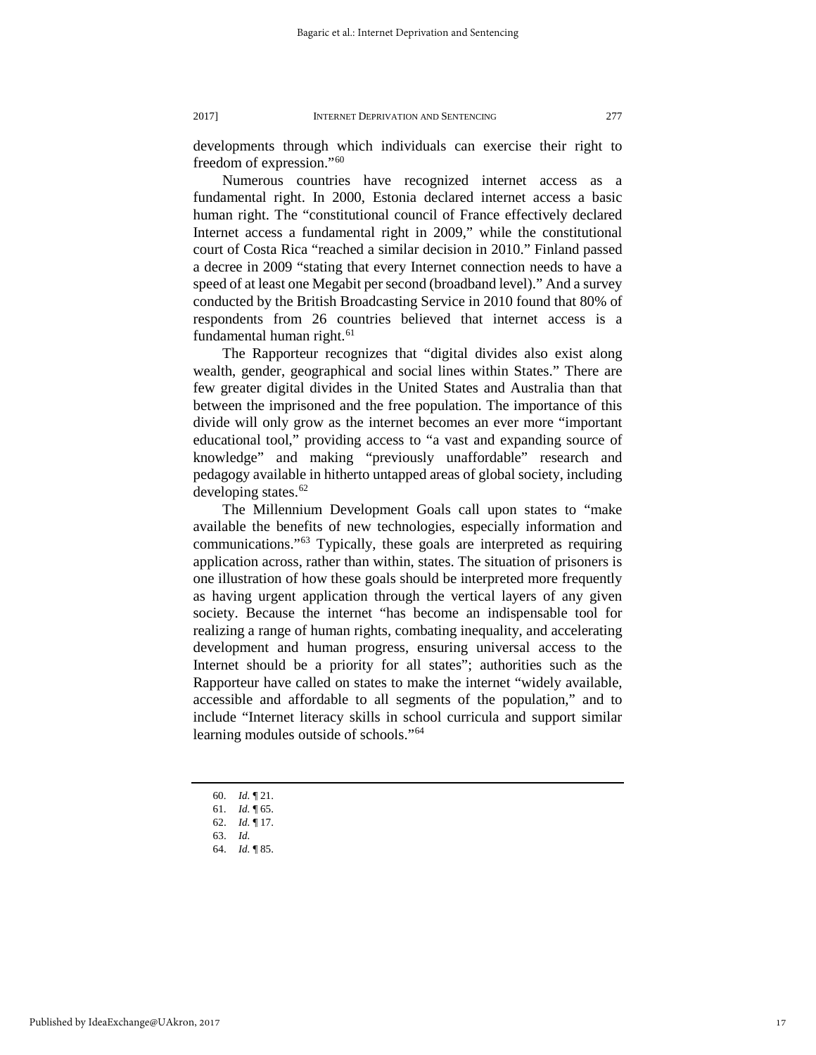developments through which individuals can exercise their right to freedom of expression."[60]

Numerous countries have recognized internet access as a fundamental right. In 2000, Estonia declared internet access a basic human right. The "constitutional council of France effectively declared Internet access a fundamental right in 2009," while the constitutional court of Costa Rica "reached a similar decision in 2010." Finland passed a decree in 2009 "stating that every Internet connection needs to have a speed of at least one Megabit per second (broadband level)." And a survey conducted by the British Broadcasting Service in 2010 found that 80% of respondents from 26 countries believed that internet access is a fundamental human right.[61]

The Rapporteur recognizes that "digital divides also exist along wealth, gender, geographical and social lines within States." There are few greater digital divides in the United States and Australia than that between the imprisoned and the free population. The importance of this divide will only grow as the internet becomes an ever more "important educational tool," providing access to "a vast and expanding source of knowledge" and making "previously unaffordable" research and pedagogy available in hitherto untapped areas of global society, including developing states.[62]

The Millennium Development Goals call upon states to "make available the benefits of new technologies, especially information and communications."[63] Typically, these goals are interpreted as requiring application across, rather than within, states. The situation of prisoners is one illustration of how these goals should be interpreted more frequently as having urgent application through the vertical layers of any given society. Because the internet "has become an indispensable tool for realizing a range of human rights, combating inequality, and accelerating development and human progress, ensuring universal access to the Internet should be a priority for all states"; authorities such as the Rapporteur have called on states to make the internet "widely available, accessible and affordable to all segments of the population," and to include "Internet literacy skills in school curricula and support similar learning modules outside of schools."[64]

---

60. *Id.* ¶ 21.

61. *Id.* ¶ 65.

62. *Id.* ¶ 17.

63. *Id.*

64. *Id.* ¶ 85.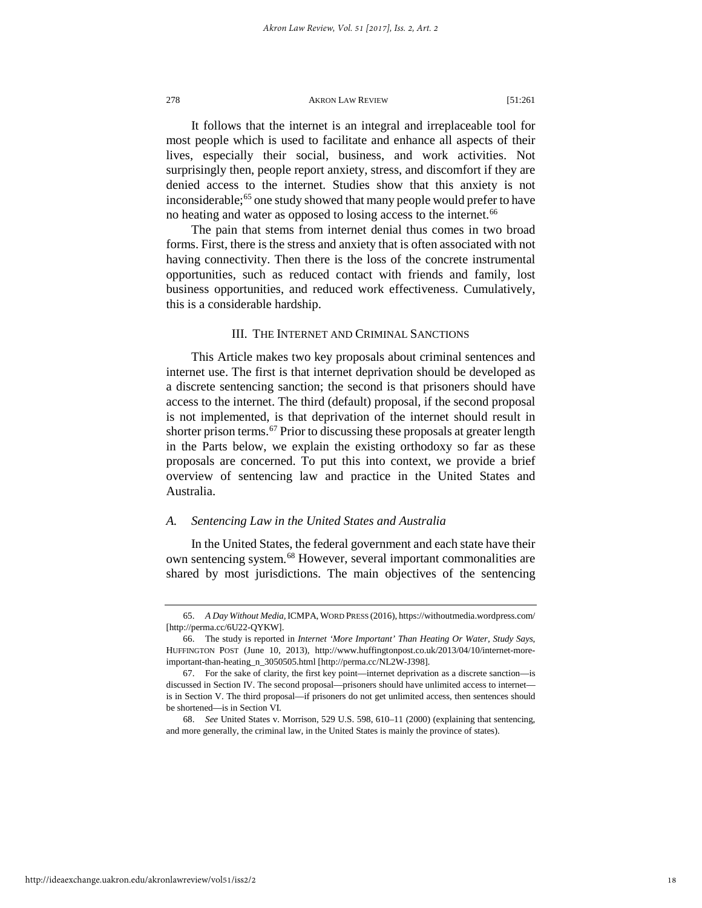It follows that the internet is an integral and irreplaceable tool for most people which is used to facilitate and enhance all aspects of their lives, especially their social, business, and work activities. Not surprisingly then, people report anxiety, stress, and discomfort if they are denied access to the internet. Studies show that this anxiety is not inconsiderable;[65] one study showed that many people would prefer to have no heating and water as opposed to losing access to the internet.[66]

The pain that stems from internet denial thus comes in two broad forms. First, there is the stress and anxiety that is often associated with not having connectivity. Then there is the loss of the concrete instrumental opportunities, such as reduced contact with friends and family, lost business opportunities, and reduced work effectiveness. Cumulatively, this is a considerable hardship.

## III. The Internet and Criminal Sanctions

This Article makes two key proposals about criminal sentences and internet use. The first is that internet deprivation should be developed as a discrete sentencing sanction; the second is that prisoners should have access to the internet. The third (default) proposal, if the second proposal is not implemented, is that deprivation of the internet should result in shorter prison terms.[67] Prior to discussing these proposals at greater length in the Parts below, we explain the existing orthodoxy so far as these proposals are concerned. To put this into context, we provide a brief overview of sentencing law and practice in the United States and Australia.

### *A. Sentencing Law in the United States and Australia*

In the United States, the federal government and each state have their own sentencing system.[68] However, several important commonalities are shared by most jurisdictions. The main objectives of the sentencing

---

65. *A Day Without Media,* ICMPA, WORD PRESS (2016), https://withoutmedia.wordpress.com/ [http://perma.cc/6U22-QYKW].

66. The study is reported in *Internet 'More Important' Than Heating Or Water, Study Says*, HUFFINGTON POST (June 10, 2013), http://www.huffingtonpost.co.uk/2013/04/10/internet-more-important-than-heating_n_3050505.html [http://perma.cc/NL2W-J398].

67. For the sake of clarity, the first key point—internet deprivation as a discrete sanction—is discussed in Section IV. The second proposal—prisoners should have unlimited access to internet—is in Section V. The third proposal—if prisoners do not get unlimited access, then sentences should be shortened—is in Section VI.

68. *See* United States v. Morrison, 529 U.S. 598, 610–11 (2000) (explaining that sentencing, and more generally, the criminal law, in the United States is mainly the province of states).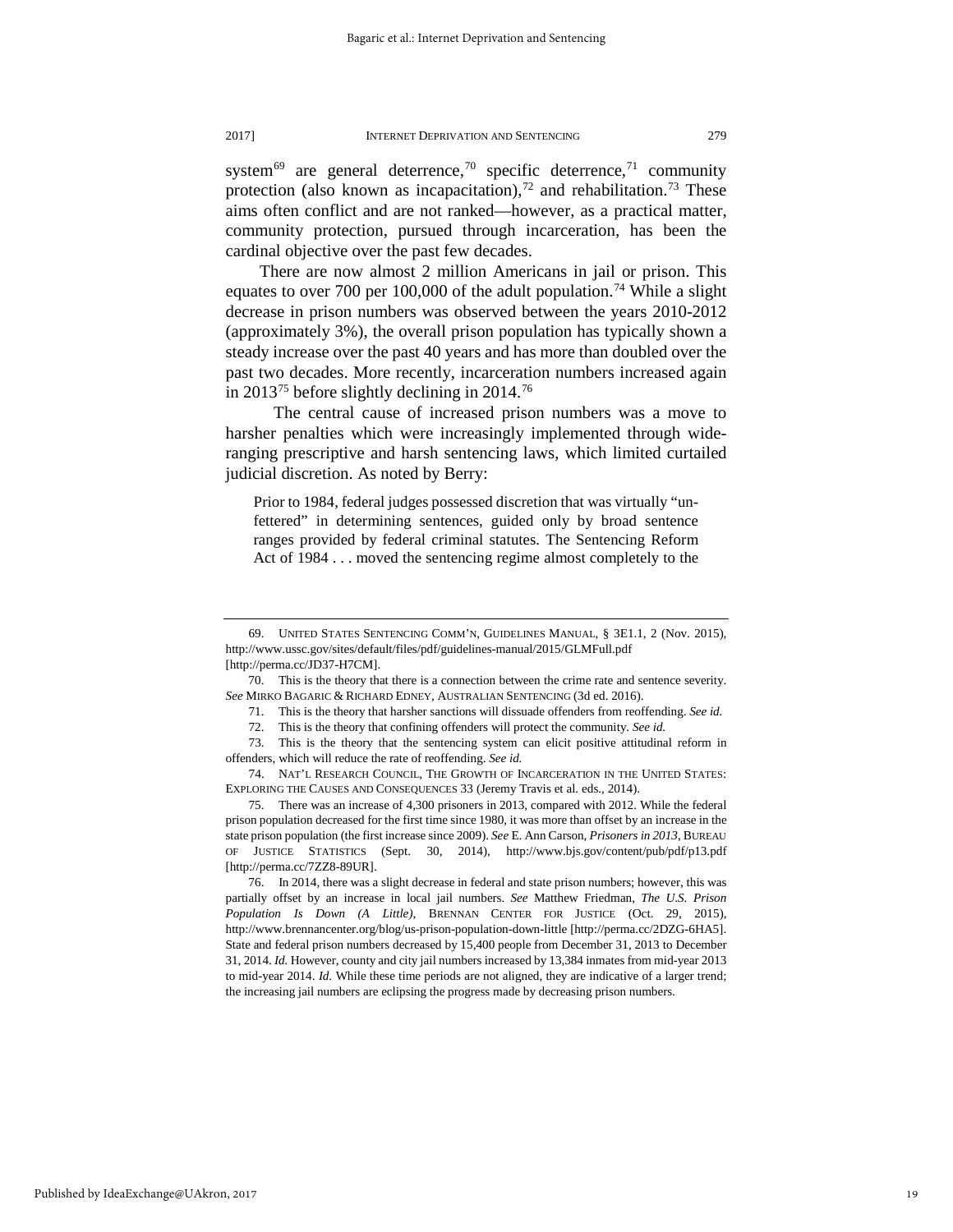system[69] are general deterrence,[70] specific deterrence,[71] community protection (also known as incapacitation),[72] and rehabilitation.[73] These aims often conflict and are not ranked—however, as a practical matter, community protection, pursued through incarceration, has been the cardinal objective over the past few decades.

There are now almost 2 million Americans in jail or prison. This equates to over 700 per 100,000 of the adult population.[74] While a slight decrease in prison numbers was observed between the years 2010-2012 (approximately 3%), the overall prison population has typically shown a steady increase over the past 40 years and has more than doubled over the past two decades. More recently, incarceration numbers increased again in 2013[75] before slightly declining in 2014.[76]

The central cause of increased prison numbers was a move to harsher penalties which were increasingly implemented through wide-ranging prescriptive and harsh sentencing laws, which limited curtailed judicial discretion. As noted by Berry:

> Prior to 1984, federal judges possessed discretion that was virtually "unfettered" in determining sentences, guided only by broad sentence ranges provided by federal criminal statutes. The Sentencing Reform Act of 1984 . . . moved the sentencing regime almost completely to the

---

69. UNITED STATES SENTENCING COMM'N, GUIDELINES MANUAL, § 3E1.1, 2 (Nov. 2015), http://www.ussc.gov/sites/default/files/pdf/guidelines-manual/2015/GLMFull.pdf [http://perma.cc/JD37-H7CM].

70. This is the theory that there is a connection between the crime rate and sentence severity. *See* MIRKO BAGARIC & RICHARD EDNEY, AUSTRALIAN SENTENCING (3d ed. 2016).

71. This is the theory that harsher sanctions will dissuade offenders from reoffending. *See id.*

72. This is the theory that confining offenders will protect the community. *See id.*

73. This is the theory that the sentencing system can elicit positive attitudinal reform in offenders, which will reduce the rate of reoffending. *See id.*

74. NAT'L RESEARCH COUNCIL, THE GROWTH OF INCARCERATION IN THE UNITED STATES: EXPLORING THE CAUSES AND CONSEQUENCES 33 (Jeremy Travis et al. eds., 2014).

75. There was an increase of 4,300 prisoners in 2013, compared with 2012. While the federal prison population decreased for the first time since 1980, it was more than offset by an increase in the state prison population (the first increase since 2009). *See* E. Ann Carson, *Prisoners in 2013*, BUREAU OF JUSTICE STATISTICS (Sept. 30, 2014), http://www.bjs.gov/content/pub/pdf/p13.pdf [http://perma.cc/7ZZ8-89UR].

76. In 2014, there was a slight decrease in federal and state prison numbers; however, this was partially offset by an increase in local jail numbers. *See* Matthew Friedman, *The U.S. Prison Population Is Down (A Little)*, BRENNAN CENTER FOR JUSTICE (Oct. 29, 2015), http://www.brennancenter.org/blog/us-prison-population-down-little [http://perma.cc/2DZG-6HA5]. State and federal prison numbers decreased by 15,400 people from December 31, 2013 to December 31, 2014. *Id.* However, county and city jail numbers increased by 13,384 inmates from mid-year 2013 to mid-year 2014. *Id.* While these time periods are not aligned, they are indicative of a larger trend; the increasing jail numbers are eclipsing the progress made by decreasing prison numbers.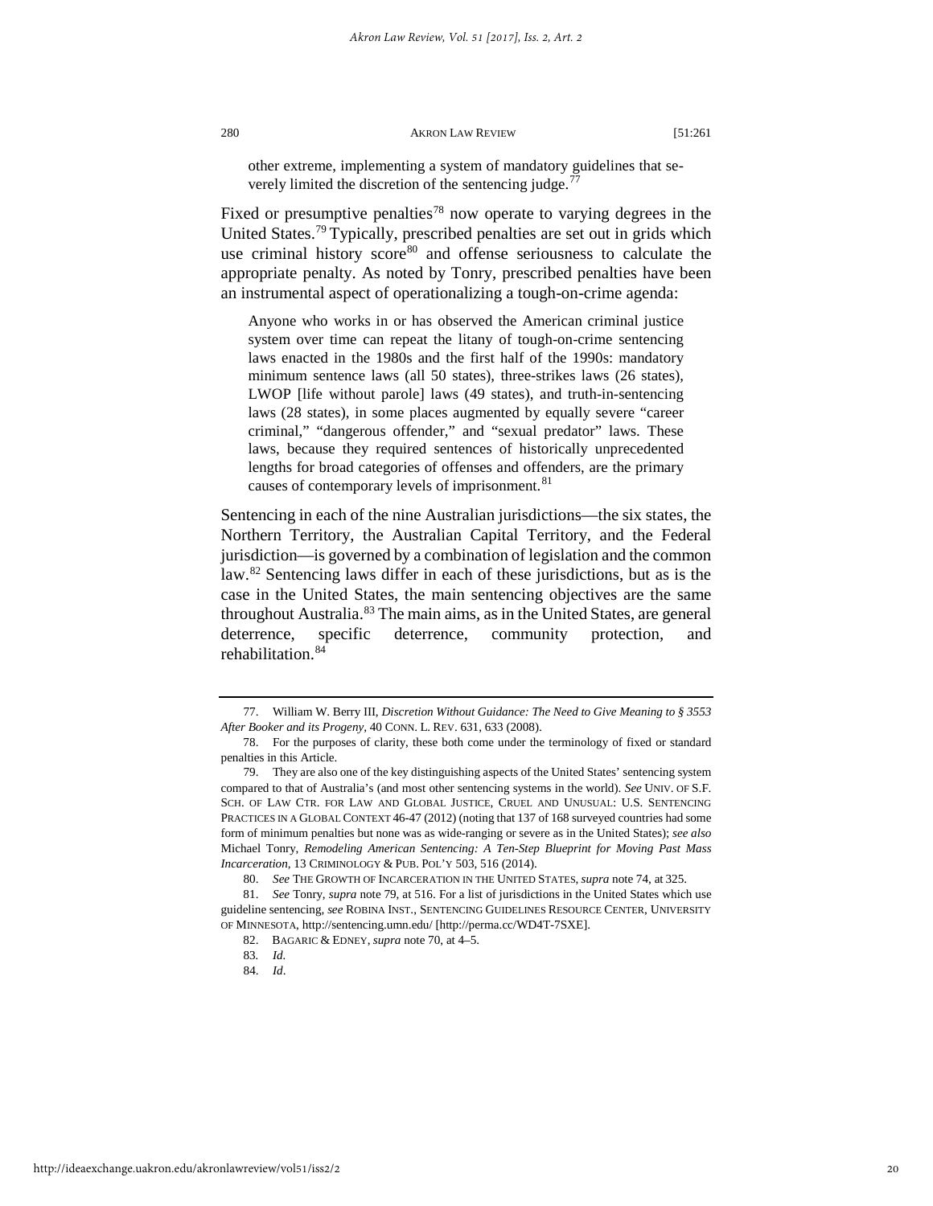> other extreme, implementing a system of mandatory guidelines that severely limited the discretion of the sentencing judge.[77]

Fixed or presumptive penalties[78] now operate to varying degrees in the United States.[79] Typically, prescribed penalties are set out in grids which use criminal history score[80] and offense seriousness to calculate the appropriate penalty. As noted by Tonry, prescribed penalties have been an instrumental aspect of operationalizing a tough-on-crime agenda:

> Anyone who works in or has observed the American criminal justice system over time can repeat the litany of tough-on-crime sentencing laws enacted in the 1980s and the first half of the 1990s: mandatory minimum sentence laws (all 50 states), three-strikes laws (26 states), LWOP [life without parole] laws (49 states), and truth-in-sentencing laws (28 states), in some places augmented by equally severe "career criminal," "dangerous offender," and "sexual predator" laws. These laws, because they required sentences of historically unprecedented lengths for broad categories of offenses and offenders, are the primary causes of contemporary levels of imprisonment.[81]

Sentencing in each of the nine Australian jurisdictions—the six states, the Northern Territory, the Australian Capital Territory, and the Federal jurisdiction—is governed by a combination of legislation and the common law.[82] Sentencing laws differ in each of these jurisdictions, but as is the case in the United States, the main sentencing objectives are the same throughout Australia.[83] The main aims, as in the United States, are general deterrence, specific deterrence, community protection, and rehabilitation.[84]

---

77. William W. Berry III, *Discretion Without Guidance: The Need to Give Meaning to § 3553 After Booker and its Progeny*, 40 CONN. L. REV. 631, 633 (2008).

78. For the purposes of clarity, these both come under the terminology of fixed or standard penalties in this Article.

79. They are also one of the key distinguishing aspects of the United States' sentencing system compared to that of Australia's (and most other sentencing systems in the world). *See* UNIV. OF S.F. SCH. OF LAW CTR. FOR LAW AND GLOBAL JUSTICE, CRUEL AND UNUSUAL: U.S. SENTENCING PRACTICES IN A GLOBAL CONTEXT 46-47 (2012) (noting that 137 of 168 surveyed countries had some form of minimum penalties but none was as wide-ranging or severe as in the United States); *see also* Michael Tonry, *Remodeling American Sentencing: A Ten-Step Blueprint for Moving Past Mass Incarceration*, 13 CRIMINOLOGY & PUB. POL'Y 503, 516 (2014).

80. *See* THE GROWTH OF INCARCERATION IN THE UNITED STATES, *supra* note 74, at 325.

81. *See* Tonry, *supra* note 79, at 516. For a list of jurisdictions in the United States which use guideline sentencing, *see* ROBINA INST., SENTENCING GUIDELINES RESOURCE CENTER, UNIVERSITY OF MINNESOTA, http://sentencing.umn.edu/ [http://perma.cc/WD4T-7SXE].

82. BAGARIC & EDNEY, *supra* note 70, at 4–5.

83. *Id.*

84. *Id*.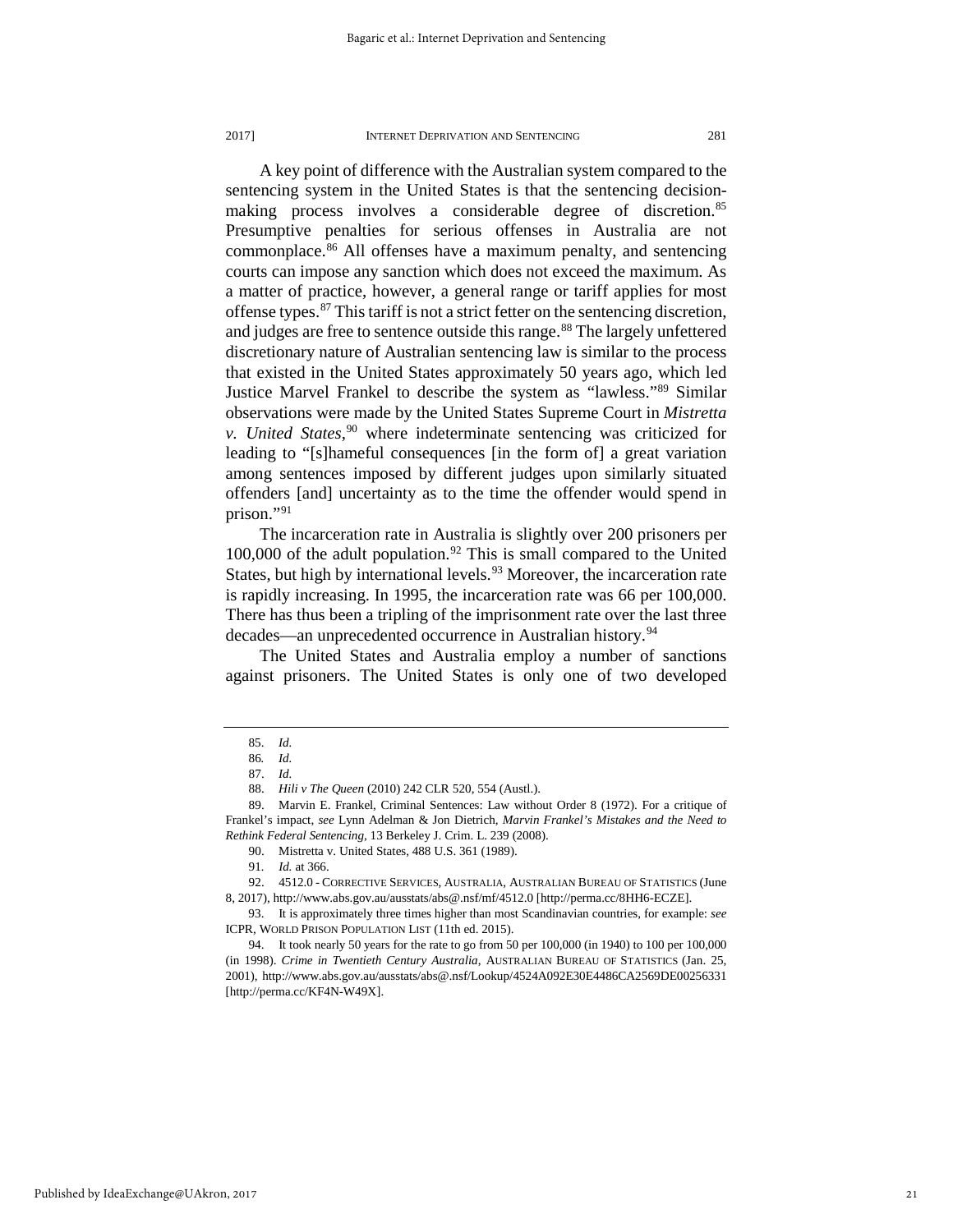A key point of difference with the Australian system compared to the sentencing system in the United States is that the sentencing decision-making process involves a considerable degree of discretion.[85] Presumptive penalties for serious offenses in Australia are not commonplace.[86] All offenses have a maximum penalty, and sentencing courts can impose any sanction which does not exceed the maximum. As a matter of practice, however, a general range or tariff applies for most offense types.[87] This tariff is not a strict fetter on the sentencing discretion, and judges are free to sentence outside this range.[88] The largely unfettered discretionary nature of Australian sentencing law is similar to the process that existed in the United States approximately 50 years ago, which led Justice Marvel Frankel to describe the system as "lawless."[89] Similar observations were made by the United States Supreme Court in *Mistretta v. United States*,[90] where indeterminate sentencing was criticized for leading to "[s]hameful consequences [in the form of] a great variation among sentences imposed by different judges upon similarly situated offenders [and] uncertainty as to the time the offender would spend in prison."[91]

The incarceration rate in Australia is slightly over 200 prisoners per 100,000 of the adult population.[92] This is small compared to the United States, but high by international levels.[93] Moreover, the incarceration rate is rapidly increasing. In 1995, the incarceration rate was 66 per 100,000. There has thus been a tripling of the imprisonment rate over the last three decades—an unprecedented occurrence in Australian history.[94]

The United States and Australia employ a number of sanctions against prisoners. The United States is only one of two developed

---

85. *Id.*

86. *Id.*

87. *Id.*

88. *Hili v The Queen* (2010) 242 CLR 520, 554 (Austl.).

89. Marvin E. Frankel, Criminal Sentences: Law without Order 8 (1972). For a critique of Frankel's impact, *see* Lynn Adelman & Jon Dietrich, *Marvin Frankel's Mistakes and the Need to Rethink Federal Sentencing*, 13 Berkeley J. Crim. L. 239 (2008).

90. Mistretta v. United States, 488 U.S. 361 (1989).

91. *Id.* at 366.

92. 4512.0 - CORRECTIVE SERVICES, AUSTRALIA, AUSTRALIAN BUREAU OF STATISTICS (June 8, 2017), http://www.abs.gov.au/ausstats/abs@.nsf/mf/4512.0 [http://perma.cc/8HH6-ECZE].

93. It is approximately three times higher than most Scandinavian countries, for example: *see* ICPR, WORLD PRISON POPULATION LIST (11th ed. 2015).

94. It took nearly 50 years for the rate to go from 50 per 100,000 (in 1940) to 100 per 100,000 (in 1998). *Crime in Twentieth Century Australia*, AUSTRALIAN BUREAU OF STATISTICS (Jan. 25, 2001), http://www.abs.gov.au/ausstats/abs@.nsf/Lookup/4524A092E30E4486CA2569DE00256331 [http://perma.cc/KF4N-W49X].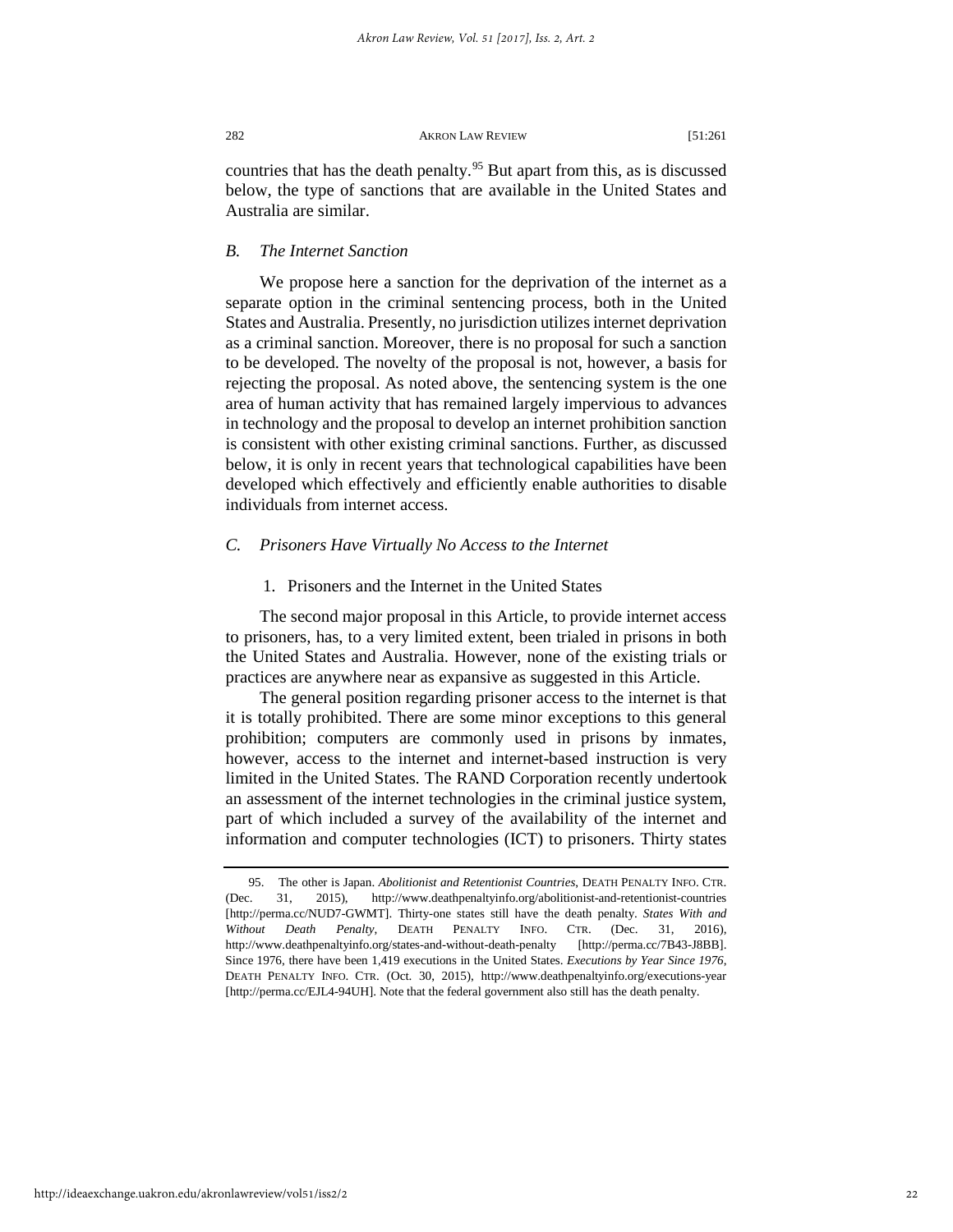countries that has the death penalty.[95] But apart from this, as is discussed below, the type of sanctions that are available in the United States and Australia are similar.

### *B. The Internet Sanction*

We propose here a sanction for the deprivation of the internet as a separate option in the criminal sentencing process, both in the United States and Australia. Presently, no jurisdiction utilizes internet deprivation as a criminal sanction. Moreover, there is no proposal for such a sanction to be developed. The novelty of the proposal is not, however, a basis for rejecting the proposal. As noted above, the sentencing system is the one area of human activity that has remained largely impervious to advances in technology and the proposal to develop an internet prohibition sanction is consistent with other existing criminal sanctions. Further, as discussed below, it is only in recent years that technological capabilities have been developed which effectively and efficiently enable authorities to disable individuals from internet access.

### *C. Prisoners Have Virtually No Access to the Internet*

#### 1. Prisoners and the Internet in the United States

The second major proposal in this Article, to provide internet access to prisoners, has, to a very limited extent, been trialed in prisons in both the United States and Australia. However, none of the existing trials or practices are anywhere near as expansive as suggested in this Article.

The general position regarding prisoner access to the internet is that it is totally prohibited. There are some minor exceptions to this general prohibition; computers are commonly used in prisons by inmates, however, access to the internet and internet-based instruction is very limited in the United States. The RAND Corporation recently undertook an assessment of the internet technologies in the criminal justice system, part of which included a survey of the availability of the internet and information and computer technologies (ICT) to prisoners. Thirty states

---

95. The other is Japan. *Abolitionist and Retentionist Countries*, DEATH PENALTY INFO. CTR. (Dec. 31, 2015), http://www.deathpenaltyinfo.org/abolitionist-and-retentionist-countries [http://perma.cc/NUD7-GWMT]. Thirty-one states still have the death penalty. *States With and Without Death Penalty*, DEATH PENALTY INFO. CTR. (Dec. 31, 2016), http://www.deathpenaltyinfo.org/states-and-without-death-penalty [http://perma.cc/7B43-J8BB]. Since 1976, there have been 1,419 executions in the United States. *Executions by Year Since 1976*, DEATH PENALTY INFO. CTR. (Oct. 30, 2015), http://www.deathpenaltyinfo.org/executions-year [http://perma.cc/EJL4-94UH]. Note that the federal government also still has the death penalty.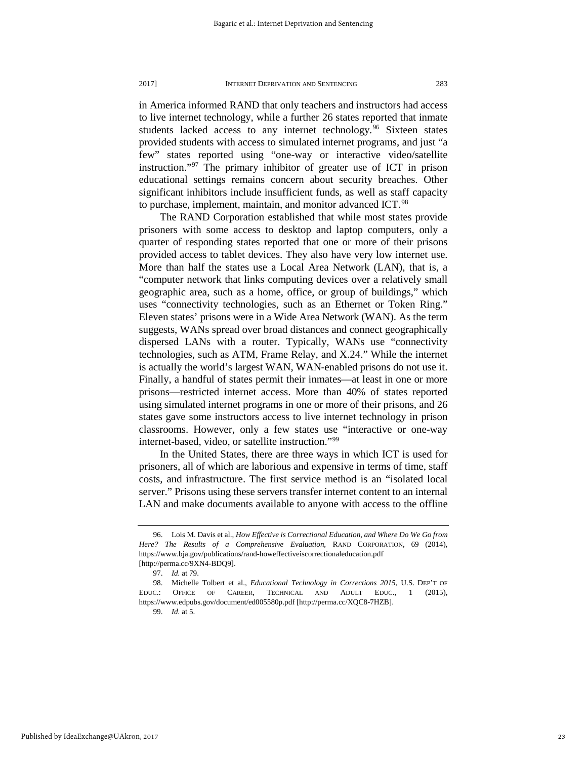in America informed RAND that only teachers and instructors had access to live internet technology, while a further 26 states reported that inmate students lacked access to any internet technology.[96] Sixteen states provided students with access to simulated internet programs, and just "a few" states reported using "one-way or interactive video/satellite instruction."[97] The primary inhibitor of greater use of ICT in prison educational settings remains concern about security breaches. Other significant inhibitors include insufficient funds, as well as staff capacity to purchase, implement, maintain, and monitor advanced ICT.[98]

The RAND Corporation established that while most states provide prisoners with some access to desktop and laptop computers, only a quarter of responding states reported that one or more of their prisons provided access to tablet devices. They also have very low internet use. More than half the states use a Local Area Network (LAN), that is, a "computer network that links computing devices over a relatively small geographic area, such as a home, office, or group of buildings," which uses "connectivity technologies, such as an Ethernet or Token Ring." Eleven states' prisons were in a Wide Area Network (WAN). As the term suggests, WANs spread over broad distances and connect geographically dispersed LANs with a router. Typically, WANs use "connectivity technologies, such as ATM, Frame Relay, and X.24." While the internet is actually the world's largest WAN, WAN-enabled prisons do not use it. Finally, a handful of states permit their inmates—at least in one or more prisons—restricted internet access. More than 40% of states reported using simulated internet programs in one or more of their prisons, and 26 states gave some instructors access to live internet technology in prison classrooms. However, only a few states use "interactive or one-way internet-based, video, or satellite instruction."[99]

In the United States, there are three ways in which ICT is used for prisoners, all of which are laborious and expensive in terms of time, staff costs, and infrastructure. The first service method is an "isolated local server." Prisons using these servers transfer internet content to an internal LAN and make documents available to anyone with access to the offline

---

96. Lois M. Davis et al., *How Effective is Correctional Education, and Where Do We Go from Here? The Results of a Comprehensive Evaluation*, RAND CORPORATION, 69 (2014), https://www.bja.gov/publications/rand-howeffectiveiscorrectionaleducation.pdf [http://perma.cc/9XN4-BDQ9].

97. *Id.* at 79.

98. Michelle Tolbert et al., *Educational Technology in Corrections 2015*, U.S. DEP'T OF EDUC.: OFFICE OF CAREER, TECHNICAL AND ADULT EDUC., 1 (2015), https://www.edpubs.gov/document/ed005580p.pdf [http://perma.cc/XQC8-7HZB].

99. *Id.* at 5.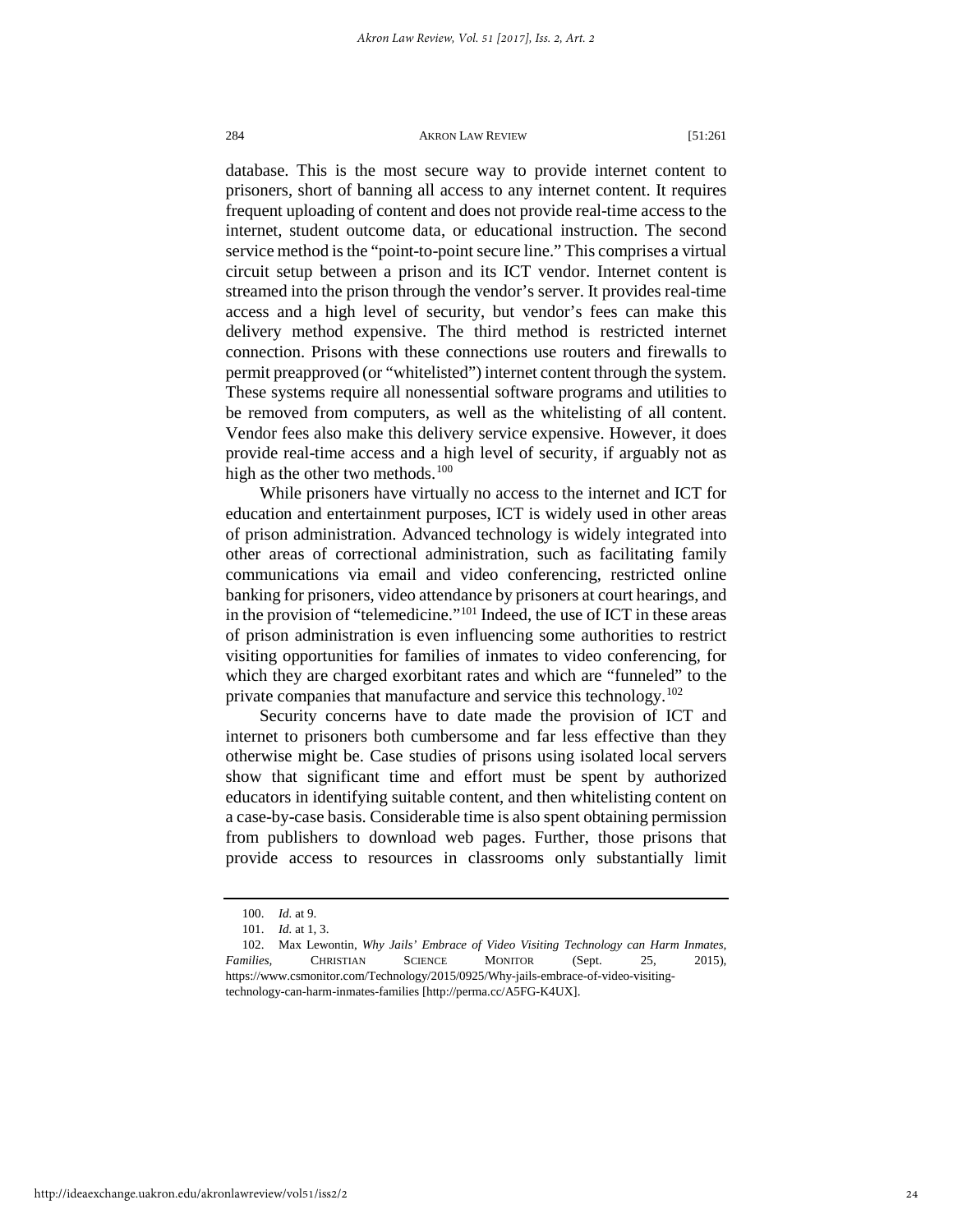database. This is the most secure way to provide internet content to prisoners, short of banning all access to any internet content. It requires frequent uploading of content and does not provide real-time access to the internet, student outcome data, or educational instruction. The second service method is the "point-to-point secure line." This comprises a virtual circuit setup between a prison and its ICT vendor. Internet content is streamed into the prison through the vendor's server. It provides real-time access and a high level of security, but vendor's fees can make this delivery method expensive. The third method is restricted internet connection. Prisons with these connections use routers and firewalls to permit preapproved (or "whitelisted") internet content through the system. These systems require all nonessential software programs and utilities to be removed from computers, as well as the whitelisting of all content. Vendor fees also make this delivery service expensive. However, it does provide real-time access and a high level of security, if arguably not as high as the other two methods.[100]

While prisoners have virtually no access to the internet and ICT for education and entertainment purposes, ICT is widely used in other areas of prison administration. Advanced technology is widely integrated into other areas of correctional administration, such as facilitating family communications via email and video conferencing, restricted online banking for prisoners, video attendance by prisoners at court hearings, and in the provision of "telemedicine."[101] Indeed, the use of ICT in these areas of prison administration is even influencing some authorities to restrict visiting opportunities for families of inmates to video conferencing, for which they are charged exorbitant rates and which are "funneled" to the private companies that manufacture and service this technology.[102]

Security concerns have to date made the provision of ICT and internet to prisoners both cumbersome and far less effective than they otherwise might be. Case studies of prisons using isolated local servers show that significant time and effort must be spent by authorized educators in identifying suitable content, and then whitelisting content on a case-by-case basis. Considerable time is also spent obtaining permission from publishers to download web pages. Further, those prisons that provide access to resources in classrooms only substantially limit

---

100. *Id.* at 9.

101. *Id.* at 1, 3.

102. Max Lewontin, *Why Jails' Embrace of Video Visiting Technology can Harm Inmates, Families*, CHRISTIAN SCIENCE MONITOR (Sept. 25, 2015), https://www.csmonitor.com/Technology/2015/0925/Why-jails-embrace-of-video-visiting-technology-can-harm-inmates-families [http://perma.cc/A5FG-K4UX].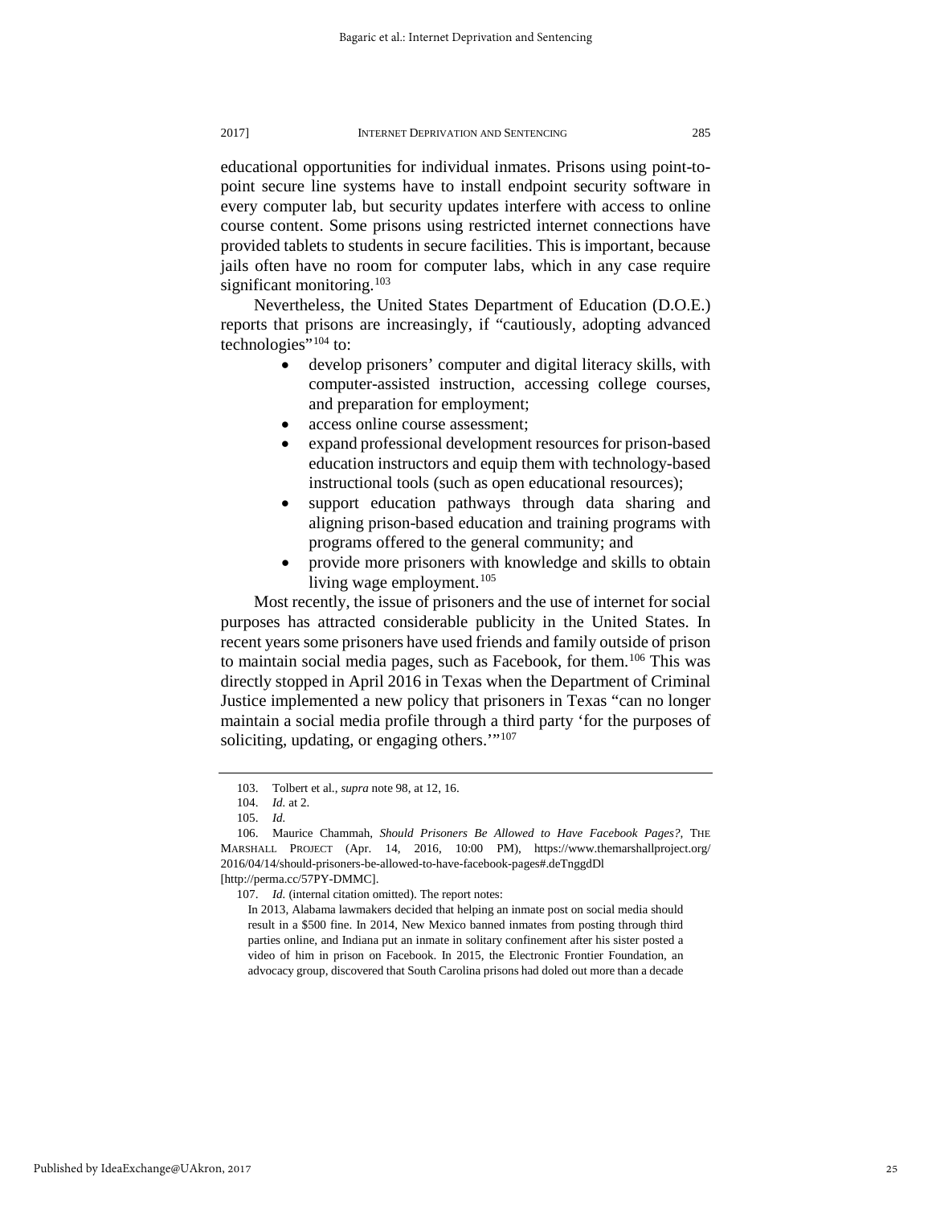educational opportunities for individual inmates. Prisons using point-to-point secure line systems have to install endpoint security software in every computer lab, but security updates interfere with access to online course content. Some prisons using restricted internet connections have provided tablets to students in secure facilities. This is important, because jails often have no room for computer labs, which in any case require significant monitoring.[103]

Nevertheless, the United States Department of Education (D.O.E.) reports that prisons are increasingly, if "cautiously, adopting advanced technologies"[104] to:

- develop prisoners' computer and digital literacy skills, with computer-assisted instruction, accessing college courses, and preparation for employment;
- access online course assessment;
- expand professional development resources for prison-based education instructors and equip them with technology-based instructional tools (such as open educational resources);
- support education pathways through data sharing and aligning prison-based education and training programs with programs offered to the general community; and
- provide more prisoners with knowledge and skills to obtain living wage employment.[105]

Most recently, the issue of prisoners and the use of internet for social purposes has attracted considerable publicity in the United States. In recent years some prisoners have used friends and family outside of prison to maintain social media pages, such as Facebook, for them.[106] This was directly stopped in April 2016 in Texas when the Department of Criminal Justice implemented a new policy that prisoners in Texas "can no longer maintain a social media profile through a third party 'for the purposes of soliciting, updating, or engaging others.'"[107]

---

103. Tolbert et al., *supra* note 98, at 12, 16.

104. *Id.* at 2.

105. *Id.*

106. Maurice Chammah, *Should Prisoners Be Allowed to Have Facebook Pages?*, THE MARSHALL PROJECT (Apr. 14, 2016, 10:00 PM), https://www.themarshallproject.org/2016/04/14/should-prisoners-be-allowed-to-have-facebook-pages#.deTnggdDl [http://perma.cc/57PY-DMMC].

107. *Id.* (internal citation omitted). The report notes:

> In 2013, Alabama lawmakers decided that helping an inmate post on social media should result in a $500 fine. In 2014, New Mexico banned inmates from posting through third parties online, and Indiana put an inmate in solitary confinement after his sister posted a video of him in prison on Facebook. In 2015, the Electronic Frontier Foundation, an advocacy group, discovered that South Carolina prisons had doled out more than a decade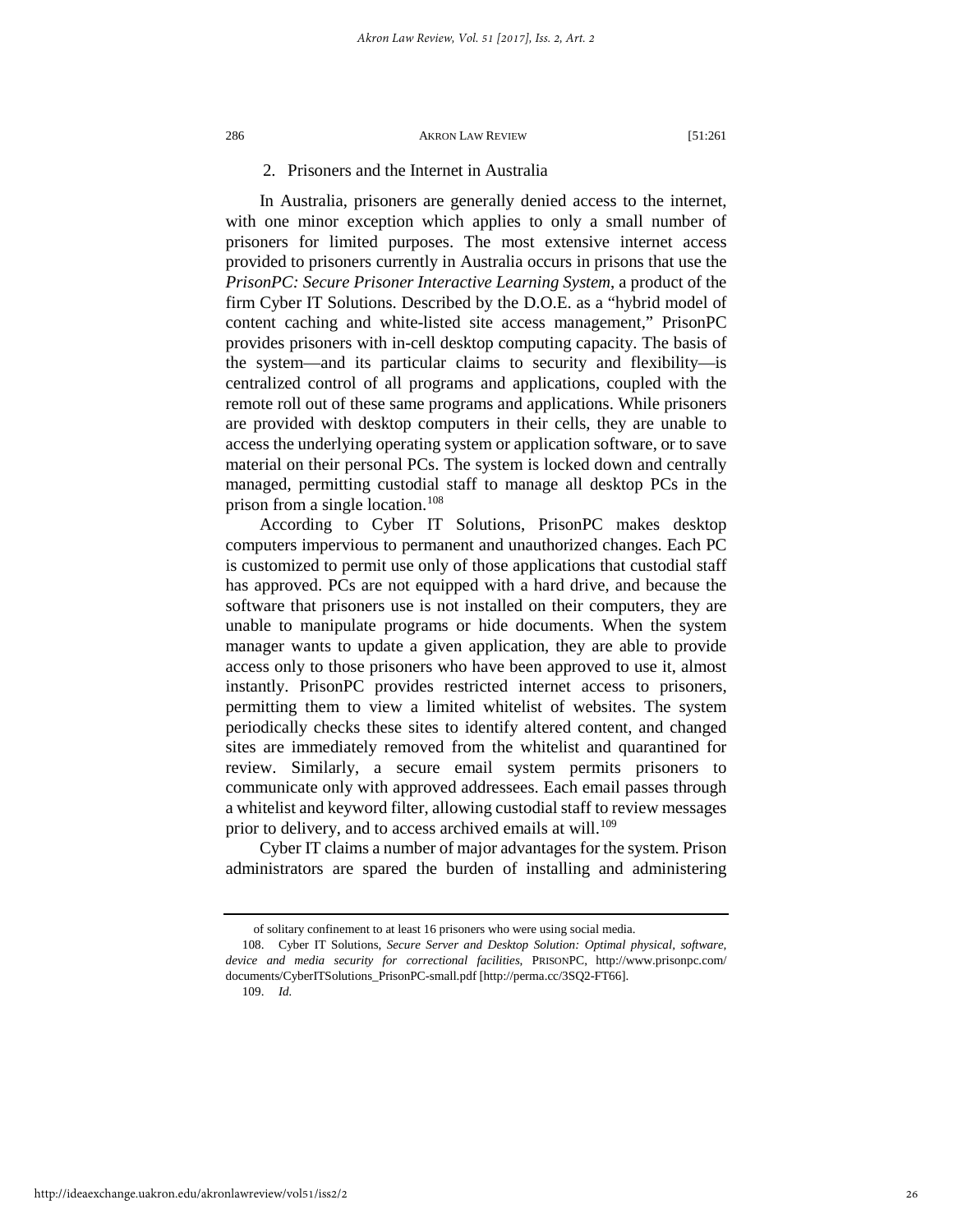### 2. Prisoners and the Internet in Australia

In Australia, prisoners are generally denied access to the internet, with one minor exception which applies to only a small number of prisoners for limited purposes. The most extensive internet access provided to prisoners currently in Australia occurs in prisons that use the *PrisonPC: Secure Prisoner Interactive Learning System*, a product of the firm Cyber IT Solutions. Described by the D.O.E. as a "hybrid model of content caching and white-listed site access management," PrisonPC provides prisoners with in-cell desktop computing capacity. The basis of the system—and its particular claims to security and flexibility—is centralized control of all programs and applications, coupled with the remote roll out of these same programs and applications. While prisoners are provided with desktop computers in their cells, they are unable to access the underlying operating system or application software, or to save material on their personal PCs. The system is locked down and centrally managed, permitting custodial staff to manage all desktop PCs in the prison from a single location.[108]

According to Cyber IT Solutions, PrisonPC makes desktop computers impervious to permanent and unauthorized changes. Each PC is customized to permit use only of those applications that custodial staff has approved. PCs are not equipped with a hard drive, and because the software that prisoners use is not installed on their computers, they are unable to manipulate programs or hide documents. When the system manager wants to update a given application, they are able to provide access only to those prisoners who have been approved to use it, almost instantly. PrisonPC provides restricted internet access to prisoners, permitting them to view a limited whitelist of websites. The system periodically checks these sites to identify altered content, and changed sites are immediately removed from the whitelist and quarantined for review. Similarly, a secure email system permits prisoners to communicate only with approved addressees. Each email passes through a whitelist and keyword filter, allowing custodial staff to review messages prior to delivery, and to access archived emails at will.[109]

Cyber IT claims a number of major advantages for the system. Prison administrators are spared the burden of installing and administering

---

of solitary confinement to at least 16 prisoners who were using social media.

108. Cyber IT Solutions, *Secure Server and Desktop Solution: Optimal physical, software, device and media security for correctional facilities*, PRISONPC, http://www.prisonpc.com/documents/CyberITSolutions_PrisonPC-small.pdf [http://perma.cc/3SQ2-FT66].

109. *Id.*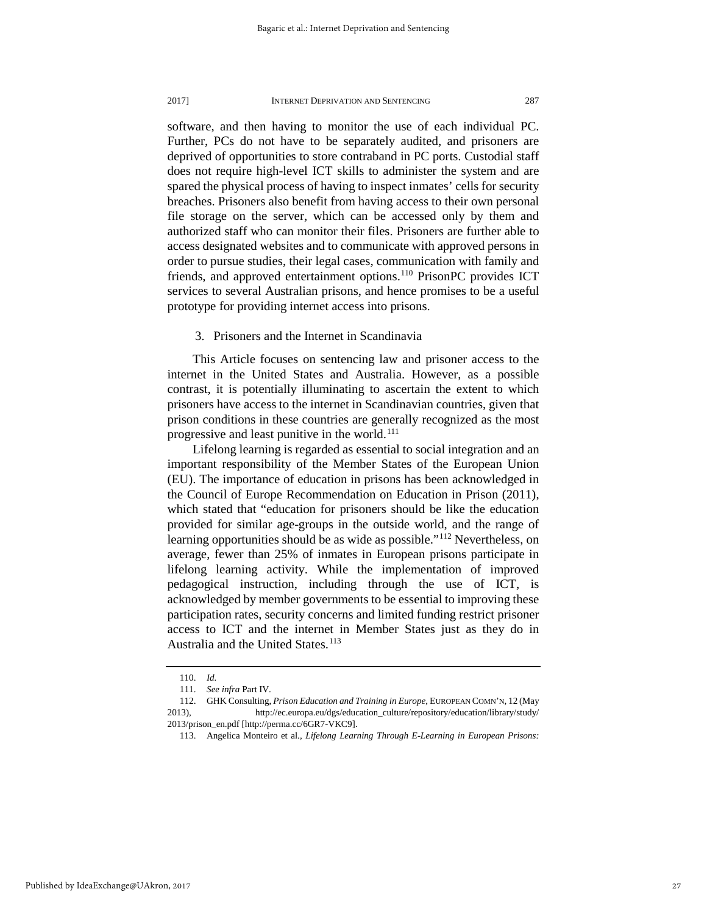software, and then having to monitor the use of each individual PC. Further, PCs do not have to be separately audited, and prisoners are deprived of opportunities to store contraband in PC ports. Custodial staff does not require high-level ICT skills to administer the system and are spared the physical process of having to inspect inmates' cells for security breaches. Prisoners also benefit from having access to their own personal file storage on the server, which can be accessed only by them and authorized staff who can monitor their files. Prisoners are further able to access designated websites and to communicate with approved persons in order to pursue studies, their legal cases, communication with family and friends, and approved entertainment options.[110] PrisonPC provides ICT services to several Australian prisons, and hence promises to be a useful prototype for providing internet access into prisons.

### 3. Prisoners and the Internet in Scandinavia

This Article focuses on sentencing law and prisoner access to the internet in the United States and Australia. However, as a possible contrast, it is potentially illuminating to ascertain the extent to which prisoners have access to the internet in Scandinavian countries, given that prison conditions in these countries are generally recognized as the most progressive and least punitive in the world.[111]

Lifelong learning is regarded as essential to social integration and an important responsibility of the Member States of the European Union (EU). The importance of education in prisons has been acknowledged in the Council of Europe Recommendation on Education in Prison (2011), which stated that "education for prisoners should be like the education provided for similar age-groups in the outside world, and the range of learning opportunities should be as wide as possible."[112] Nevertheless, on average, fewer than 25% of inmates in European prisons participate in lifelong learning activity. While the implementation of improved pedagogical instruction, including through the use of ICT, is acknowledged by member governments to be essential to improving these participation rates, security concerns and limited funding restrict prisoner access to ICT and the internet in Member States just as they do in Australia and the United States.[113]

---

110. *Id.*

111. *See infra* Part IV.

112. GHK Consulting, *Prison Education and Training in Europe*, EUROPEAN COMN'N, 12 (May 2013), http://ec.europa.eu/dgs/education_culture/repository/education/library/study/2013/prison_en.pdf [http://perma.cc/6GR7-VKC9].

113. Angelica Monteiro et al., *Lifelong Learning Through E-Learning in European Prisons:*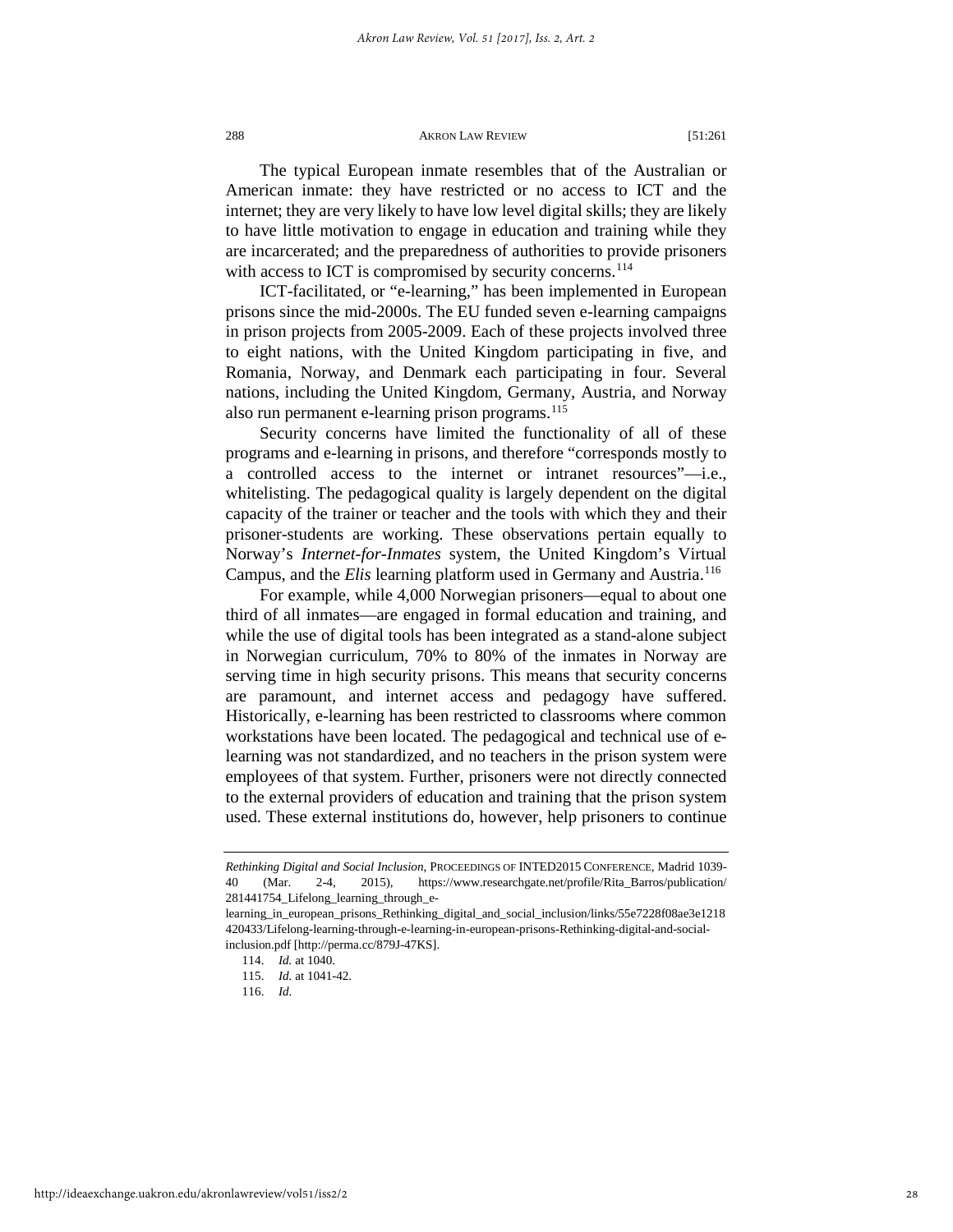The typical European inmate resembles that of the Australian or American inmate: they have restricted or no access to ICT and the internet; they are very likely to have low level digital skills; they are likely to have little motivation to engage in education and training while they are incarcerated; and the preparedness of authorities to provide prisoners with access to ICT is compromised by security concerns.[114]

ICT-facilitated, or "e-learning," has been implemented in European prisons since the mid-2000s. The EU funded seven e-learning campaigns in prison projects from 2005-2009. Each of these projects involved three to eight nations, with the United Kingdom participating in five, and Romania, Norway, and Denmark each participating in four. Several nations, including the United Kingdom, Germany, Austria, and Norway also run permanent e-learning prison programs.[115]

Security concerns have limited the functionality of all of these programs and e-learning in prisons, and therefore "corresponds mostly to a controlled access to the internet or intranet resources"—i.e., whitelisting. The pedagogical quality is largely dependent on the digital capacity of the trainer or teacher and the tools with which they and their prisoner-students are working. These observations pertain equally to Norway's *Internet-for-Inmates* system, the United Kingdom's Virtual Campus, and the *Elis* learning platform used in Germany and Austria.[116]

For example, while 4,000 Norwegian prisoners—equal to about one third of all inmates—are engaged in formal education and training, and while the use of digital tools has been integrated as a stand-alone subject in Norwegian curriculum, 70% to 80% of the inmates in Norway are serving time in high security prisons. This means that security concerns are paramount, and internet access and pedagogy have suffered. Historically, e-learning has been restricted to classrooms where common workstations have been located. The pedagogical and technical use of e-learning was not standardized, and no teachers in the prison system were employees of that system. Further, prisoners were not directly connected to the external providers of education and training that the prison system used. These external institutions do, however, help prisoners to continue

---

*Rethinking Digital and Social Inclusion*, PROCEEDINGS OF INTED2015 CONFERENCE, Madrid 1039-40 (Mar. 2-4, 2015), https://www.researchgate.net/profile/Rita_Barros/publication/281441754_Lifelong_learning_through_e-learning_in_european_prisons_Rethinking_digital_and_social_inclusion/links/55e7228f08ae3e1218420433/Lifelong-learning-through-e-learning-in-european-prisons-Rethinking-digital-and-social-inclusion.pdf [http://perma.cc/879J-47KS].

114. *Id.* at 1040.

115. *Id.* at 1041-42.

116. *Id.*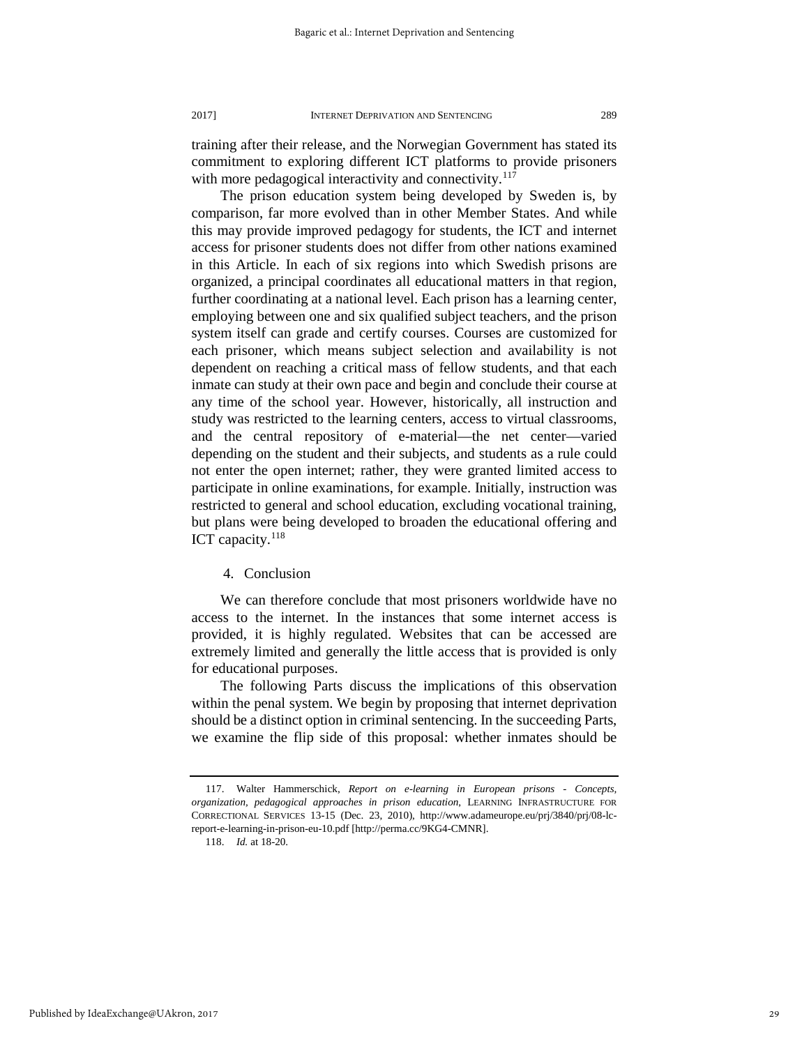training after their release, and the Norwegian Government has stated its commitment to exploring different ICT platforms to provide prisoners with more pedagogical interactivity and connectivity.[117]

The prison education system being developed by Sweden is, by comparison, far more evolved than in other Member States. And while this may provide improved pedagogy for students, the ICT and internet access for prisoner students does not differ from other nations examined in this Article. In each of six regions into which Swedish prisons are organized, a principal coordinates all educational matters in that region, further coordinating at a national level. Each prison has a learning center, employing between one and six qualified subject teachers, and the prison system itself can grade and certify courses. Courses are customized for each prisoner, which means subject selection and availability is not dependent on reaching a critical mass of fellow students, and that each inmate can study at their own pace and begin and conclude their course at any time of the school year. However, historically, all instruction and study was restricted to the learning centers, access to virtual classrooms, and the central repository of e-material—the net center—varied depending on the student and their subjects, and students as a rule could not enter the open internet; rather, they were granted limited access to participate in online examinations, for example. Initially, instruction was restricted to general and school education, excluding vocational training, but plans were being developed to broaden the educational offering and ICT capacity.[118]

### 4. Conclusion

We can therefore conclude that most prisoners worldwide have no access to the internet. In the instances that some internet access is provided, it is highly regulated. Websites that can be accessed are extremely limited and generally the little access that is provided is only for educational purposes.

The following Parts discuss the implications of this observation within the penal system. We begin by proposing that internet deprivation should be a distinct option in criminal sentencing. In the succeeding Parts, we examine the flip side of this proposal: whether inmates should be

---

117. Walter Hammerschick, *Report on e-learning in European prisons - Concepts, organization, pedagogical approaches in prison education*, LEARNING INFRASTRUCTURE FOR CORRECTIONAL SERVICES 13-15 (Dec. 23, 2010), http://www.adameurope.eu/prj/3840/prj/08-lc-report-e-learning-in-prison-eu-10.pdf [http://perma.cc/9KG4-CMNR].

118. *Id.* at 18-20.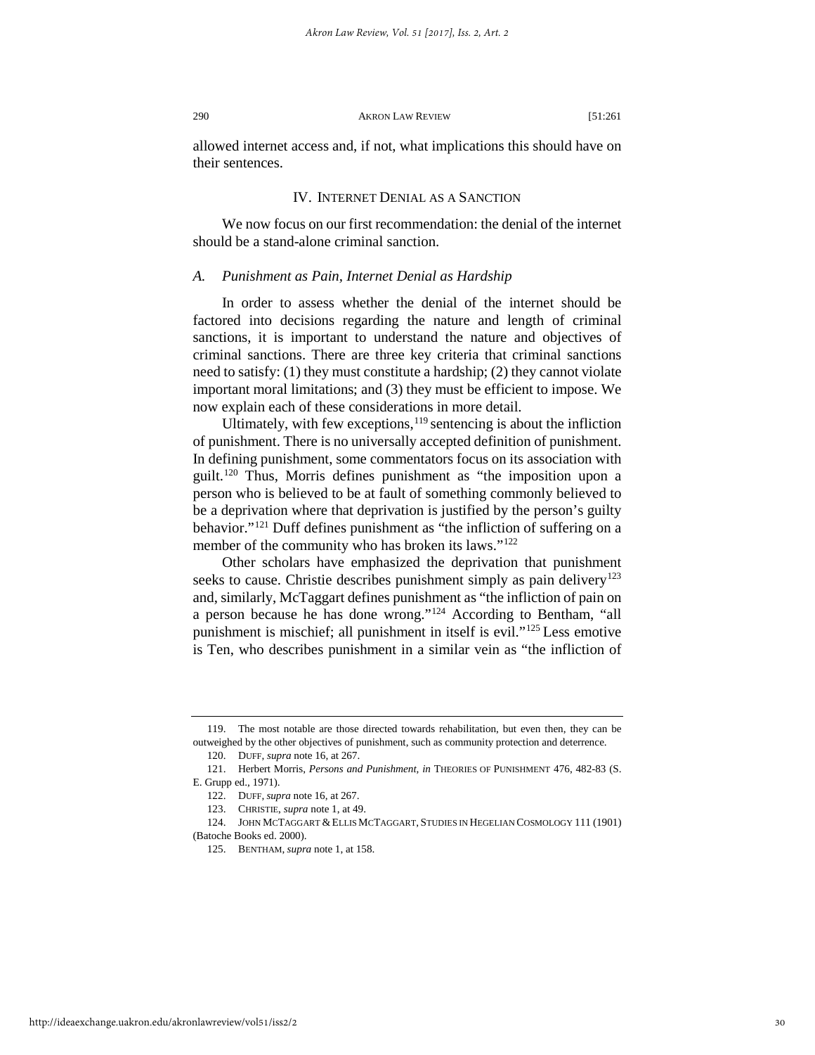allowed internet access and, if not, what implications this should have on their sentences.

## IV. Internet Denial as a Sanction

We now focus on our first recommendation: the denial of the internet should be a stand-alone criminal sanction.

### *A. Punishment as Pain, Internet Denial as Hardship*

In order to assess whether the denial of the internet should be factored into decisions regarding the nature and length of criminal sanctions, it is important to understand the nature and objectives of criminal sanctions. There are three key criteria that criminal sanctions need to satisfy: (1) they must constitute a hardship; (2) they cannot violate important moral limitations; and (3) they must be efficient to impose. We now explain each of these considerations in more detail.

Ultimately, with few exceptions,[119] sentencing is about the infliction of punishment. There is no universally accepted definition of punishment. In defining punishment, some commentators focus on its association with guilt.[120] Thus, Morris defines punishment as "the imposition upon a person who is believed to be at fault of something commonly believed to be a deprivation where that deprivation is justified by the person's guilty behavior."[121] Duff defines punishment as "the infliction of suffering on a member of the community who has broken its laws."[122]

Other scholars have emphasized the deprivation that punishment seeks to cause. Christie describes punishment simply as pain delivery[123] and, similarly, McTaggart defines punishment as "the infliction of pain on a person because he has done wrong."[124] According to Bentham, "all punishment is mischief; all punishment in itself is evil."[125] Less emotive is Ten, who describes punishment in a similar vein as "the infliction of

---

119. The most notable are those directed towards rehabilitation, but even then, they can be outweighed by the other objectives of punishment, such as community protection and deterrence.

120. DUFF, *supra* note 16, at 267.

121. Herbert Morris, *Persons and Punishment, in* THEORIES OF PUNISHMENT 476, 482-83 (S. E. Grupp ed., 1971).

122. DUFF, *supra* note 16, at 267.

123. CHRISTIE, *supra* note 1, at 49.

124. JOHN MCTAGGART & ELLIS MCTAGGART, STUDIES IN HEGELIAN COSMOLOGY 111 (1901) (Batoche Books ed. 2000).

125. BENTHAM, *supra* note 1, at 158.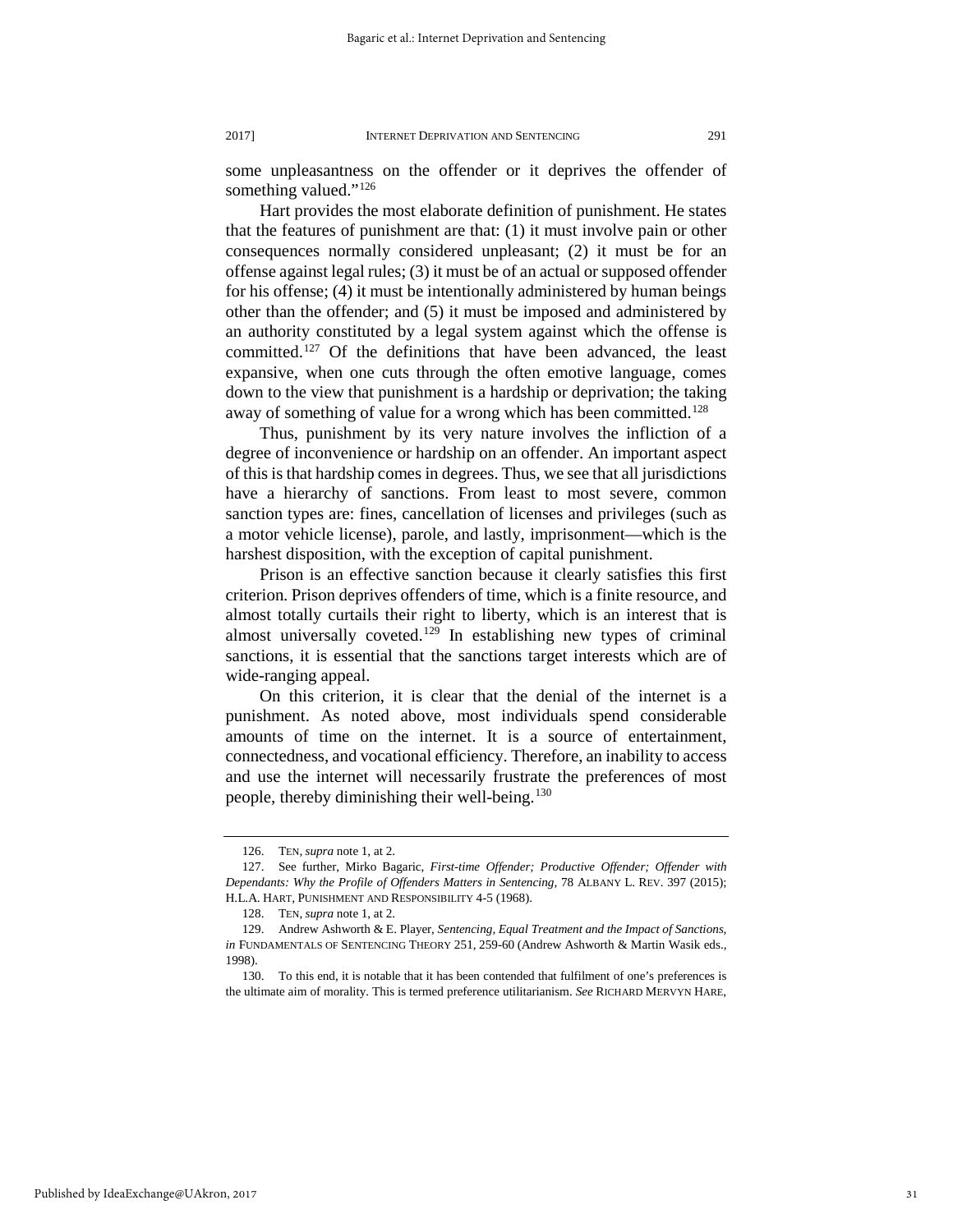some unpleasantness on the offender or it deprives the offender of something valued."[126]

Hart provides the most elaborate definition of punishment. He states that the features of punishment are that: (1) it must involve pain or other consequences normally considered unpleasant; (2) it must be for an offense against legal rules; (3) it must be of an actual or supposed offender for his offense; (4) it must be intentionally administered by human beings other than the offender; and (5) it must be imposed and administered by an authority constituted by a legal system against which the offense is committed.[127] Of the definitions that have been advanced, the least expansive, when one cuts through the often emotive language, comes down to the view that punishment is a hardship or deprivation; the taking away of something of value for a wrong which has been committed.[128]

Thus, punishment by its very nature involves the infliction of a degree of inconvenience or hardship on an offender. An important aspect of this is that hardship comes in degrees. Thus, we see that all jurisdictions have a hierarchy of sanctions. From least to most severe, common sanction types are: fines, cancellation of licenses and privileges (such as a motor vehicle license), parole, and lastly, imprisonment—which is the harshest disposition, with the exception of capital punishment.

Prison is an effective sanction because it clearly satisfies this first criterion. Prison deprives offenders of time, which is a finite resource, and almost totally curtails their right to liberty, which is an interest that is almost universally coveted.[129] In establishing new types of criminal sanctions, it is essential that the sanctions target interests which are of wide-ranging appeal.

On this criterion, it is clear that the denial of the internet is a punishment. As noted above, most individuals spend considerable amounts of time on the internet. It is a source of entertainment, connectedness, and vocational efficiency. Therefore, an inability to access and use the internet will necessarily frustrate the preferences of most people, thereby diminishing their well-being.[130]

---

126. TEN, *supra* note 1, at 2.

127. See further, Mirko Bagaric, *First-time Offender; Productive Offender; Offender with Dependants: Why the Profile of Offenders Matters in Sentencing*, 78 ALBANY L. REV. 397 (2015); H.L.A. HART, PUNISHMENT AND RESPONSIBILITY 4-5 (1968).

128. TEN, *supra* note 1, at 2.

129. Andrew Ashworth & E. Player, *Sentencing, Equal Treatment and the Impact of Sanctions*, *in* FUNDAMENTALS OF SENTENCING THEORY 251, 259-60 (Andrew Ashworth & Martin Wasik eds., 1998).

130. To this end, it is notable that it has been contended that fulfilment of one's preferences is the ultimate aim of morality. This is termed preference utilitarianism. *See* RICHARD MERVYN HARE,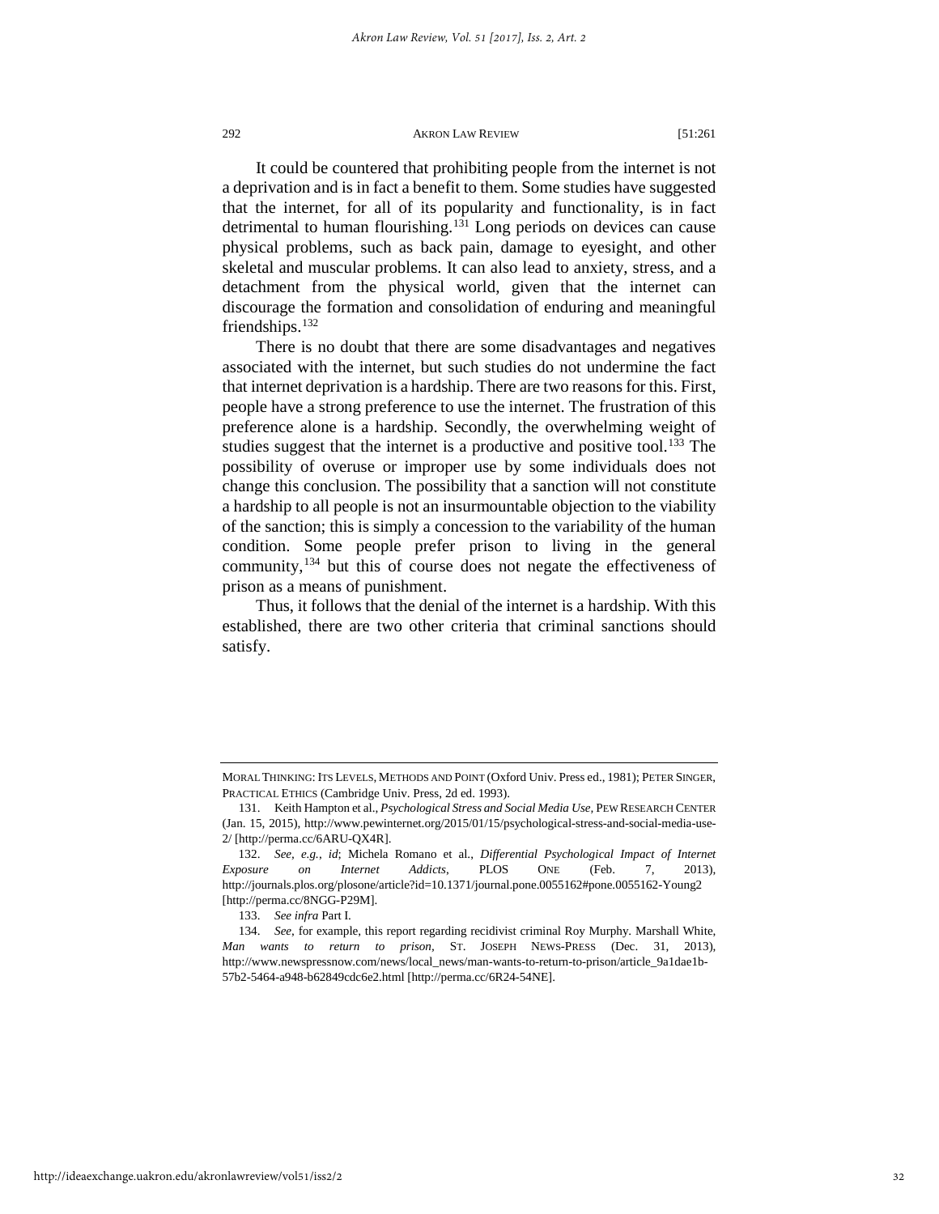It could be countered that prohibiting people from the internet is not a deprivation and is in fact a benefit to them. Some studies have suggested that the internet, for all of its popularity and functionality, is in fact detrimental to human flourishing.[131] Long periods on devices can cause physical problems, such as back pain, damage to eyesight, and other skeletal and muscular problems. It can also lead to anxiety, stress, and a detachment from the physical world, given that the internet can discourage the formation and consolidation of enduring and meaningful friendships.[132]

There is no doubt that there are some disadvantages and negatives associated with the internet, but such studies do not undermine the fact that internet deprivation is a hardship. There are two reasons for this. First, people have a strong preference to use the internet. The frustration of this preference alone is a hardship. Secondly, the overwhelming weight of studies suggest that the internet is a productive and positive tool.[133] The possibility of overuse or improper use by some individuals does not change this conclusion. The possibility that a sanction will not constitute a hardship to all people is not an insurmountable objection to the viability of the sanction; this is simply a concession to the variability of the human condition. Some people prefer prison to living in the general community,[134] but this of course does not negate the effectiveness of prison as a means of punishment.

Thus, it follows that the denial of the internet is a hardship. With this established, there are two other criteria that criminal sanctions should satisfy.

---

MORAL THINKING: ITS LEVELS, METHODS AND POINT (Oxford Univ. Press ed., 1981); PETER SINGER, PRACTICAL ETHICS (Cambridge Univ. Press, 2d ed. 1993).

131. Keith Hampton et al., *Psychological Stress and Social Media Use*, PEW RESEARCH CENTER (Jan. 15, 2015), http://www.pewinternet.org/2015/01/15/psychological-stress-and-social-media-use-2/ [http://perma.cc/6ARU-QX4R].

132. *See, e.g.*, *id*; Michela Romano et al., *Differential Psychological Impact of Internet Exposure on Internet Addicts*, PLOS ONE (Feb. 7, 2013), http://journals.plos.org/plosone/article?id=10.1371/journal.pone.0055162#pone.0055162-Young2 [http://perma.cc/8NGG-P29M].

133. *See infra* Part I.

134. *See*, for example, this report regarding recidivist criminal Roy Murphy. Marshall White, *Man wants to return to prison*, ST. JOSEPH NEWS-PRESS (Dec. 31, 2013), http://www.newspressnow.com/news/local_news/man-wants-to-return-to-prison/article_9a1dae1b-57b2-5464-a948-b62849cdc6e2.html [http://perma.cc/6R24-54NE].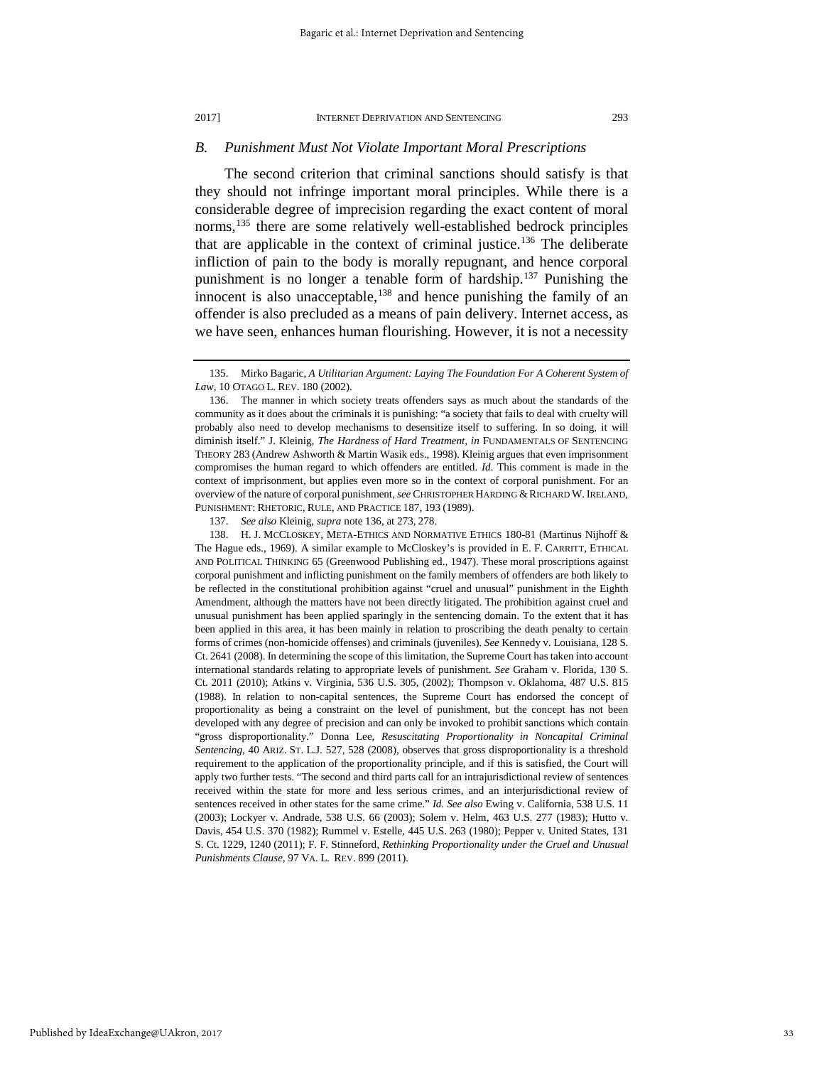### B. *Punishment Must Not Violate Important Moral Prescriptions*

The second criterion that criminal sanctions should satisfy is that they should not infringe important moral principles. While there is a considerable degree of imprecision regarding the exact content of moral norms,[135] there are some relatively well-established bedrock principles that are applicable in the context of criminal justice.[136] The deliberate infliction of pain to the body is morally repugnant, and hence corporal punishment is no longer a tenable form of hardship.[137] Punishing the innocent is also unacceptable,[138] and hence punishing the family of an offender is also precluded as a means of pain delivery. Internet access, as we have seen, enhances human flourishing. However, it is not a necessity

---

135. Mirko Bagaric, *A Utilitarian Argument: Laying The Foundation For A Coherent System of Law*, 10 OTAGO L. REV. 180 (2002).

136. The manner in which society treats offenders says as much about the standards of the community as it does about the criminals it is punishing: "a society that fails to deal with cruelty will probably also need to develop mechanisms to desensitize itself to suffering. In so doing, it will diminish itself." J. Kleinig, *The Hardness of Hard Treatment*, *in* FUNDAMENTALS OF SENTENCING THEORY 283 (Andrew Ashworth & Martin Wasik eds., 1998). Kleinig argues that even imprisonment compromises the human regard to which offenders are entitled. *Id.* This comment is made in the context of imprisonment, but applies even more so in the context of corporal punishment. For an overview of the nature of corporal punishment, *see* CHRISTOPHER HARDING & RICHARD W. IRELAND, PUNISHMENT: RHETORIC, RULE, AND PRACTICE 187, 193 (1989).

137. *See also* Kleinig, *supra* note 136, at 273, 278.

138. H. J. MCCLOSKEY, META-ETHICS AND NORMATIVE ETHICS 180-81 (Martinus Nijhoff & The Hague eds., 1969). A similar example to McCloskey's is provided in E. F. CARRITT, ETHICAL AND POLITICAL THINKING 65 (Greenwood Publishing ed., 1947). These moral proscriptions against corporal punishment and inflicting punishment on the family members of offenders are both likely to be reflected in the constitutional prohibition against "cruel and unusual" punishment in the Eighth Amendment, although the matters have not been directly litigated. The prohibition against cruel and unusual punishment has been applied sparingly in the sentencing domain. To the extent that it has been applied in this area, it has been mainly in relation to proscribing the death penalty to certain forms of crimes (non-homicide offenses) and criminals (juveniles). *See* Kennedy v. Louisiana, 128 S. Ct. 2641 (2008). In determining the scope of this limitation, the Supreme Court has taken into account international standards relating to appropriate levels of punishment. *See* Graham v. Florida, 130 S. Ct. 2011 (2010); Atkins v. Virginia, 536 U.S. 305, (2002); Thompson v. Oklahoma, 487 U.S. 815 (1988). In relation to non-capital sentences, the Supreme Court has endorsed the concept of proportionality as being a constraint on the level of punishment, but the concept has not been developed with any degree of precision and can only be invoked to prohibit sanctions which contain "gross disproportionality." Donna Lee, *Resuscitating Proportionality in Noncapital Criminal Sentencing*, 40 ARIZ. ST. L.J. 527, 528 (2008), observes that gross disproportionality is a threshold requirement to the application of the proportionality principle, and if this is satisfied, the Court will apply two further tests. "The second and third parts call for an intrajurisdictional review of sentences received within the state for more and less serious crimes, and an interjurisdictional review of sentences received in other states for the same crime." *Id. See also* Ewing v. California, 538 U.S. 11 (2003); Lockyer v. Andrade, 538 U.S. 66 (2003); Solem v. Helm, 463 U.S. 277 (1983); Hutto v. Davis, 454 U.S. 370 (1982); Rummel v. Estelle, 445 U.S. 263 (1980); Pepper v. United States, 131 S. Ct. 1229, 1240 (2011); F. F. Stinneford, *Rethinking Proportionality under the Cruel and Unusual Punishments Clause*, 97 VA. L. REV. 899 (2011).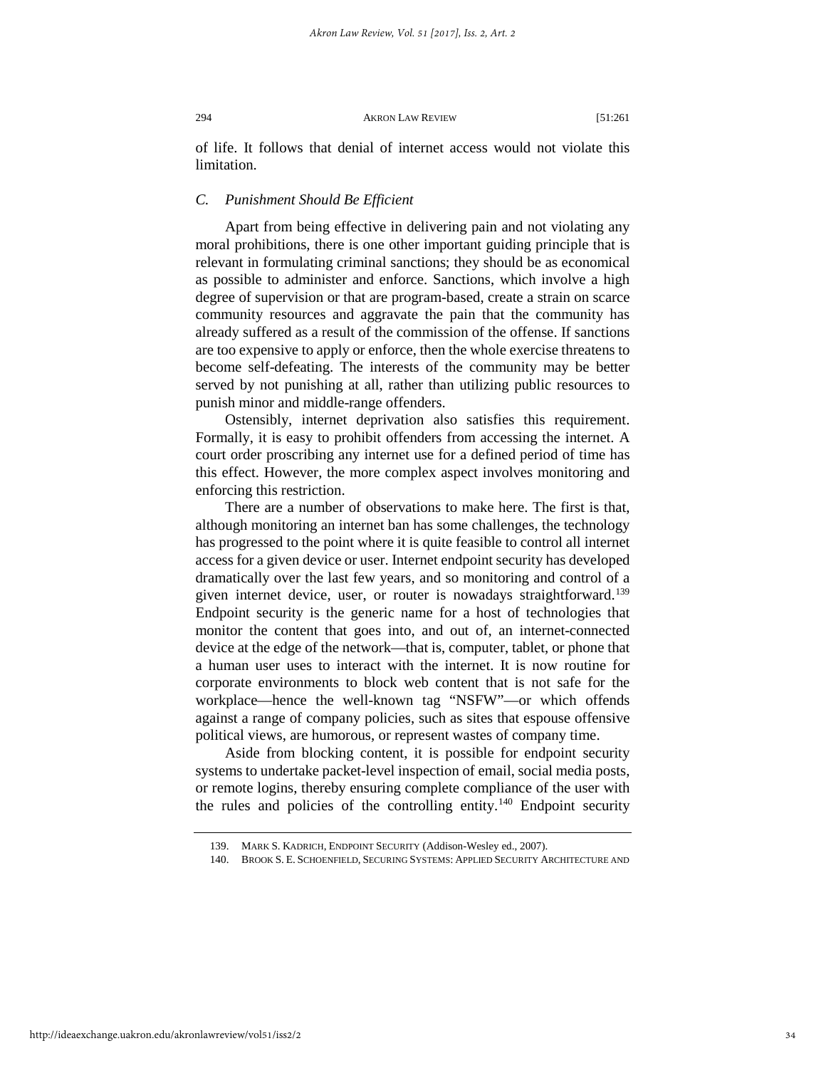of life. It follows that denial of internet access would not violate this limitation.

### *C. Punishment Should Be Efficient*

Apart from being effective in delivering pain and not violating any moral prohibitions, there is one other important guiding principle that is relevant in formulating criminal sanctions; they should be as economical as possible to administer and enforce. Sanctions, which involve a high degree of supervision or that are program-based, create a strain on scarce community resources and aggravate the pain that the community has already suffered as a result of the commission of the offense. If sanctions are too expensive to apply or enforce, then the whole exercise threatens to become self-defeating. The interests of the community may be better served by not punishing at all, rather than utilizing public resources to punish minor and middle-range offenders.

Ostensibly, internet deprivation also satisfies this requirement. Formally, it is easy to prohibit offenders from accessing the internet. A court order proscribing any internet use for a defined period of time has this effect. However, the more complex aspect involves monitoring and enforcing this restriction.

There are a number of observations to make here. The first is that, although monitoring an internet ban has some challenges, the technology has progressed to the point where it is quite feasible to control all internet access for a given device or user. Internet endpoint security has developed dramatically over the last few years, and so monitoring and control of a given internet device, user, or router is nowadays straightforward.[139] Endpoint security is the generic name for a host of technologies that monitor the content that goes into, and out of, an internet-connected device at the edge of the network—that is, computer, tablet, or phone that a human user uses to interact with the internet. It is now routine for corporate environments to block web content that is not safe for the workplace—hence the well-known tag "NSFW"—or which offends against a range of company policies, such as sites that espouse offensive political views, are humorous, or represent wastes of company time.

Aside from blocking content, it is possible for endpoint security systems to undertake packet-level inspection of email, social media posts, or remote logins, thereby ensuring complete compliance of the user with the rules and policies of the controlling entity.[140] Endpoint security

---

139. MARK S. KADRICH, ENDPOINT SECURITY (Addison-Wesley ed., 2007).

140. BROOK S. E. SCHOENFIELD, SECURING SYSTEMS: APPLIED SECURITY ARCHITECTURE AND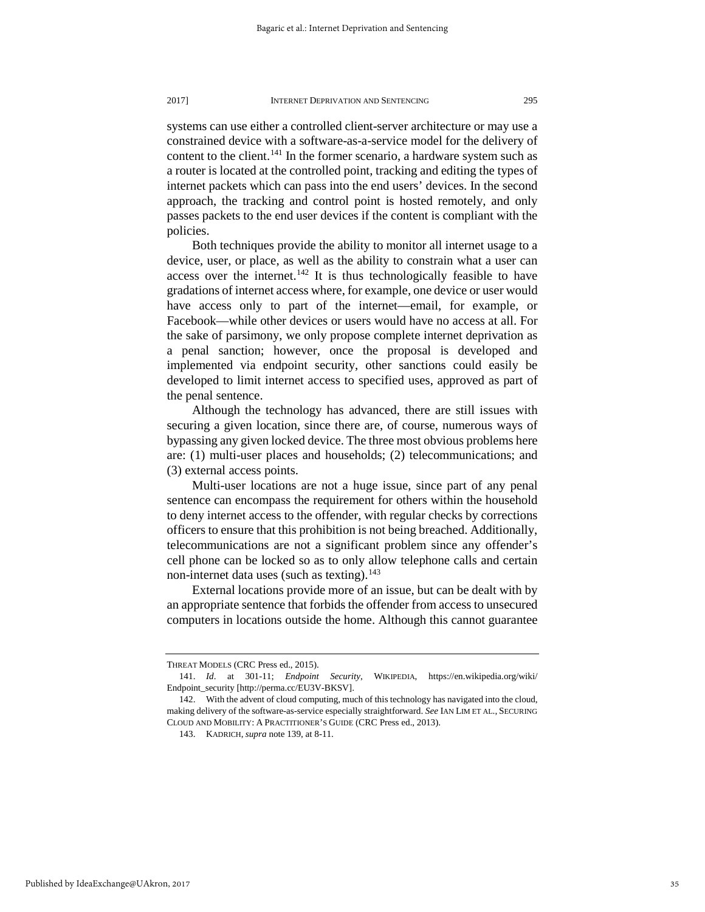systems can use either a controlled client-server architecture or may use a constrained device with a software-as-a-service model for the delivery of content to the client.[141] In the former scenario, a hardware system such as a router is located at the controlled point, tracking and editing the types of internet packets which can pass into the end users' devices. In the second approach, the tracking and control point is hosted remotely, and only passes packets to the end user devices if the content is compliant with the policies.

Both techniques provide the ability to monitor all internet usage to a device, user, or place, as well as the ability to constrain what a user can access over the internet.[142] It is thus technologically feasible to have gradations of internet access where, for example, one device or user would have access only to part of the internet—email, for example, or Facebook—while other devices or users would have no access at all. For the sake of parsimony, we only propose complete internet deprivation as a penal sanction; however, once the proposal is developed and implemented via endpoint security, other sanctions could easily be developed to limit internet access to specified uses, approved as part of the penal sentence.

Although the technology has advanced, there are still issues with securing a given location, since there are, of course, numerous ways of bypassing any given locked device. The three most obvious problems here are: (1) multi-user places and households; (2) telecommunications; and (3) external access points.

Multi-user locations are not a huge issue, since part of any penal sentence can encompass the requirement for others within the household to deny internet access to the offender, with regular checks by corrections officers to ensure that this prohibition is not being breached. Additionally, telecommunications are not a significant problem since any offender's cell phone can be locked so as to only allow telephone calls and certain non-internet data uses (such as texting).[143]

External locations provide more of an issue, but can be dealt with by an appropriate sentence that forbids the offender from access to unsecured computers in locations outside the home. Although this cannot guarantee

---

THREAT MODELS (CRC Press ed., 2015).

141. *Id*. at 301-11; *Endpoint Security*, WIKIPEDIA, https://en.wikipedia.org/wiki/Endpoint_security [http://perma.cc/EU3V-BKSV].

142. With the advent of cloud computing, much of this technology has navigated into the cloud, making delivery of the software-as-service especially straightforward. *See* IAN LIM ET AL., SECURING CLOUD AND MOBILITY: A PRACTITIONER'S GUIDE (CRC Press ed., 2013).

143. KADRICH, *supra* note 139, at 8-11.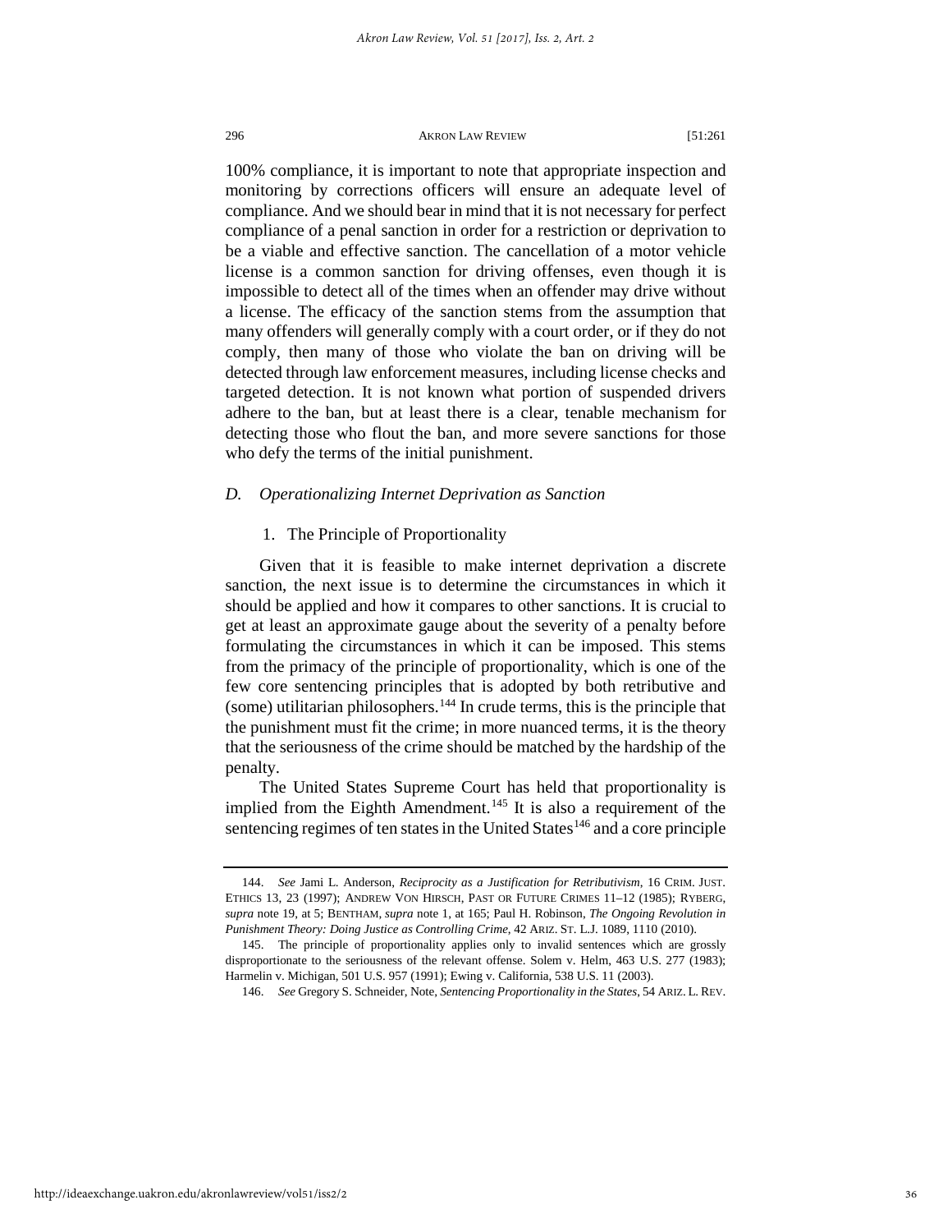100% compliance, it is important to note that appropriate inspection and monitoring by corrections officers will ensure an adequate level of compliance. And we should bear in mind that it is not necessary for perfect compliance of a penal sanction in order for a restriction or deprivation to be a viable and effective sanction. The cancellation of a motor vehicle license is a common sanction for driving offenses, even though it is impossible to detect all of the times when an offender may drive without a license. The efficacy of the sanction stems from the assumption that many offenders will generally comply with a court order, or if they do not comply, then many of those who violate the ban on driving will be detected through law enforcement measures, including license checks and targeted detection. It is not known what portion of suspended drivers adhere to the ban, but at least there is a clear, tenable mechanism for detecting those who flout the ban, and more severe sanctions for those who defy the terms of the initial punishment.

### *D. Operationalizing Internet Deprivation as Sanction*

#### 1. The Principle of Proportionality

Given that it is feasible to make internet deprivation a discrete sanction, the next issue is to determine the circumstances in which it should be applied and how it compares to other sanctions. It is crucial to get at least an approximate gauge about the severity of a penalty before formulating the circumstances in which it can be imposed. This stems from the primacy of the principle of proportionality, which is one of the few core sentencing principles that is adopted by both retributive and (some) utilitarian philosophers.[144] In crude terms, this is the principle that the punishment must fit the crime; in more nuanced terms, it is the theory that the seriousness of the crime should be matched by the hardship of the penalty.

The United States Supreme Court has held that proportionality is implied from the Eighth Amendment.[145] It is also a requirement of the sentencing regimes of ten states in the United States[146] and a core principle

---

144. *See* Jami L. Anderson, *Reciprocity as a Justification for Retributivism*, 16 CRIM. JUST. ETHICS 13, 23 (1997); ANDREW VON HIRSCH, PAST OR FUTURE CRIMES 11–12 (1985); RYBERG, *supra* note 19, at 5; BENTHAM, *supra* note 1, at 165; Paul H. Robinson, *The Ongoing Revolution in Punishment Theory: Doing Justice as Controlling Crime*, 42 ARIZ. ST. L.J. 1089, 1110 (2010).

145. The principle of proportionality applies only to invalid sentences which are grossly disproportionate to the seriousness of the relevant offense. Solem v. Helm, 463 U.S. 277 (1983); Harmelin v. Michigan, 501 U.S. 957 (1991); Ewing v. California, 538 U.S. 11 (2003).

146. *See* Gregory S. Schneider, Note, *Sentencing Proportionality in the States*, 54 ARIZ. L. REV.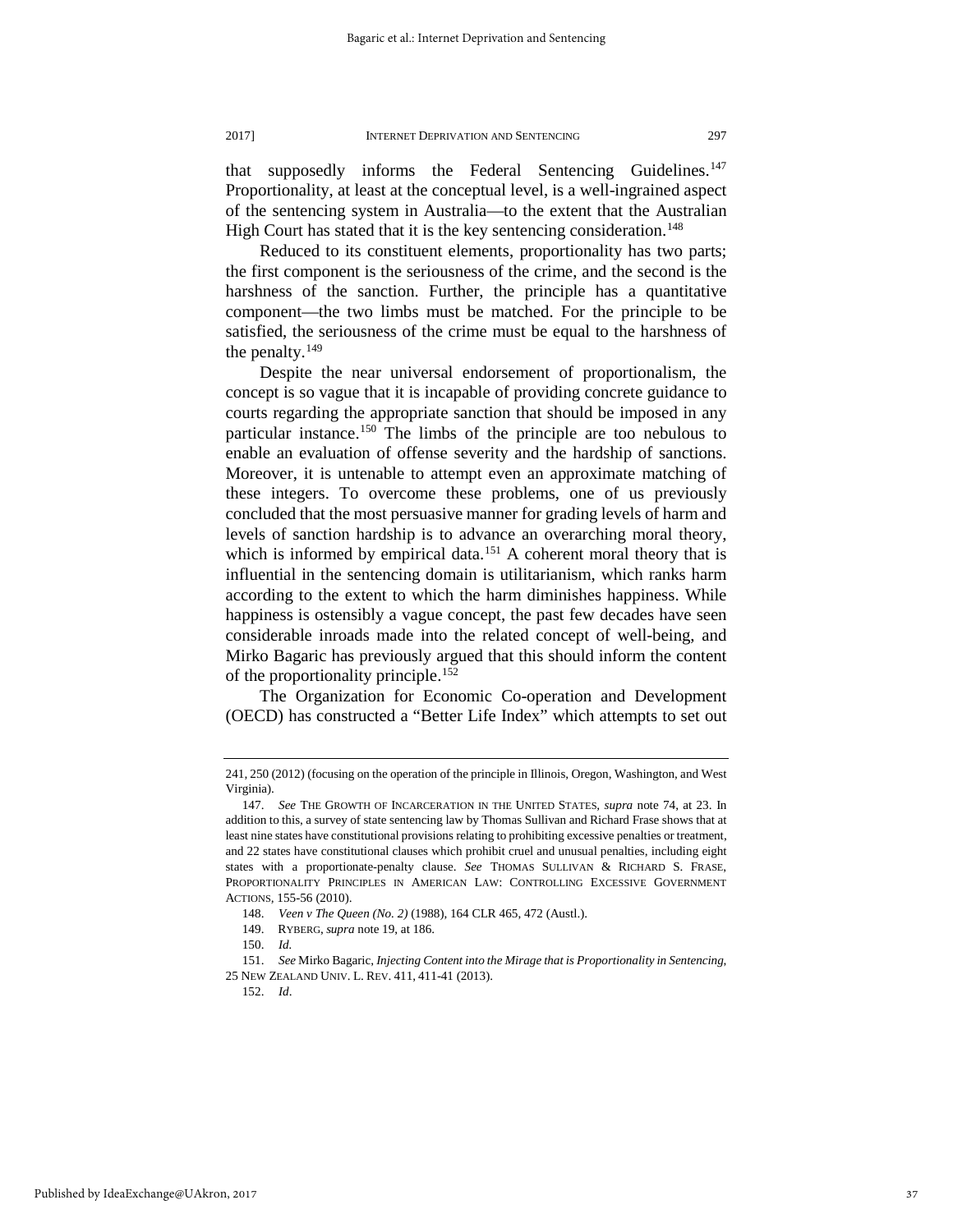that supposedly informs the Federal Sentencing Guidelines.[147] Proportionality, at least at the conceptual level, is a well-ingrained aspect of the sentencing system in Australia—to the extent that the Australian High Court has stated that it is the key sentencing consideration.[148]

Reduced to its constituent elements, proportionality has two parts; the first component is the seriousness of the crime, and the second is the harshness of the sanction. Further, the principle has a quantitative component—the two limbs must be matched. For the principle to be satisfied, the seriousness of the crime must be equal to the harshness of the penalty.[149]

Despite the near universal endorsement of proportionalism, the concept is so vague that it is incapable of providing concrete guidance to courts regarding the appropriate sanction that should be imposed in any particular instance.[150] The limbs of the principle are too nebulous to enable an evaluation of offense severity and the hardship of sanctions. Moreover, it is untenable to attempt even an approximate matching of these integers. To overcome these problems, one of us previously concluded that the most persuasive manner for grading levels of harm and levels of sanction hardship is to advance an overarching moral theory, which is informed by empirical data.[151] A coherent moral theory that is influential in the sentencing domain is utilitarianism, which ranks harm according to the extent to which the harm diminishes happiness. While happiness is ostensibly a vague concept, the past few decades have seen considerable inroads made into the related concept of well-being, and Mirko Bagaric has previously argued that this should inform the content of the proportionality principle.[152]

The Organization for Economic Co-operation and Development (OECD) has constructed a "Better Life Index" which attempts to set out

---

241, 250 (2012) (focusing on the operation of the principle in Illinois, Oregon, Washington, and West Virginia).

147. *See* THE GROWTH OF INCARCERATION IN THE UNITED STATES, *supra* note 74, at 23. In addition to this, a survey of state sentencing law by Thomas Sullivan and Richard Frase shows that at least nine states have constitutional provisions relating to prohibiting excessive penalties or treatment, and 22 states have constitutional clauses which prohibit cruel and unusual penalties, including eight states with a proportionate-penalty clause. *See* THOMAS SULLIVAN & RICHARD S. FRASE, PROPORTIONALITY PRINCIPLES IN AMERICAN LAW: CONTROLLING EXCESSIVE GOVERNMENT ACTIONS, 155-56 (2010).

148. *Veen v The Queen (No. 2)* (1988), 164 CLR 465, 472 (Austl.).

149. RYBERG, *supra* note 19, at 186.

150. *Id.*

151. *See* Mirko Bagaric, *Injecting Content into the Mirage that is Proportionality in Sentencing*, 25 NEW ZEALAND UNIV. L. REV. 411, 411-41 (2013).

152. *Id*.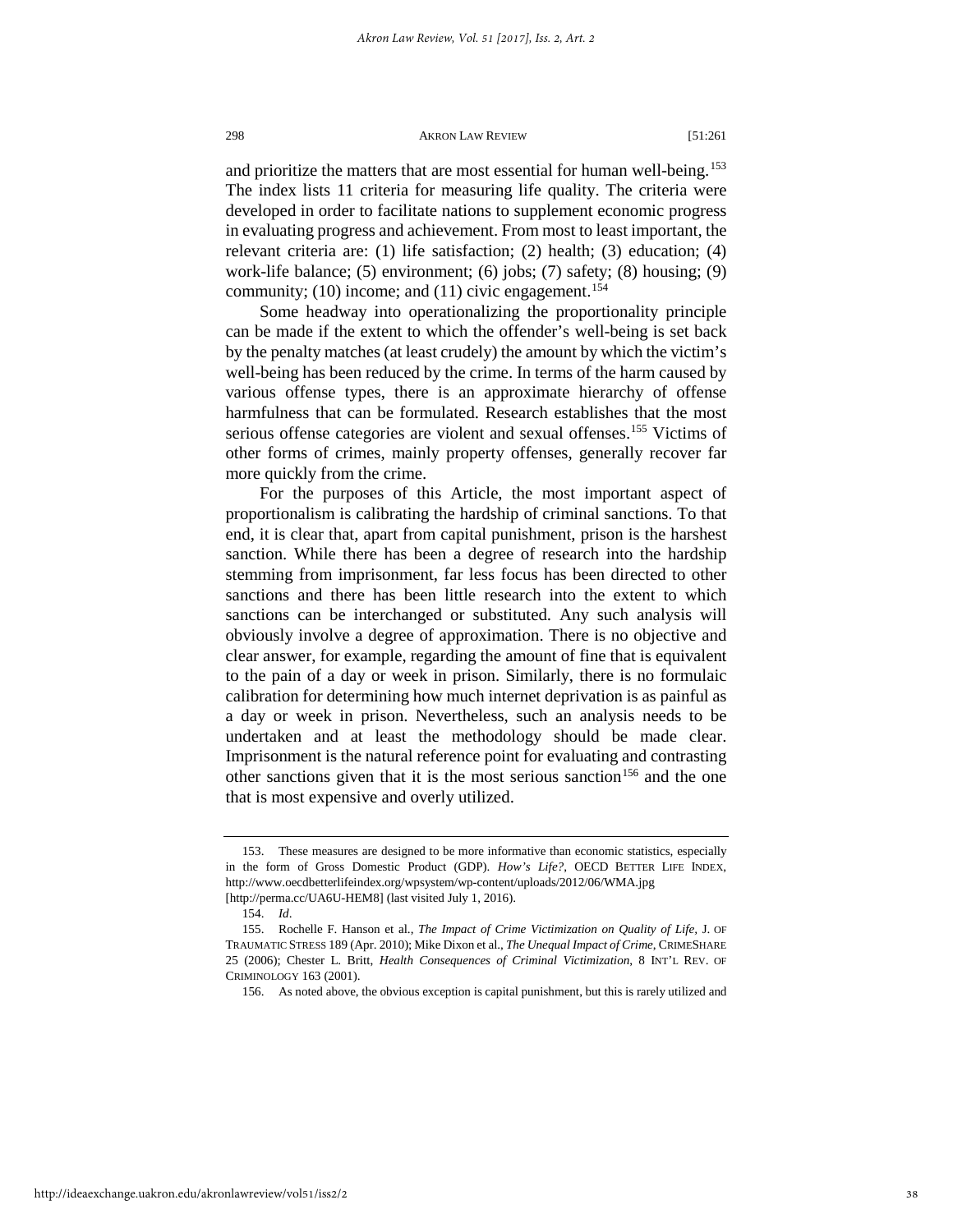and prioritize the matters that are most essential for human well-being.[153] The index lists 11 criteria for measuring life quality. The criteria were developed in order to facilitate nations to supplement economic progress in evaluating progress and achievement. From most to least important, the relevant criteria are: (1) life satisfaction; (2) health; (3) education; (4) work-life balance; (5) environment; (6) jobs; (7) safety; (8) housing; (9) community; (10) income; and (11) civic engagement.[154]

Some headway into operationalizing the proportionality principle can be made if the extent to which the offender's well-being is set back by the penalty matches (at least crudely) the amount by which the victim's well-being has been reduced by the crime. In terms of the harm caused by various offense types, there is an approximate hierarchy of offense harmfulness that can be formulated. Research establishes that the most serious offense categories are violent and sexual offenses.[155] Victims of other forms of crimes, mainly property offenses, generally recover far more quickly from the crime.

For the purposes of this Article, the most important aspect of proportionalism is calibrating the hardship of criminal sanctions. To that end, it is clear that, apart from capital punishment, prison is the harshest sanction. While there has been a degree of research into the hardship stemming from imprisonment, far less focus has been directed to other sanctions and there has been little research into the extent to which sanctions can be interchanged or substituted. Any such analysis will obviously involve a degree of approximation. There is no objective and clear answer, for example, regarding the amount of fine that is equivalent to the pain of a day or week in prison. Similarly, there is no formulaic calibration for determining how much internet deprivation is as painful as a day or week in prison. Nevertheless, such an analysis needs to be undertaken and at least the methodology should be made clear. Imprisonment is the natural reference point for evaluating and contrasting other sanctions given that it is the most serious sanction[156] and the one that is most expensive and overly utilized.

---

153. These measures are designed to be more informative than economic statistics, especially in the form of Gross Domestic Product (GDP). *How's Life?*, OECD BETTER LIFE INDEX, http://www.oecdbetterlifeindex.org/wpsystem/wp-content/uploads/2012/06/WMA.jpg [http://perma.cc/UA6U-HEM8] (last visited July 1, 2016).

154. *Id*.

155. Rochelle F. Hanson et al., *The Impact of Crime Victimization on Quality of Life*, J. OF TRAUMATIC STRESS 189 (Apr. 2010); Mike Dixon et al., *The Unequal Impact of Crime*, CRIMESHARE 25 (2006); Chester L. Britt, *Health Consequences of Criminal Victimization*, 8 INT'L REV. OF CRIMINOLOGY 163 (2001).

156. As noted above, the obvious exception is capital punishment, but this is rarely utilized and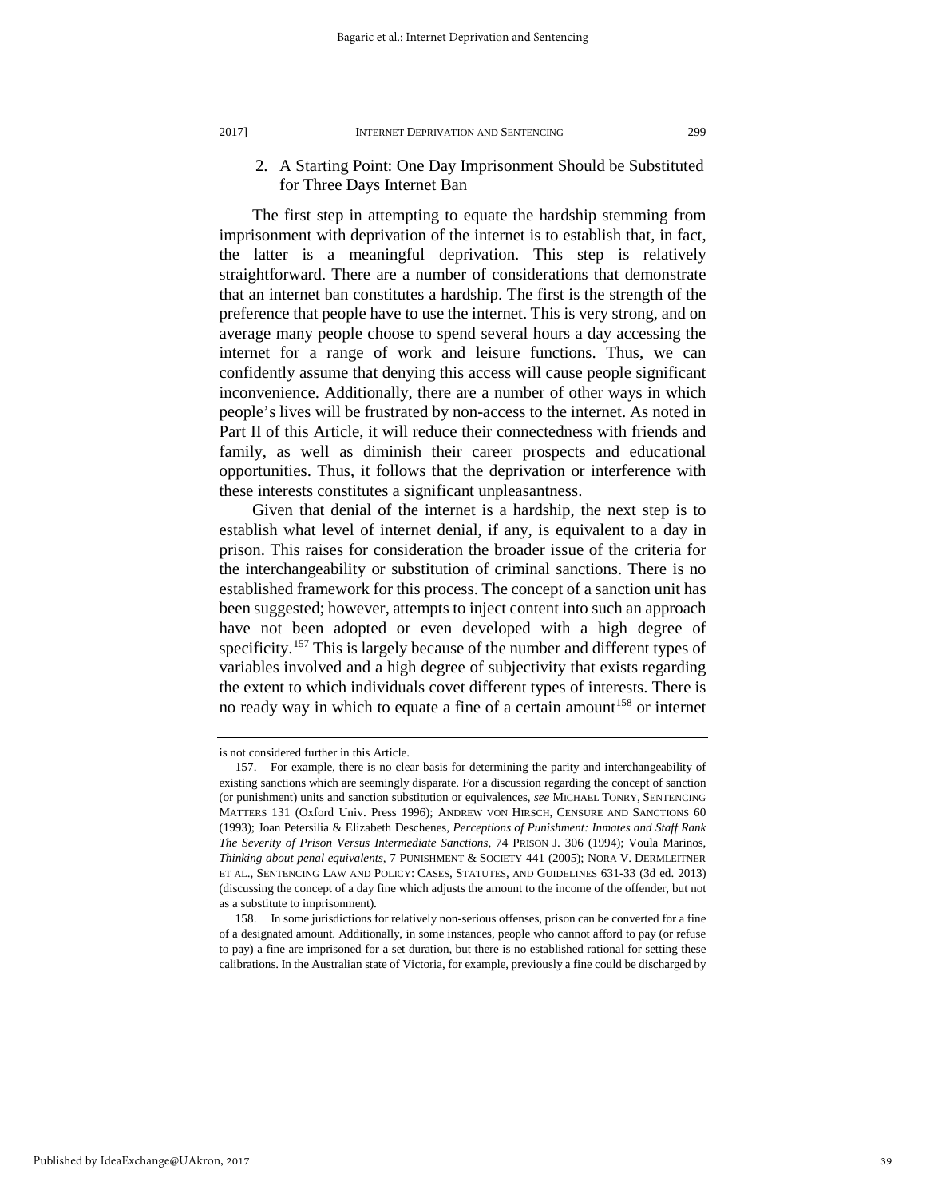### 2. A Starting Point: One Day Imprisonment Should be Substituted for Three Days Internet Ban

The first step in attempting to equate the hardship stemming from imprisonment with deprivation of the internet is to establish that, in fact, the latter is a meaningful deprivation. This step is relatively straightforward. There are a number of considerations that demonstrate that an internet ban constitutes a hardship. The first is the strength of the preference that people have to use the internet. This is very strong, and on average many people choose to spend several hours a day accessing the internet for a range of work and leisure functions. Thus, we can confidently assume that denying this access will cause people significant inconvenience. Additionally, there are a number of other ways in which people's lives will be frustrated by non-access to the internet. As noted in Part II of this Article, it will reduce their connectedness with friends and family, as well as diminish their career prospects and educational opportunities. Thus, it follows that the deprivation or interference with these interests constitutes a significant unpleasantness.

Given that denial of the internet is a hardship, the next step is to establish what level of internet denial, if any, is equivalent to a day in prison. This raises for consideration the broader issue of the criteria for the interchangeability or substitution of criminal sanctions. There is no established framework for this process. The concept of a sanction unit has been suggested; however, attempts to inject content into such an approach have not been adopted or even developed with a high degree of specificity.[157] This is largely because of the number and different types of variables involved and a high degree of subjectivity that exists regarding the extent to which individuals covet different types of interests. There is no ready way in which to equate a fine of a certain amount[158] or internet

---

is not considered further in this Article.

157. For example, there is no clear basis for determining the parity and interchangeability of existing sanctions which are seemingly disparate. For a discussion regarding the concept of sanction (or punishment) units and sanction substitution or equivalences, *see* MICHAEL TONRY, SENTENCING MATTERS 131 (Oxford Univ. Press 1996); ANDREW VON HIRSCH, CENSURE AND SANCTIONS 60 (1993); Joan Petersilia & Elizabeth Deschenes, *Perceptions of Punishment: Inmates and Staff Rank The Severity of Prison Versus Intermediate Sanctions*, 74 PRISON J. 306 (1994); Voula Marinos, *Thinking about penal equivalents*, 7 PUNISHMENT & SOCIETY 441 (2005); NORA V. DEMLEITNER ET AL., SENTENCING LAW AND POLICY: CASES, STATUTES, AND GUIDELINES 631-33 (3d ed. 2013) (discussing the concept of a day fine which adjusts the amount to the income of the offender, but not as a substitute to imprisonment).

158. In some jurisdictions for relatively non-serious offenses, prison can be converted for a fine of a designated amount. Additionally, in some instances, people who cannot afford to pay (or refuse to pay) a fine are imprisoned for a set duration, but there is no established rational for setting these calibrations. In the Australian state of Victoria, for example, previously a fine could be discharged by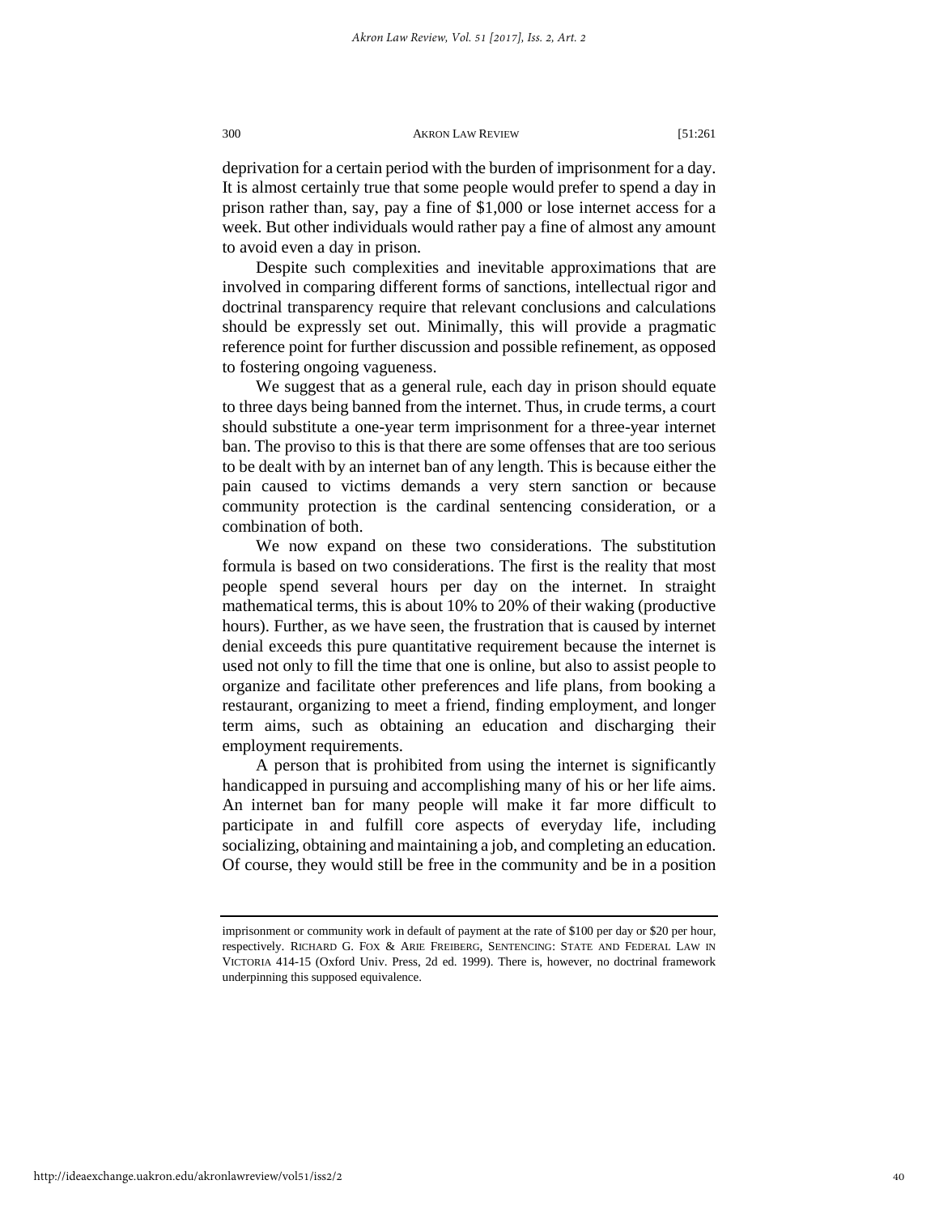deprivation for a certain period with the burden of imprisonment for a day. It is almost certainly true that some people would prefer to spend a day in prison rather than, say, pay a fine of $1,000 or lose internet access for a week. But other individuals would rather pay a fine of almost any amount to avoid even a day in prison.

Despite such complexities and inevitable approximations that are involved in comparing different forms of sanctions, intellectual rigor and doctrinal transparency require that relevant conclusions and calculations should be expressly set out. Minimally, this will provide a pragmatic reference point for further discussion and possible refinement, as opposed to fostering ongoing vagueness.

We suggest that as a general rule, each day in prison should equate to three days being banned from the internet. Thus, in crude terms, a court should substitute a one-year term imprisonment for a three-year internet ban. The proviso to this is that there are some offenses that are too serious to be dealt with by an internet ban of any length. This is because either the pain caused to victims demands a very stern sanction or because community protection is the cardinal sentencing consideration, or a combination of both.

We now expand on these two considerations. The substitution formula is based on two considerations. The first is the reality that most people spend several hours per day on the internet. In straight mathematical terms, this is about 10% to 20% of their waking (productive hours). Further, as we have seen, the frustration that is caused by internet denial exceeds this pure quantitative requirement because the internet is used not only to fill the time that one is online, but also to assist people to organize and facilitate other preferences and life plans, from booking a restaurant, organizing to meet a friend, finding employment, and longer term aims, such as obtaining an education and discharging their employment requirements.

A person that is prohibited from using the internet is significantly handicapped in pursuing and accomplishing many of his or her life aims. An internet ban for many people will make it far more difficult to participate in and fulfill core aspects of everyday life, including socializing, obtaining and maintaining a job, and completing an education. Of course, they would still be free in the community and be in a position

---

imprisonment or community work in default of payment at the rate of $100 per day or $20 per hour, respectively. RICHARD G. FOX & ARIE FREIBERG, SENTENCING: STATE AND FEDERAL LAW IN VICTORIA 414-15 (Oxford Univ. Press, 2d ed. 1999). There is, however, no doctrinal framework underpinning this supposed equivalence.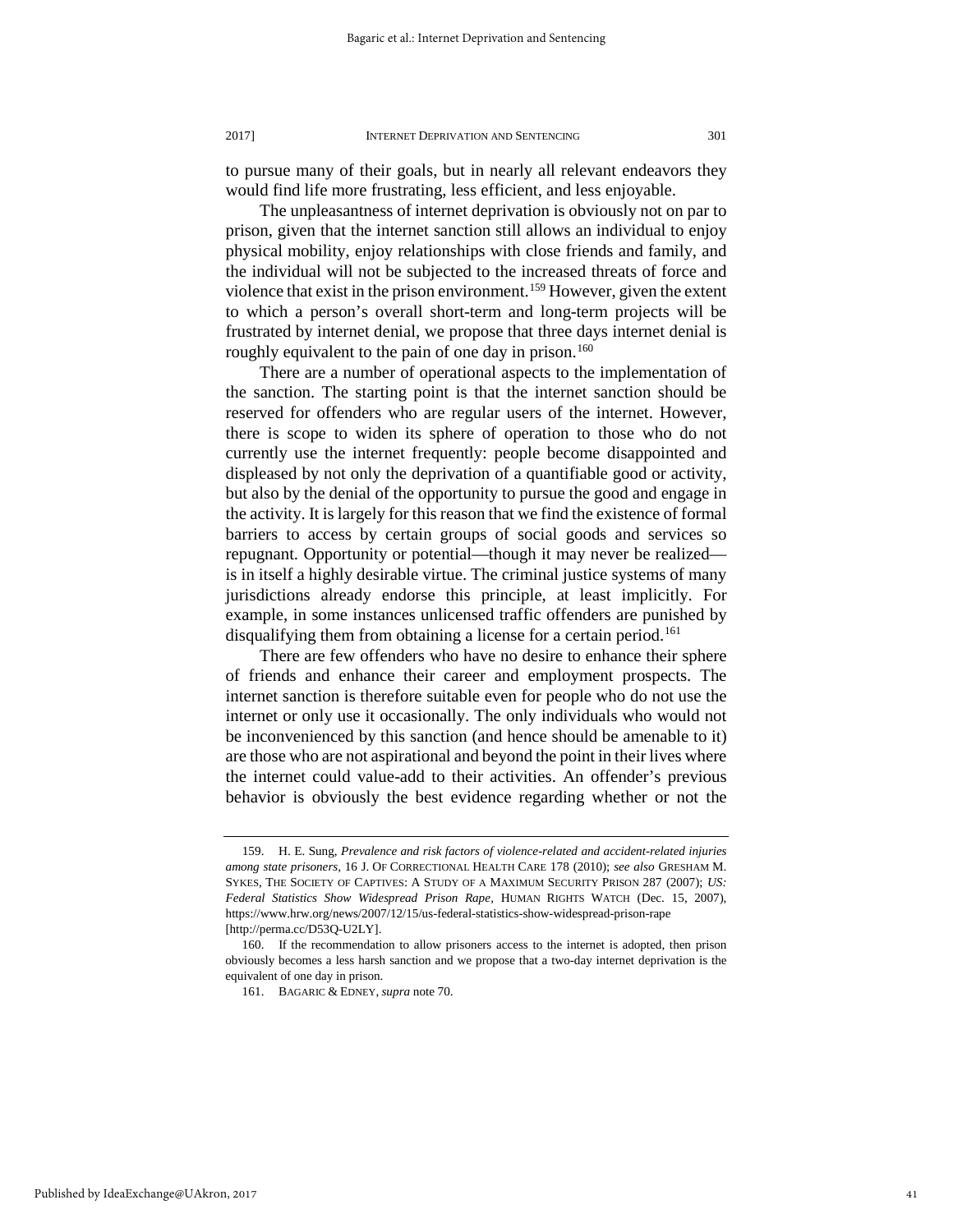to pursue many of their goals, but in nearly all relevant endeavors they would find life more frustrating, less efficient, and less enjoyable.

The unpleasantness of internet deprivation is obviously not on par to prison, given that the internet sanction still allows an individual to enjoy physical mobility, enjoy relationships with close friends and family, and the individual will not be subjected to the increased threats of force and violence that exist in the prison environment.[159] However, given the extent to which a person's overall short-term and long-term projects will be frustrated by internet denial, we propose that three days internet denial is roughly equivalent to the pain of one day in prison.[160]

There are a number of operational aspects to the implementation of the sanction. The starting point is that the internet sanction should be reserved for offenders who are regular users of the internet. However, there is scope to widen its sphere of operation to those who do not currently use the internet frequently: people become disappointed and displeased by not only the deprivation of a quantifiable good or activity, but also by the denial of the opportunity to pursue the good and engage in the activity. It is largely for this reason that we find the existence of formal barriers to access by certain groups of social goods and services so repugnant. Opportunity or potential—though it may never be realized—is in itself a highly desirable virtue. The criminal justice systems of many jurisdictions already endorse this principle, at least implicitly. For example, in some instances unlicensed traffic offenders are punished by disqualifying them from obtaining a license for a certain period.[161]

There are few offenders who have no desire to enhance their sphere of friends and enhance their career and employment prospects. The internet sanction is therefore suitable even for people who do not use the internet or only use it occasionally. The only individuals who would not be inconvenienced by this sanction (and hence should be amenable to it) are those who are not aspirational and beyond the point in their lives where the internet could value-add to their activities. An offender's previous behavior is obviously the best evidence regarding whether or not the

---

159. H. E. Sung, *Prevalence and risk factors of violence-related and accident-related injuries among state prisoners*, 16 J. OF CORRECTIONAL HEALTH CARE 178 (2010); *see also* GRESHAM M. SYKES, THE SOCIETY OF CAPTIVES: A STUDY OF A MAXIMUM SECURITY PRISON 287 (2007); *US: Federal Statistics Show Widespread Prison Rape*, HUMAN RIGHTS WATCH (Dec. 15, 2007), https://www.hrw.org/news/2007/12/15/us-federal-statistics-show-widespread-prison-rape [http://perma.cc/D53Q-U2LY].

160. If the recommendation to allow prisoners access to the internet is adopted, then prison obviously becomes a less harsh sanction and we propose that a two-day internet deprivation is the equivalent of one day in prison.

161. BAGARIC & EDNEY, *supra* note 70.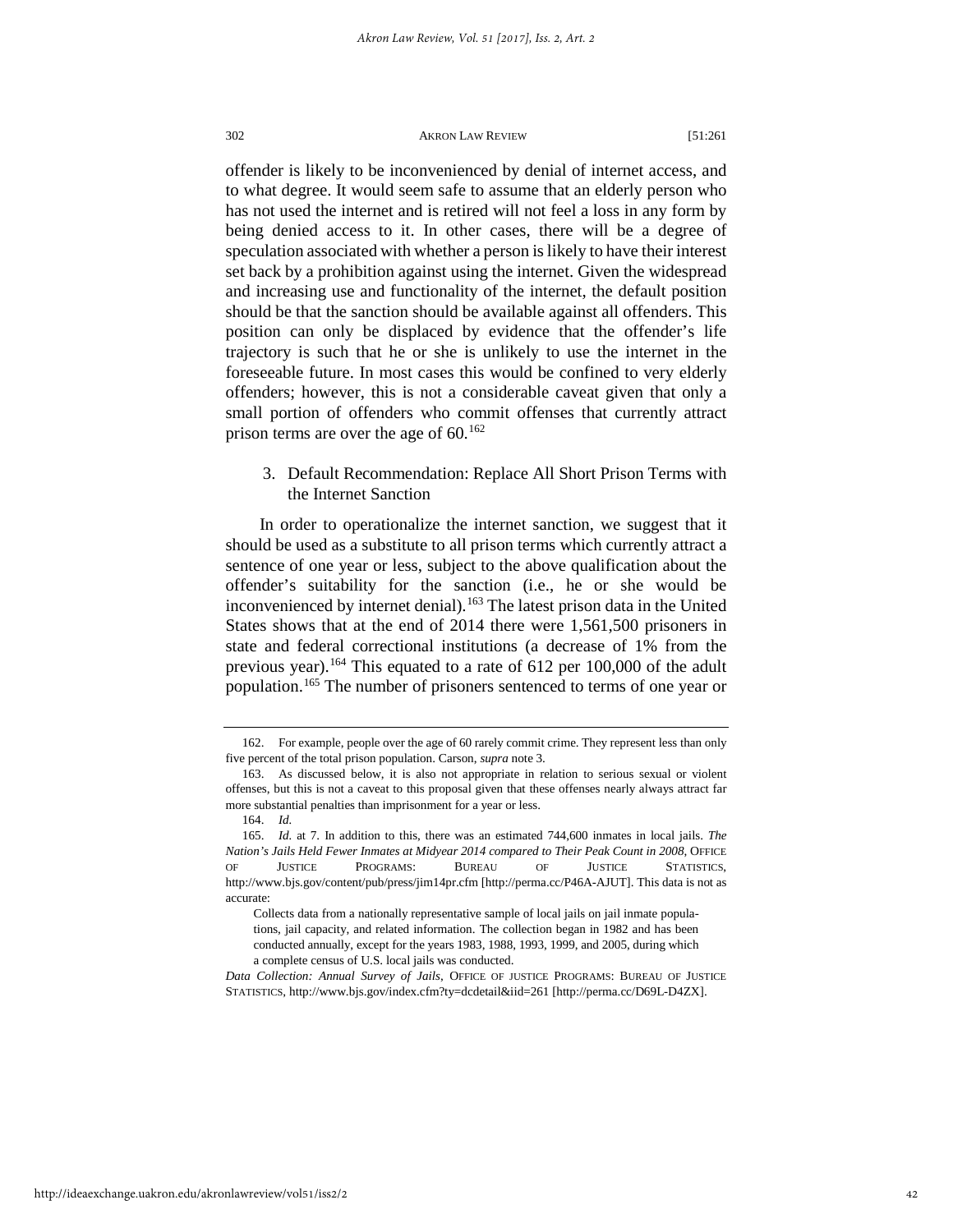offender is likely to be inconvenienced by denial of internet access, and to what degree. It would seem safe to assume that an elderly person who has not used the internet and is retired will not feel a loss in any form by being denied access to it. In other cases, there will be a degree of speculation associated with whether a person is likely to have their interest set back by a prohibition against using the internet. Given the widespread and increasing use and functionality of the internet, the default position should be that the sanction should be available against all offenders. This position can only be displaced by evidence that the offender's life trajectory is such that he or she is unlikely to use the internet in the foreseeable future. In most cases this would be confined to very elderly offenders; however, this is not a considerable caveat given that only a small portion of offenders who commit offenses that currently attract prison terms are over the age of 60.[162]

### 3. Default Recommendation: Replace All Short Prison Terms with the Internet Sanction

In order to operationalize the internet sanction, we suggest that it should be used as a substitute to all prison terms which currently attract a sentence of one year or less, subject to the above qualification about the offender's suitability for the sanction (i.e., he or she would be inconvenienced by internet denial).[163] The latest prison data in the United States shows that at the end of 2014 there were 1,561,500 prisoners in state and federal correctional institutions (a decrease of 1% from the previous year).[164] This equated to a rate of 612 per 100,000 of the adult population.[165] The number of prisoners sentenced to terms of one year or

---

162. For example, people over the age of 60 rarely commit crime. They represent less than only five percent of the total prison population. Carson, *supra* note 3.

163. As discussed below, it is also not appropriate in relation to serious sexual or violent offenses, but this is not a caveat to this proposal given that these offenses nearly always attract far more substantial penalties than imprisonment for a year or less.

164. *Id.*

165. *Id.* at 7. In addition to this, there was an estimated 744,600 inmates in local jails. *The Nation's Jails Held Fewer Inmates at Midyear 2014 compared to Their Peak Count in 2008*, OFFICE OF JUSTICE PROGRAMS: BUREAU OF JUSTICE STATISTICS, http://www.bjs.gov/content/pub/press/jim14pr.cfm [http://perma.cc/P46A-AJUT]. This data is not as accurate:

> Collects data from a nationally representative sample of local jails on jail inmate populations, jail capacity, and related information. The collection began in 1982 and has been conducted annually, except for the years 1983, 1988, 1993, 1999, and 2005, during which a complete census of U.S. local jails was conducted.

*Data Collection: Annual Survey of Jails*, OFFICE OF JUSTICE PROGRAMS: BUREAU OF JUSTICE STATISTICS, http://www.bjs.gov/index.cfm?ty=dcdetail&iid=261 [http://perma.cc/D69L-D4ZX].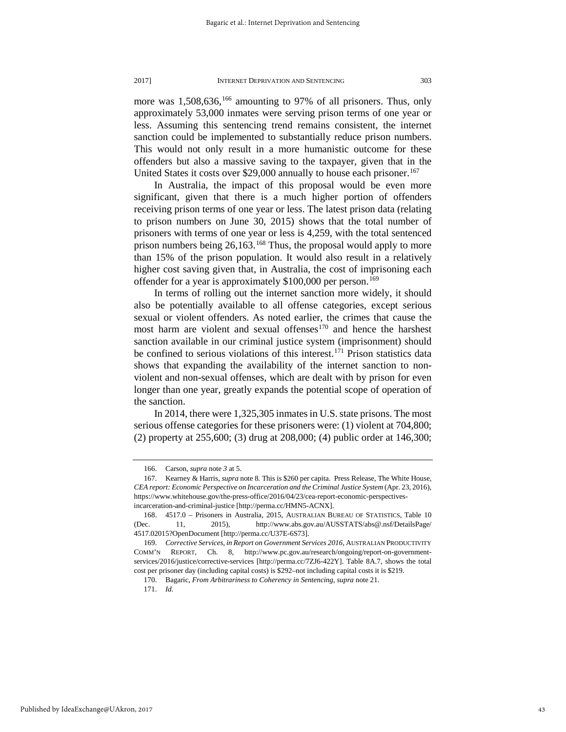more was 1,508,636,[166] amounting to 97% of all prisoners. Thus, only approximately 53,000 inmates were serving prison terms of one year or less. Assuming this sentencing trend remains consistent, the internet sanction could be implemented to substantially reduce prison numbers. This would not only result in a more humanistic outcome for these offenders but also a massive saving to the taxpayer, given that in the United States it costs over $29,000 annually to house each prisoner.[167]

In Australia, the impact of this proposal would be even more significant, given that there is a much higher portion of offenders receiving prison terms of one year or less. The latest prison data (relating to prison numbers on June 30, 2015) shows that the total number of prisoners with terms of one year or less is 4,259, with the total sentenced prison numbers being 26,163.[168] Thus, the proposal would apply to more than 15% of the prison population. It would also result in a relatively higher cost saving given that, in Australia, the cost of imprisoning each offender for a year is approximately $100,000 per person.[169]

In terms of rolling out the internet sanction more widely, it should also be potentially available to all offense categories, except serious sexual or violent offenders. As noted earlier, the crimes that cause the most harm are violent and sexual offenses[170] and hence the harshest sanction available in our criminal justice system (imprisonment) should be confined to serious violations of this interest.[171] Prison statistics data shows that expanding the availability of the internet sanction to non-violent and non-sexual offenses, which are dealt with by prison for even longer than one year, greatly expands the potential scope of operation of the sanction.

In 2014, there were 1,325,305 inmates in U.S. state prisons. The most serious offense categories for these prisoners were: (1) violent at 704,800; (2) property at 255,600; (3) drug at 208,000; (4) public order at 146,300;

---

166. Carson, *supra* note *3* at 5.

167. Kearney & Harris, *supra* note 8*.* This is $260 per capita. Press Release, The White House, *CEA report: Economic Perspective on Incarceration and the Criminal Justice System* (Apr. 23, 2016), https://www.whitehouse.gov/the-press-office/2016/04/23/cea-report-economic-perspectives-incarceration-and-criminal-justice [http://perma.cc/HMN5-ACNX].

168. 4517.0 – Prisoners in Australia, 2015, AUSTRALIAN BUREAU OF STATISTICS, Table 10 (Dec. 11, 2015), http://www.abs.gov.au/AUSSTATS/abs@.nsf/DetailsPage/4517.02015?OpenDocument [http://perma.cc/U37E-6S73].

169. *Corrective Services*, *in Report on Government Services 2016*, AUSTRALIAN PRODUCTIVITY COMM'N REPORT, Ch. 8, http://www.pc.gov.au/research/ongoing/report-on-government-services/2016/justice/corrective-services [http://perma.cc/7ZJ6-422Y]. Table 8A.7, shows the total cost per prisoner day (including capital costs) is $292–not including capital costs it is $219.

170. Bagaric, *From Arbitrariness to Coherency in Sentencing, supra* note 21.

171. *Id.*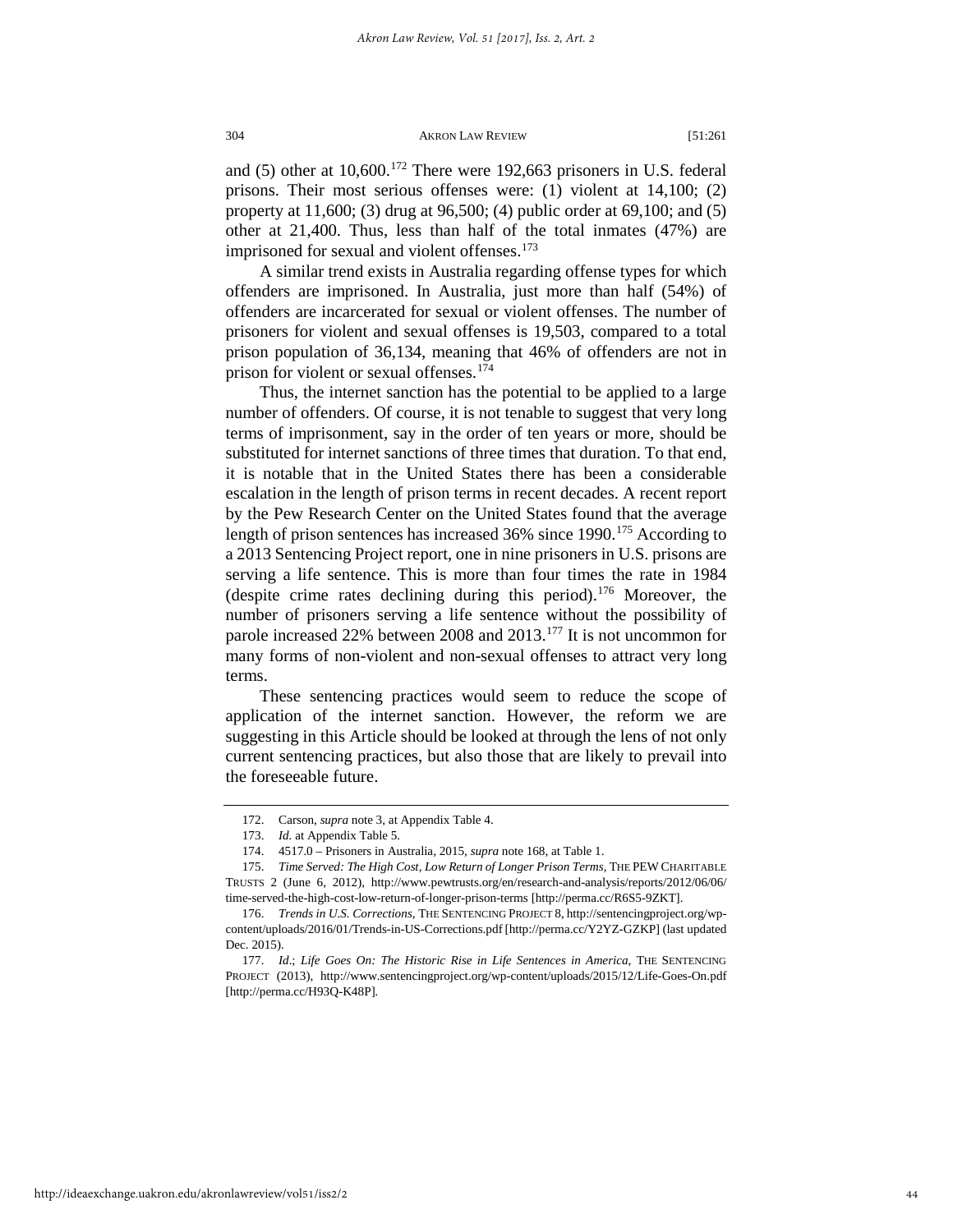and (5) other at 10,600.[172] There were 192,663 prisoners in U.S. federal prisons. Their most serious offenses were: (1) violent at 14,100; (2) property at 11,600; (3) drug at 96,500; (4) public order at 69,100; and (5) other at 21,400. Thus, less than half of the total inmates (47%) are imprisoned for sexual and violent offenses.[173]

A similar trend exists in Australia regarding offense types for which offenders are imprisoned. In Australia, just more than half (54%) of offenders are incarcerated for sexual or violent offenses. The number of prisoners for violent and sexual offenses is 19,503, compared to a total prison population of 36,134, meaning that 46% of offenders are not in prison for violent or sexual offenses.[174]

Thus, the internet sanction has the potential to be applied to a large number of offenders. Of course, it is not tenable to suggest that very long terms of imprisonment, say in the order of ten years or more, should be substituted for internet sanctions of three times that duration. To that end, it is notable that in the United States there has been a considerable escalation in the length of prison terms in recent decades. A recent report by the Pew Research Center on the United States found that the average length of prison sentences has increased 36% since 1990.[175] According to a 2013 Sentencing Project report, one in nine prisoners in U.S. prisons are serving a life sentence. This is more than four times the rate in 1984 (despite crime rates declining during this period).[176] Moreover, the number of prisoners serving a life sentence without the possibility of parole increased 22% between 2008 and 2013.[177] It is not uncommon for many forms of non-violent and non-sexual offenses to attract very long terms.

These sentencing practices would seem to reduce the scope of application of the internet sanction. However, the reform we are suggesting in this Article should be looked at through the lens of not only current sentencing practices, but also those that are likely to prevail into the foreseeable future.

---

172. Carson, *supra* note 3, at Appendix Table 4.

173. *Id.* at Appendix Table 5.

174. 4517.0 – Prisoners in Australia, 2015, *supra* note 168, at Table 1.

175. *Time Served: The High Cost, Low Return of Longer Prison Terms*, THE PEW CHARITABLE TRUSTS 2 (June 6, 2012), http://www.pewtrusts.org/en/research-and-analysis/reports/2012/06/06/time-served-the-high-cost-low-return-of-longer-prison-terms [http://perma.cc/R6S5-9ZKT].

176. *Trends in U.S. Corrections*, THE SENTENCING PROJECT 8, http://sentencingproject.org/wp-content/uploads/2016/01/Trends-in-US-Corrections.pdf [http://perma.cc/Y2YZ-GZKP] (last updated Dec. 2015).

177. *Id.*; *Life Goes On: The Historic Rise in Life Sentences in America*, THE SENTENCING PROJECT (2013), http://www.sentencingproject.org/wp-content/uploads/2015/12/Life-Goes-On.pdf [http://perma.cc/H93Q-K48P].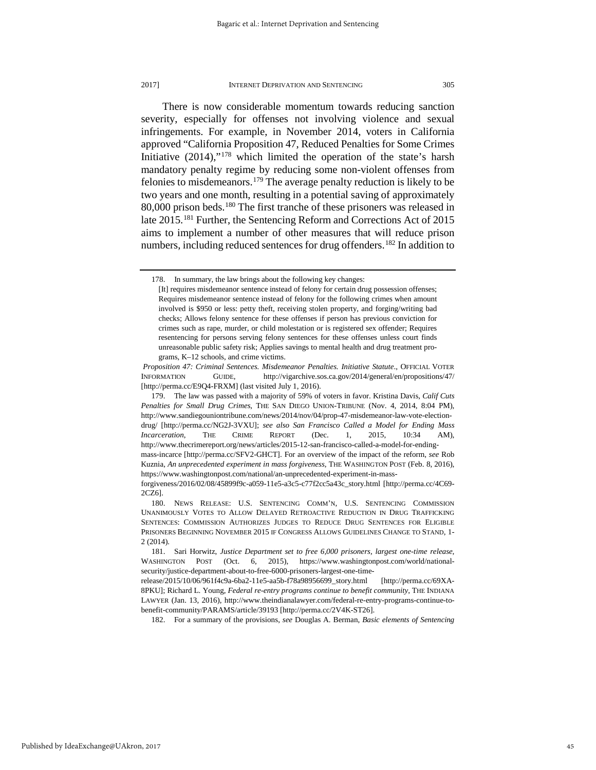There is now considerable momentum towards reducing sanction severity, especially for offenses not involving violence and sexual infringements. For example, in November 2014, voters in California approved "California Proposition 47, Reduced Penalties for Some Crimes Initiative (2014),"[178] which limited the operation of the state's harsh mandatory penalty regime by reducing some non-violent offenses from felonies to misdemeanors.[179] The average penalty reduction is likely to be two years and one month, resulting in a potential saving of approximately 80,000 prison beds.[180] The first tranche of these prisoners was released in late 2015.[181] Further, the Sentencing Reform and Corrections Act of 2015 aims to implement a number of other measures that will reduce prison numbers, including reduced sentences for drug offenders.[182] In addition to

---

178. In summary, the law brings about the following key changes:

> [It] requires misdemeanor sentence instead of felony for certain drug possession offenses; Requires misdemeanor sentence instead of felony for the following crimes when amount involved is $950 or less: petty theft, receiving stolen property, and forging/writing bad checks; Allows felony sentence for these offenses if person has previous conviction for crimes such as rape, murder, or child molestation or is registered sex offender; Requires resentencing for persons serving felony sentences for these offenses unless court finds unreasonable public safety risk; Applies savings to mental health and drug treatment programs, K–12 schools, and crime victims.

*Proposition 47: Criminal Sentences. Misdemeanor Penalties. Initiative Statute*., OFFICIAL VOTER INFORMATION GUIDE, http://vigarchive.sos.ca.gov/2014/general/en/propositions/47/ [http://perma.cc/E9Q4-FRXM] (last visited July 1, 2016).

179. The law was passed with a majority of 59% of voters in favor. Kristina Davis, *Calif Cuts Penalties for Small Drug Crimes*, THE SAN DIEGO UNION-TRIBUNE (Nov. 4, 2014, 8:04 PM), http://www.sandiegouniontribune.com/news/2014/nov/04/prop-47-misdemeanor-law-vote-election-drug/ [http://perma.cc/NG2J-3VXU]; *see also San Francisco Called a Model for Ending Mass Incarceration*, THE CRIME REPORT (Dec. 1, 2015, 10:34 AM), http://www.thecrimereport.org/news/articles/2015-12-san-francisco-called-a-model-for-ending-mass-incarce [http://perma.cc/SFV2-GHCT]. For an overview of the impact of the reform, *see* Rob Kuznia, *An unprecedented experiment in mass forgiveness*, THE WASHINGTON POST (Feb. 8, 2016), https://www.washingtonpost.com/national/an-unprecedented-experiment-in-mass-forgiveness/2016/02/08/45899f9c-a059-11e5-a3c5-c77f2cc5a43c_story.html [http://perma.cc/4C69-2CZ6].

180. NEWS RELEASE: U.S. SENTENCING COMM'N, U.S. SENTENCING COMMISSION UNANIMOUSLY VOTES TO ALLOW DELAYED RETROACTIVE REDUCTION IN DRUG TRAFFICKING SENTENCES: COMMISSION AUTHORIZES JUDGES TO REDUCE DRUG SENTENCES FOR ELIGIBLE PRISONERS BEGINNING NOVEMBER 2015 IF CONGRESS ALLOWS GUIDELINES CHANGE TO STAND, 1-2 (2014).

181. Sari Horwitz, *Justice Department set to free 6,000 prisoners, largest one-time release*, WASHINGTON POST (Oct. 6, 2015), https://www.washingtonpost.com/world/national-security/justice-department-about-to-free-6000-prisoners-largest-one-time-release/2015/10/06/961f4c9a-6ba2-11e5-aa5b-f78a98956699_story.html [http://perma.cc/69XA-8PKU]; Richard L. Young, *Federal re-entry programs continue to benefit community*, THE INDIANA LAWYER (Jan. 13, 2016), http://www.theindianalawyer.com/federal-re-entry-programs-continue-to-benefit-community/PARAMS/article/39193 [http://perma.cc/2V4K-ST26].

182. For a summary of the provisions, *see* Douglas A. Berman, *Basic elements of Sentencing*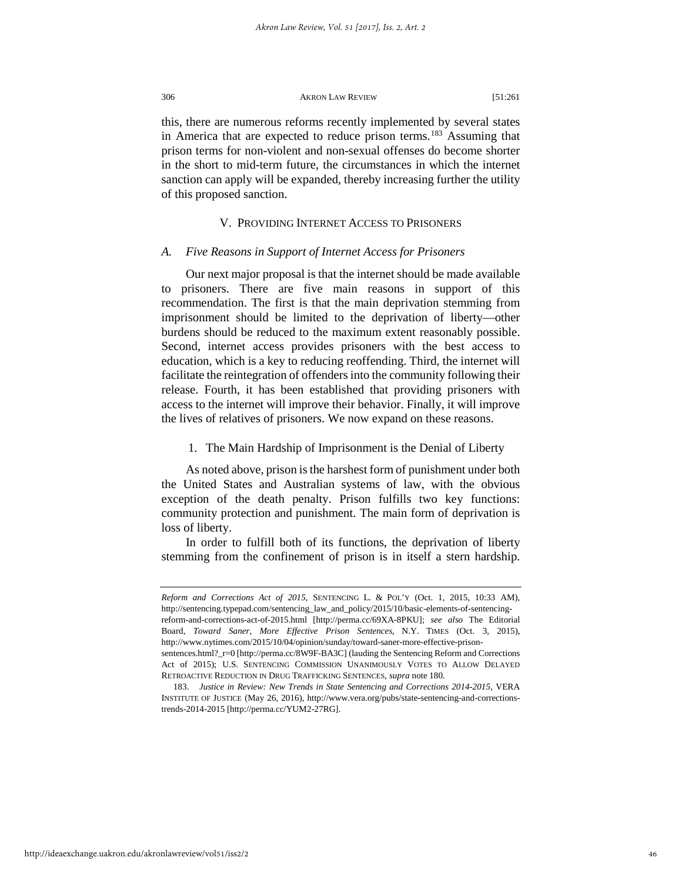this, there are numerous reforms recently implemented by several states in America that are expected to reduce prison terms.[183] Assuming that prison terms for non-violent and non-sexual offenses do become shorter in the short to mid-term future, the circumstances in which the internet sanction can apply will be expanded, thereby increasing further the utility of this proposed sanction.

## V. PROVIDING INTERNET ACCESS TO PRISONERS

### *A. Five Reasons in Support of Internet Access for Prisoners*

Our next major proposal is that the internet should be made available to prisoners. There are five main reasons in support of this recommendation. The first is that the main deprivation stemming from imprisonment should be limited to the deprivation of liberty—other burdens should be reduced to the maximum extent reasonably possible. Second, internet access provides prisoners with the best access to education, which is a key to reducing reoffending. Third, the internet will facilitate the reintegration of offenders into the community following their release. Fourth, it has been established that providing prisoners with access to the internet will improve their behavior. Finally, it will improve the lives of relatives of prisoners. We now expand on these reasons.

#### 1. The Main Hardship of Imprisonment is the Denial of Liberty

As noted above, prison is the harshest form of punishment under both the United States and Australian systems of law, with the obvious exception of the death penalty. Prison fulfills two key functions: community protection and punishment. The main form of deprivation is loss of liberty.

In order to fulfill both of its functions, the deprivation of liberty stemming from the confinement of prison is in itself a stern hardship.

---

*Reform and Corrections Act of 2015*, SENTENCING L. & POL'Y (Oct. 1, 2015, 10:33 AM), http://sentencing.typepad.com/sentencing_law_and_policy/2015/10/basic-elements-of-sentencing-reform-and-corrections-act-of-2015.html [http://perma.cc/69XA-8PKU]; *see also* The Editorial Board, *Toward Saner, More Effective Prison Sentences*, N.Y. TIMES (Oct. 3, 2015), http://www.nytimes.com/2015/10/04/opinion/sunday/toward-saner-more-effective-prison-sentences.html?_r=0 [http://perma.cc/8W9F-BA3C] (lauding the Sentencing Reform and Corrections Act of 2015); U.S. SENTENCING COMMISSION UNANIMOUSLY VOTES TO ALLOW DELAYED RETROACTIVE REDUCTION IN DRUG TRAFFICKING SENTENCES, *supra* note 180.

183. *Justice in Review: New Trends in State Sentencing and Corrections 2014-2015*, VERA INSTITUTE OF JUSTICE (May 26, 2016), http://www.vera.org/pubs/state-sentencing-and-corrections-trends-2014-2015 [http://perma.cc/YUM2-27RG].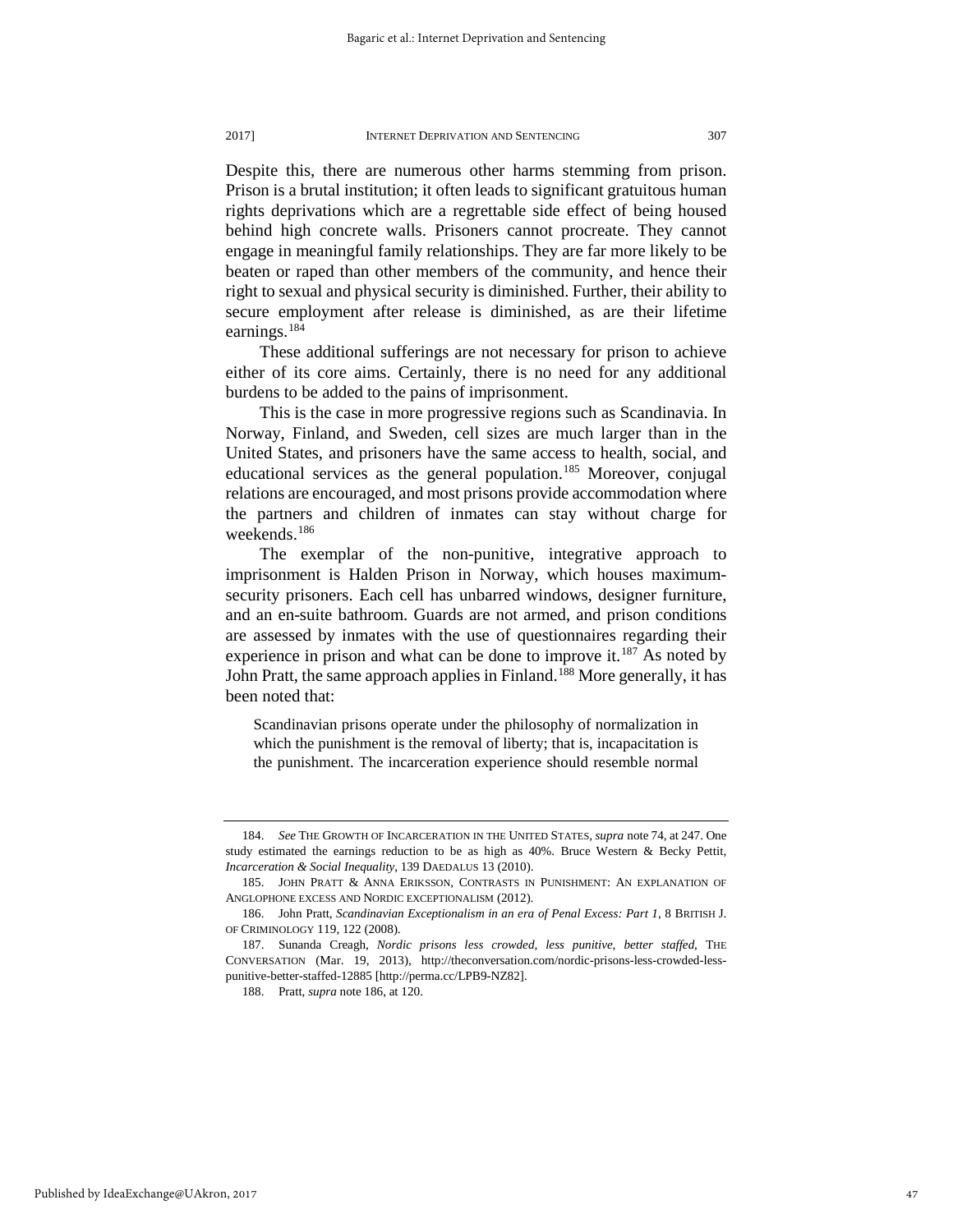Despite this, there are numerous other harms stemming from prison. Prison is a brutal institution; it often leads to significant gratuitous human rights deprivations which are a regrettable side effect of being housed behind high concrete walls. Prisoners cannot procreate. They cannot engage in meaningful family relationships. They are far more likely to be beaten or raped than other members of the community, and hence their right to sexual and physical security is diminished. Further, their ability to secure employment after release is diminished, as are their lifetime earnings.[184]

These additional sufferings are not necessary for prison to achieve either of its core aims. Certainly, there is no need for any additional burdens to be added to the pains of imprisonment.

This is the case in more progressive regions such as Scandinavia. In Norway, Finland, and Sweden, cell sizes are much larger than in the United States, and prisoners have the same access to health, social, and educational services as the general population.[185] Moreover, conjugal relations are encouraged, and most prisons provide accommodation where the partners and children of inmates can stay without charge for weekends.[186]

The exemplar of the non-punitive, integrative approach to imprisonment is Halden Prison in Norway, which houses maximum-security prisoners. Each cell has unbarred windows, designer furniture, and an en-suite bathroom. Guards are not armed, and prison conditions are assessed by inmates with the use of questionnaires regarding their experience in prison and what can be done to improve it.[187] As noted by John Pratt, the same approach applies in Finland.[188] More generally, it has been noted that:

> Scandinavian prisons operate under the philosophy of normalization in which the punishment is the removal of liberty; that is, incapacitation is the punishment. The incarceration experience should resemble normal

---

184. *See* THE GROWTH OF INCARCERATION IN THE UNITED STATES, *supra* note 74, at 247. One study estimated the earnings reduction to be as high as 40%. Bruce Western & Becky Pettit, *Incarceration & Social Inequality*, 139 DAEDALUS 13 (2010).

185. JOHN PRATT & ANNA ERIKSSON, CONTRASTS IN PUNISHMENT: AN EXPLANATION OF ANGLOPHONE EXCESS AND NORDIC EXCEPTIONALISM (2012).

186. John Pratt, *Scandinavian Exceptionalism in an era of Penal Excess: Part 1*, 8 BRITISH J. OF CRIMINOLOGY 119, 122 (2008).

187. Sunanda Creagh, *Nordic prisons less crowded, less punitive, better staffed*, THE CONVERSATION (Mar. 19, 2013), http://theconversation.com/nordic-prisons-less-crowded-less-punitive-better-staffed-12885 [http://perma.cc/LPB9-NZ82].

188. Pratt, *supra* note 186, at 120.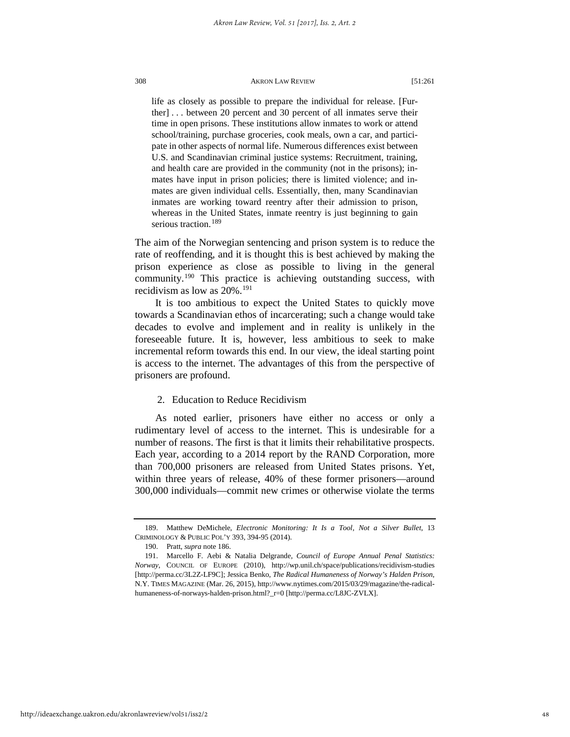> life as closely as possible to prepare the individual for release. [Further] . . . between 20 percent and 30 percent of all inmates serve their time in open prisons. These institutions allow inmates to work or attend school/training, purchase groceries, cook meals, own a car, and participate in other aspects of normal life. Numerous differences exist between U.S. and Scandinavian criminal justice systems: Recruitment, training, and health care are provided in the community (not in the prisons); inmates have input in prison policies; there is limited violence; and inmates are given individual cells. Essentially, then, many Scandinavian inmates are working toward reentry after their admission to prison, whereas in the United States, inmate reentry is just beginning to gain serious traction.[189]

The aim of the Norwegian sentencing and prison system is to reduce the rate of reoffending, and it is thought this is best achieved by making the prison experience as close as possible to living in the general community.[190] This practice is achieving outstanding success, with recidivism as low as 20%.[191]

It is too ambitious to expect the United States to quickly move towards a Scandinavian ethos of incarcerating; such a change would take decades to evolve and implement and in reality is unlikely in the foreseeable future. It is, however, less ambitious to seek to make incremental reform towards this end. In our view, the ideal starting point is access to the internet. The advantages of this from the perspective of prisoners are profound.

### 2. Education to Reduce Recidivism

As noted earlier, prisoners have either no access or only a rudimentary level of access to the internet. This is undesirable for a number of reasons. The first is that it limits their rehabilitative prospects. Each year, according to a 2014 report by the RAND Corporation, more than 700,000 prisoners are released from United States prisons. Yet, within three years of release, 40% of these former prisoners—around 300,000 individuals—commit new crimes or otherwise violate the terms

---

189. Matthew DeMichele, *Electronic Monitoring: It Is a Tool, Not a Silver Bullet*, 13 CRIMINOLOGY & PUBLIC POL'Y 393, 394-95 (2014).

190. Pratt, *supra* note 186.

191. Marcello F. Aebi & Natalia Delgrande, *Council of Europe Annual Penal Statistics: Norway*, COUNCIL OF EUROPE (2010), http://wp.unil.ch/space/publications/recidivism-studies [http://perma.cc/3L2Z-LF9C]; Jessica Benko, *The Radical Humaneness of Norway's Halden Prison*, N.Y. TIMES MAGAZINE (Mar. 26, 2015), http://www.nytimes.com/2015/03/29/magazine/the-radical-humaneness-of-norways-halden-prison.html?_r=0 [http://perma.cc/L8JC-ZVLX].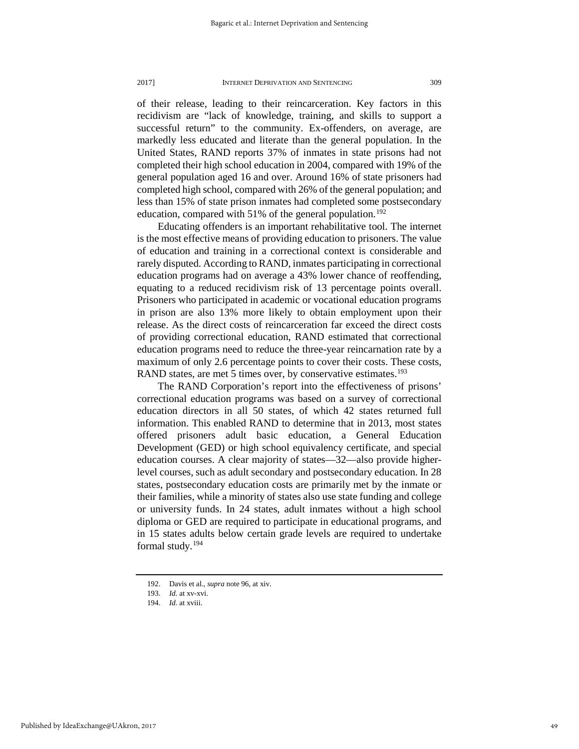of their release, leading to their reincarceration. Key factors in this recidivism are "lack of knowledge, training, and skills to support a successful return" to the community. Ex-offenders, on average, are markedly less educated and literate than the general population. In the United States, RAND reports 37% of inmates in state prisons had not completed their high school education in 2004, compared with 19% of the general population aged 16 and over. Around 16% of state prisoners had completed high school, compared with 26% of the general population; and less than 15% of state prison inmates had completed some postsecondary education, compared with 51% of the general population.[192]

Educating offenders is an important rehabilitative tool. The internet is the most effective means of providing education to prisoners. The value of education and training in a correctional context is considerable and rarely disputed. According to RAND, inmates participating in correctional education programs had on average a 43% lower chance of reoffending, equating to a reduced recidivism risk of 13 percentage points overall. Prisoners who participated in academic or vocational education programs in prison are also 13% more likely to obtain employment upon their release. As the direct costs of reincarceration far exceed the direct costs of providing correctional education, RAND estimated that correctional education programs need to reduce the three-year reincarnation rate by a maximum of only 2.6 percentage points to cover their costs. These costs, RAND states, are met 5 times over, by conservative estimates.[193]

The RAND Corporation's report into the effectiveness of prisons' correctional education programs was based on a survey of correctional education directors in all 50 states, of which 42 states returned full information. This enabled RAND to determine that in 2013, most states offered prisoners adult basic education, a General Education Development (GED) or high school equivalency certificate, and special education courses. A clear majority of states—32—also provide higher-level courses, such as adult secondary and postsecondary education. In 28 states, postsecondary education costs are primarily met by the inmate or their families, while a minority of states also use state funding and college or university funds. In 24 states, adult inmates without a high school diploma or GED are required to participate in educational programs, and in 15 states adults below certain grade levels are required to undertake formal study.[194]

---

192. Davis et al., *supra* note 96, at xiv.

193. *Id.* at xv-xvi.

194. *Id.* at xviii.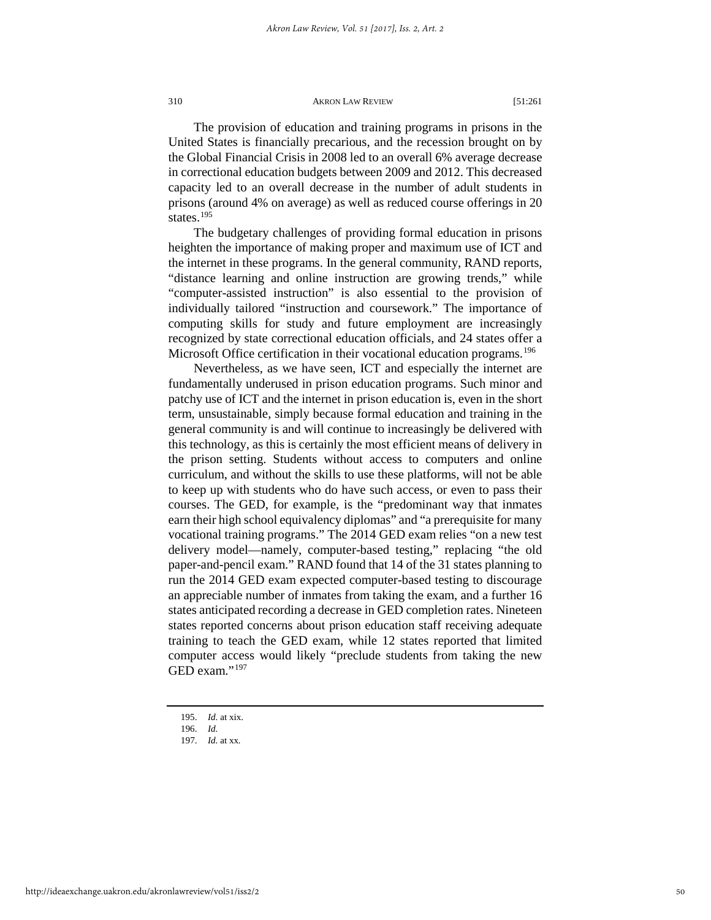The provision of education and training programs in prisons in the United States is financially precarious, and the recession brought on by the Global Financial Crisis in 2008 led to an overall 6% average decrease in correctional education budgets between 2009 and 2012. This decreased capacity led to an overall decrease in the number of adult students in prisons (around 4% on average) as well as reduced course offerings in 20 states.[195]

The budgetary challenges of providing formal education in prisons heighten the importance of making proper and maximum use of ICT and the internet in these programs. In the general community, RAND reports, "distance learning and online instruction are growing trends," while "computer-assisted instruction" is also essential to the provision of individually tailored "instruction and coursework." The importance of computing skills for study and future employment are increasingly recognized by state correctional education officials, and 24 states offer a Microsoft Office certification in their vocational education programs.[196]

Nevertheless, as we have seen, ICT and especially the internet are fundamentally underused in prison education programs. Such minor and patchy use of ICT and the internet in prison education is, even in the short term, unsustainable, simply because formal education and training in the general community is and will continue to increasingly be delivered with this technology, as this is certainly the most efficient means of delivery in the prison setting. Students without access to computers and online curriculum, and without the skills to use these platforms, will not be able to keep up with students who do have such access, or even to pass their courses. The GED, for example, is the "predominant way that inmates earn their high school equivalency diplomas" and "a prerequisite for many vocational training programs." The 2014 GED exam relies "on a new test delivery model—namely, computer-based testing," replacing "the old paper-and-pencil exam." RAND found that 14 of the 31 states planning to run the 2014 GED exam expected computer-based testing to discourage an appreciable number of inmates from taking the exam, and a further 16 states anticipated recording a decrease in GED completion rates. Nineteen states reported concerns about prison education staff receiving adequate training to teach the GED exam, while 12 states reported that limited computer access would likely "preclude students from taking the new GED exam."[197]

---

195. *Id.* at xix.

196. *Id.*

197. *Id.* at xx.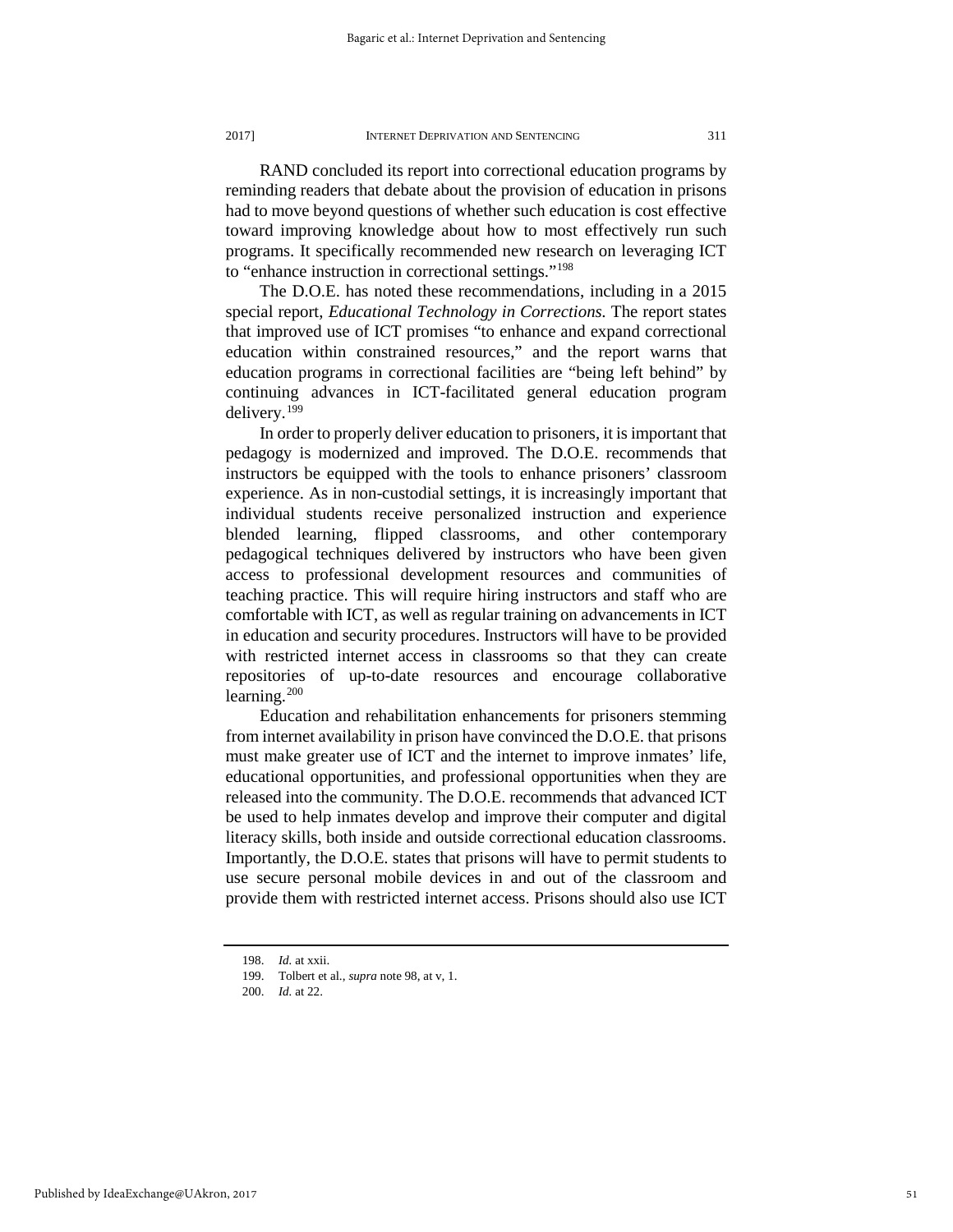RAND concluded its report into correctional education programs by reminding readers that debate about the provision of education in prisons had to move beyond questions of whether such education is cost effective toward improving knowledge about how to most effectively run such programs. It specifically recommended new research on leveraging ICT to "enhance instruction in correctional settings."[198]

The D.O.E. has noted these recommendations, including in a 2015 special report, *Educational Technology in Corrections.* The report states that improved use of ICT promises "to enhance and expand correctional education within constrained resources," and the report warns that education programs in correctional facilities are "being left behind" by continuing advances in ICT-facilitated general education program delivery.[199]

In order to properly deliver education to prisoners, it is important that pedagogy is modernized and improved. The D.O.E. recommends that instructors be equipped with the tools to enhance prisoners' classroom experience. As in non-custodial settings, it is increasingly important that individual students receive personalized instruction and experience blended learning, flipped classrooms, and other contemporary pedagogical techniques delivered by instructors who have been given access to professional development resources and communities of teaching practice. This will require hiring instructors and staff who are comfortable with ICT, as well as regular training on advancements in ICT in education and security procedures. Instructors will have to be provided with restricted internet access in classrooms so that they can create repositories of up-to-date resources and encourage collaborative learning.[200]

Education and rehabilitation enhancements for prisoners stemming from internet availability in prison have convinced the D.O.E. that prisons must make greater use of ICT and the internet to improve inmates' life, educational opportunities, and professional opportunities when they are released into the community. The D.O.E. recommends that advanced ICT be used to help inmates develop and improve their computer and digital literacy skills, both inside and outside correctional education classrooms. Importantly, the D.O.E. states that prisons will have to permit students to use secure personal mobile devices in and out of the classroom and provide them with restricted internet access. Prisons should also use ICT

---

198. *Id.* at xxii.

199. Tolbert et al., *supra* note 98, at v, 1.

200. *Id.* at 22.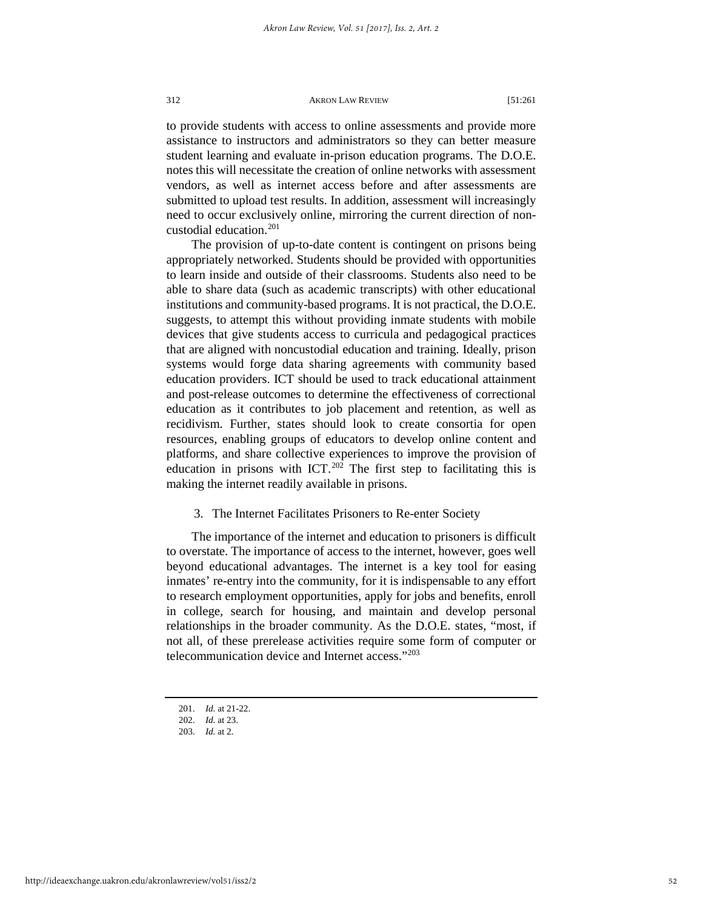to provide students with access to online assessments and provide more assistance to instructors and administrators so they can better measure student learning and evaluate in-prison education programs. The D.O.E. notes this will necessitate the creation of online networks with assessment vendors, as well as internet access before and after assessments are submitted to upload test results. In addition, assessment will increasingly need to occur exclusively online, mirroring the current direction of non-custodial education.[201]

The provision of up-to-date content is contingent on prisons being appropriately networked. Students should be provided with opportunities to learn inside and outside of their classrooms. Students also need to be able to share data (such as academic transcripts) with other educational institutions and community-based programs. It is not practical, the D.O.E. suggests, to attempt this without providing inmate students with mobile devices that give students access to curricula and pedagogical practices that are aligned with noncustodial education and training. Ideally, prison systems would forge data sharing agreements with community based education providers. ICT should be used to track educational attainment and post-release outcomes to determine the effectiveness of correctional education as it contributes to job placement and retention, as well as recidivism. Further, states should look to create consortia for open resources, enabling groups of educators to develop online content and platforms, and share collective experiences to improve the provision of education in prisons with ICT.[202] The first step to facilitating this is making the internet readily available in prisons.

### 3. The Internet Facilitates Prisoners to Re-enter Society

The importance of the internet and education to prisoners is difficult to overstate. The importance of access to the internet, however, goes well beyond educational advantages. The internet is a key tool for easing inmates' re-entry into the community, for it is indispensable to any effort to research employment opportunities, apply for jobs and benefits, enroll in college, search for housing, and maintain and develop personal relationships in the broader community. As the D.O.E. states, "most, if not all, of these prerelease activities require some form of computer or telecommunication device and Internet access."[203]

---

201. *Id.* at 21-22.
202. *Id.* at 23.
203. *Id.* at 2.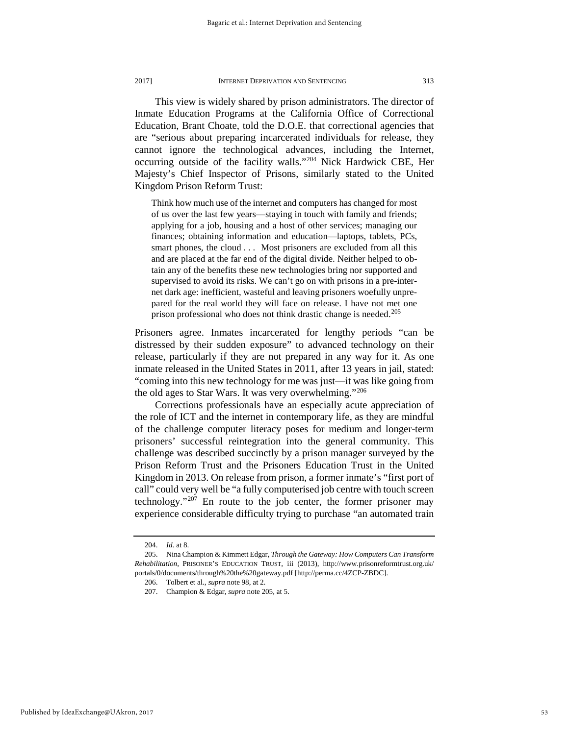This view is widely shared by prison administrators. The director of Inmate Education Programs at the California Office of Correctional Education, Brant Choate, told the D.O.E. that correctional agencies that are "serious about preparing incarcerated individuals for release, they cannot ignore the technological advances, including the Internet, occurring outside of the facility walls."[204] Nick Hardwick CBE, Her Majesty's Chief Inspector of Prisons, similarly stated to the United Kingdom Prison Reform Trust:

> Think how much use of the internet and computers has changed for most of us over the last few years—staying in touch with family and friends; applying for a job, housing and a host of other services; managing our finances; obtaining information and education—laptops, tablets, PCs, smart phones, the cloud . . . Most prisoners are excluded from all this and are placed at the far end of the digital divide. Neither helped to obtain any of the benefits these new technologies bring nor supported and supervised to avoid its risks. We can't go on with prisons in a pre-internet dark age: inefficient, wasteful and leaving prisoners woefully unprepared for the real world they will face on release. I have not met one prison professional who does not think drastic change is needed.[205]

Prisoners agree. Inmates incarcerated for lengthy periods "can be distressed by their sudden exposure" to advanced technology on their release, particularly if they are not prepared in any way for it. As one inmate released in the United States in 2011, after 13 years in jail, stated: "coming into this new technology for me was just—it was like going from the old ages to Star Wars. It was very overwhelming."[206]

Corrections professionals have an especially acute appreciation of the role of ICT and the internet in contemporary life, as they are mindful of the challenge computer literacy poses for medium and longer-term prisoners' successful reintegration into the general community. This challenge was described succinctly by a prison manager surveyed by the Prison Reform Trust and the Prisoners Education Trust in the United Kingdom in 2013. On release from prison, a former inmate's "first port of call" could very well be "a fully computerised job centre with touch screen technology."[207] En route to the job center, the former prisoner may experience considerable difficulty trying to purchase "an automated train

---

204. *Id.* at 8.

205. Nina Champion & Kimmett Edgar, *Through the Gateway: How Computers Can Transform Rehabilitation*, PRISONER'S EDUCATION TRUST, iii (2013), http://www.prisonreformtrust.org.uk/portals/0/documents/through%20the%20gateway.pdf [http://perma.cc/4ZCP-ZBDC].

206. Tolbert et al., *supra* note 98, at 2.

207. Champion & Edgar, *supra* note 205, at 5.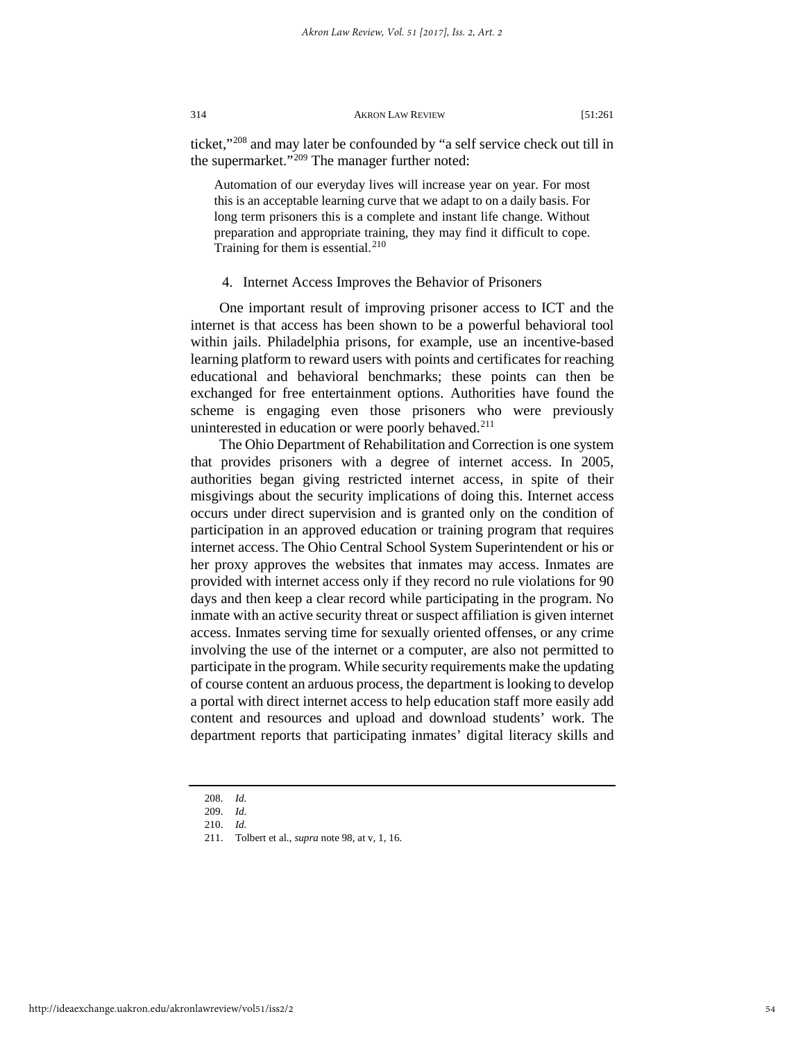ticket,"[208] and may later be confounded by "a self service check out till in the supermarket."[209] The manager further noted:

> Automation of our everyday lives will increase year on year. For most this is an acceptable learning curve that we adapt to on a daily basis. For long term prisoners this is a complete and instant life change. Without preparation and appropriate training, they may find it difficult to cope. Training for them is essential.[210]

#### 4. Internet Access Improves the Behavior of Prisoners

One important result of improving prisoner access to ICT and the internet is that access has been shown to be a powerful behavioral tool within jails. Philadelphia prisons, for example, use an incentive-based learning platform to reward users with points and certificates for reaching educational and behavioral benchmarks; these points can then be exchanged for free entertainment options. Authorities have found the scheme is engaging even those prisoners who were previously uninterested in education or were poorly behaved.[211]

The Ohio Department of Rehabilitation and Correction is one system that provides prisoners with a degree of internet access. In 2005, authorities began giving restricted internet access, in spite of their misgivings about the security implications of doing this. Internet access occurs under direct supervision and is granted only on the condition of participation in an approved education or training program that requires internet access. The Ohio Central School System Superintendent or his or her proxy approves the websites that inmates may access. Inmates are provided with internet access only if they record no rule violations for 90 days and then keep a clear record while participating in the program. No inmate with an active security threat or suspect affiliation is given internet access. Inmates serving time for sexually oriented offenses, or any crime involving the use of the internet or a computer, are also not permitted to participate in the program. While security requirements make the updating of course content an arduous process, the department is looking to develop a portal with direct internet access to help education staff more easily add content and resources and upload and download students' work. The department reports that participating inmates' digital literacy skills and

---

208. *Id.*

209. *Id.*

210. *Id.*

211. Tolbert et al., *supra* note 98, at v, 1, 16.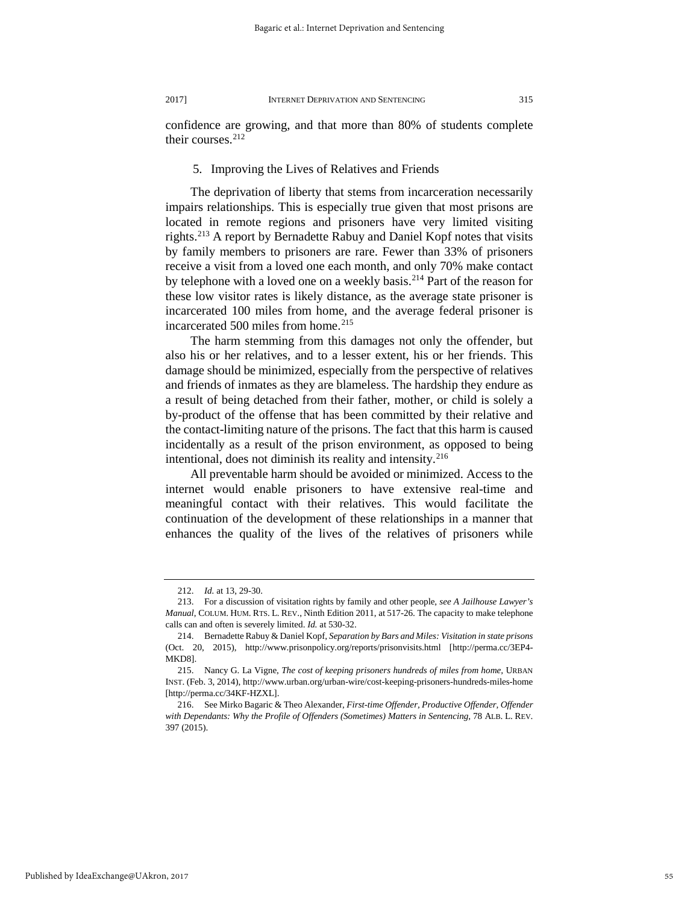confidence are growing, and that more than 80% of students complete their courses.[212]

### 5. Improving the Lives of Relatives and Friends

The deprivation of liberty that stems from incarceration necessarily impairs relationships. This is especially true given that most prisons are located in remote regions and prisoners have very limited visiting rights.[213] A report by Bernadette Rabuy and Daniel Kopf notes that visits by family members to prisoners are rare. Fewer than 33% of prisoners receive a visit from a loved one each month, and only 70% make contact by telephone with a loved one on a weekly basis.[214] Part of the reason for these low visitor rates is likely distance, as the average state prisoner is incarcerated 100 miles from home, and the average federal prisoner is incarcerated 500 miles from home.[215]

The harm stemming from this damages not only the offender, but also his or her relatives, and to a lesser extent, his or her friends. This damage should be minimized, especially from the perspective of relatives and friends of inmates as they are blameless. The hardship they endure as a result of being detached from their father, mother, or child is solely a by-product of the offense that has been committed by their relative and the contact-limiting nature of the prisons. The fact that this harm is caused incidentally as a result of the prison environment, as opposed to being intentional, does not diminish its reality and intensity.[216]

All preventable harm should be avoided or minimized. Access to the internet would enable prisoners to have extensive real-time and meaningful contact with their relatives. This would facilitate the continuation of the development of these relationships in a manner that enhances the quality of the lives of the relatives of prisoners while

---

212. *Id.* at 13, 29-30.

213. For a discussion of visitation rights by family and other people, *see A Jailhouse Lawyer's Manual*, COLUM. HUM. RTS. L. REV., Ninth Edition 2011, at 517-26. The capacity to make telephone calls can and often is severely limited. *Id.* at 530-32.

214. Bernadette Rabuy & Daniel Kopf, *Separation by Bars and Miles: Visitation in state prisons* (Oct. 20, 2015), http://www.prisonpolicy.org/reports/prisonvisits.html [http://perma.cc/3EP4-MKD8].

215. Nancy G. La Vigne, *The cost of keeping prisoners hundreds of miles from home*, URBAN INST. (Feb. 3, 2014), http://www.urban.org/urban-wire/cost-keeping-prisoners-hundreds-miles-home [http://perma.cc/34KF-HZXL].

216. See Mirko Bagaric & Theo Alexander, *First-time Offender, Productive Offender, Offender with Dependants: Why the Profile of Offenders (Sometimes) Matters in Sentencing*, 78 ALB. L. REV. 397 (2015).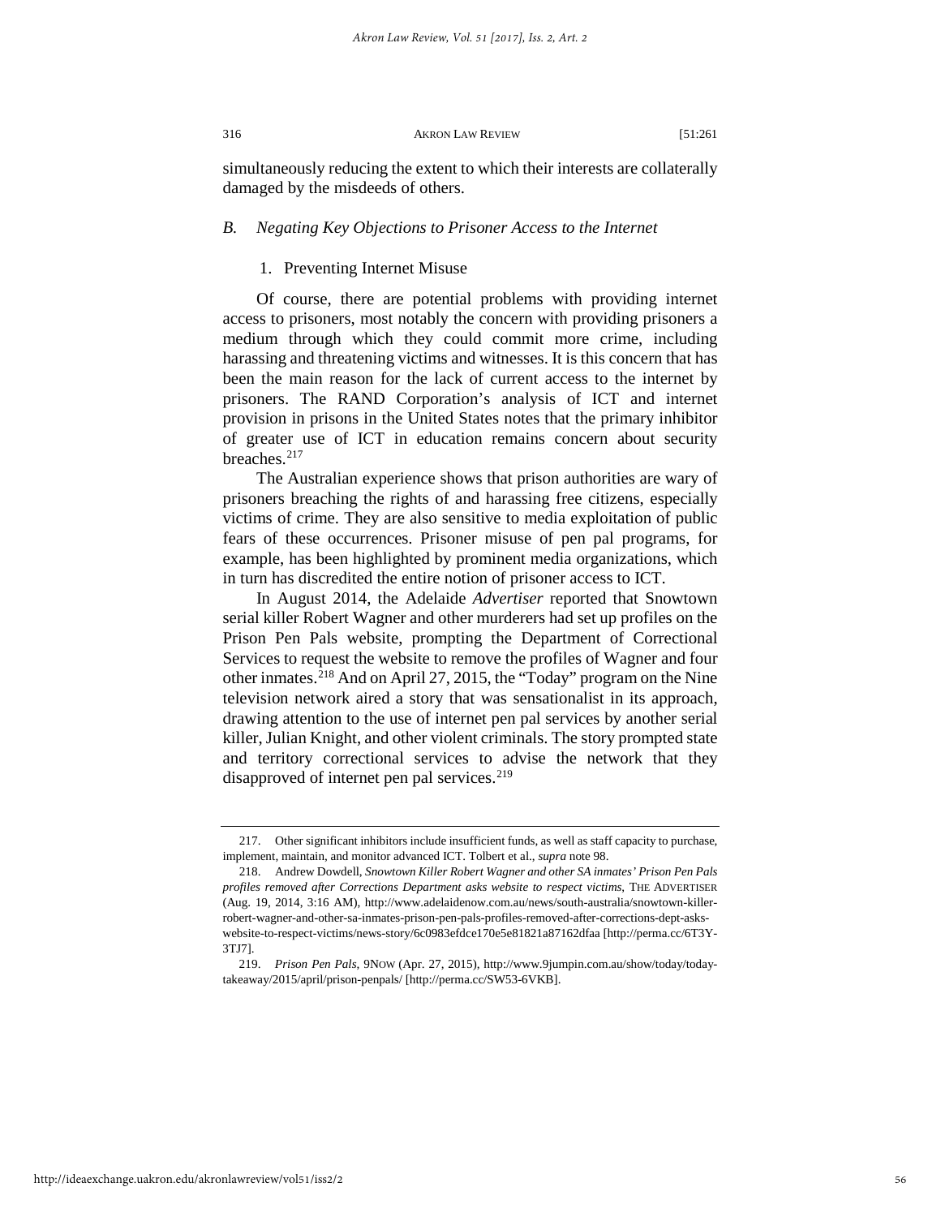simultaneously reducing the extent to which their interests are collaterally damaged by the misdeeds of others.

### *B. Negating Key Objections to Prisoner Access to the Internet*

#### 1. Preventing Internet Misuse

Of course, there are potential problems with providing internet access to prisoners, most notably the concern with providing prisoners a medium through which they could commit more crime, including harassing and threatening victims and witnesses. It is this concern that has been the main reason for the lack of current access to the internet by prisoners. The RAND Corporation's analysis of ICT and internet provision in prisons in the United States notes that the primary inhibitor of greater use of ICT in education remains concern about security breaches.[217]

The Australian experience shows that prison authorities are wary of prisoners breaching the rights of and harassing free citizens, especially victims of crime. They are also sensitive to media exploitation of public fears of these occurrences. Prisoner misuse of pen pal programs, for example, has been highlighted by prominent media organizations, which in turn has discredited the entire notion of prisoner access to ICT.

In August 2014, the Adelaide *Advertiser* reported that Snowtown serial killer Robert Wagner and other murderers had set up profiles on the Prison Pen Pals website, prompting the Department of Correctional Services to request the website to remove the profiles of Wagner and four other inmates.[218] And on April 27, 2015, the "Today" program on the Nine television network aired a story that was sensationalist in its approach, drawing attention to the use of internet pen pal services by another serial killer, Julian Knight, and other violent criminals. The story prompted state and territory correctional services to advise the network that they disapproved of internet pen pal services.[219]

---

217. Other significant inhibitors include insufficient funds, as well as staff capacity to purchase, implement, maintain, and monitor advanced ICT. Tolbert et al., *supra* note 98.

218. Andrew Dowdell, *Snowtown Killer Robert Wagner and other SA inmates' Prison Pen Pals profiles removed after Corrections Department asks website to respect victims*, THE ADVERTISER (Aug. 19, 2014, 3:16 AM), http://www.adelaidenow.com.au/news/south-australia/snowtown-killer-robert-wagner-and-other-sa-inmates-prison-pen-pals-profiles-removed-after-corrections-dept-asks-website-to-respect-victims/news-story/6c0983efdce170e5e81821a87162dfaa [http://perma.cc/6T3Y-3TJ7].

219. *Prison Pen Pals*, 9NOW (Apr. 27, 2015), http://www.9jumpin.com.au/show/today/today-takeaway/2015/april/prison-penpals/ [http://perma.cc/SW53-6VKB].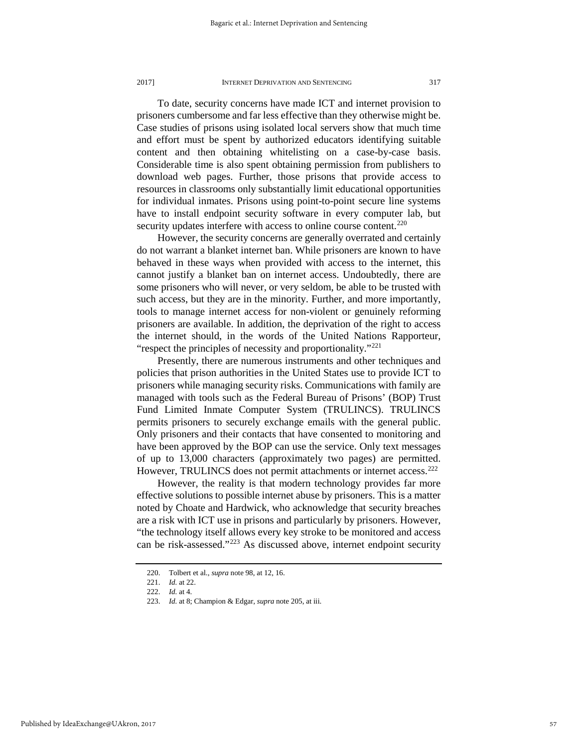To date, security concerns have made ICT and internet provision to prisoners cumbersome and far less effective than they otherwise might be. Case studies of prisons using isolated local servers show that much time and effort must be spent by authorized educators identifying suitable content and then obtaining whitelisting on a case-by-case basis. Considerable time is also spent obtaining permission from publishers to download web pages. Further, those prisons that provide access to resources in classrooms only substantially limit educational opportunities for individual inmates. Prisons using point-to-point secure line systems have to install endpoint security software in every computer lab, but security updates interfere with access to online course content.[220]

However, the security concerns are generally overrated and certainly do not warrant a blanket internet ban. While prisoners are known to have behaved in these ways when provided with access to the internet, this cannot justify a blanket ban on internet access. Undoubtedly, there are some prisoners who will never, or very seldom, be able to be trusted with such access, but they are in the minority. Further, and more importantly, tools to manage internet access for non-violent or genuinely reforming prisoners are available. In addition, the deprivation of the right to access the internet should, in the words of the United Nations Rapporteur, "respect the principles of necessity and proportionality."[221]

Presently, there are numerous instruments and other techniques and policies that prison authorities in the United States use to provide ICT to prisoners while managing security risks. Communications with family are managed with tools such as the Federal Bureau of Prisons' (BOP) Trust Fund Limited Inmate Computer System (TRULINCS). TRULINCS permits prisoners to securely exchange emails with the general public. Only prisoners and their contacts that have consented to monitoring and have been approved by the BOP can use the service. Only text messages of up to 13,000 characters (approximately two pages) are permitted. However, TRULINCS does not permit attachments or internet access.[222]

However, the reality is that modern technology provides far more effective solutions to possible internet abuse by prisoners. This is a matter noted by Choate and Hardwick, who acknowledge that security breaches are a risk with ICT use in prisons and particularly by prisoners. However, "the technology itself allows every key stroke to be monitored and access can be risk-assessed."[223] As discussed above, internet endpoint security

---

220. Tolbert et al., *supra* note 98, at 12, 16.

221. *Id.* at 22.

222. *Id.* at 4.

223. *Id.* at 8; Champion & Edgar, *supra* note 205, at iii.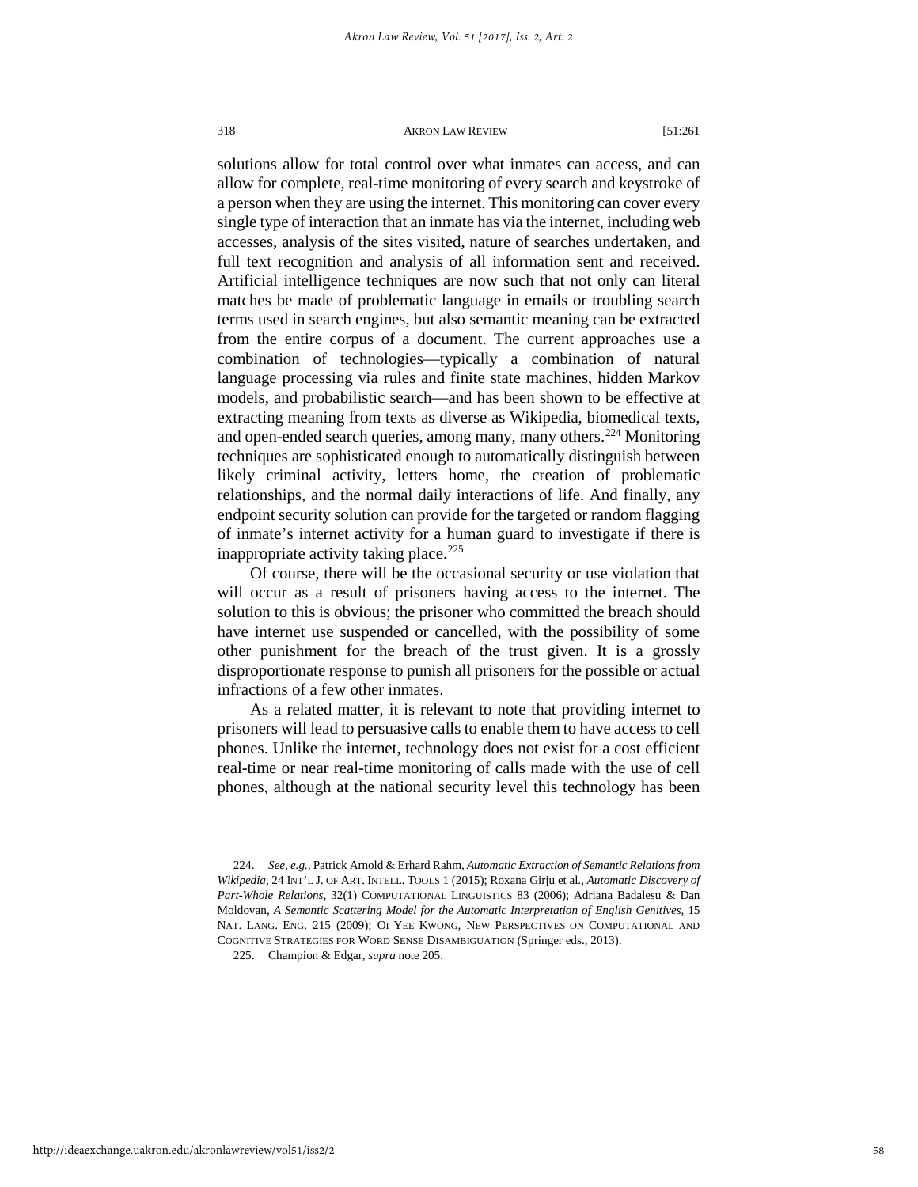solutions allow for total control over what inmates can access, and can allow for complete, real-time monitoring of every search and keystroke of a person when they are using the internet. This monitoring can cover every single type of interaction that an inmate has via the internet, including web accesses, analysis of the sites visited, nature of searches undertaken, and full text recognition and analysis of all information sent and received. Artificial intelligence techniques are now such that not only can literal matches be made of problematic language in emails or troubling search terms used in search engines, but also semantic meaning can be extracted from the entire corpus of a document. The current approaches use a combination of technologies—typically a combination of natural language processing via rules and finite state machines, hidden Markov models, and probabilistic search—and has been shown to be effective at extracting meaning from texts as diverse as Wikipedia, biomedical texts, and open-ended search queries, among many, many others.[224] Monitoring techniques are sophisticated enough to automatically distinguish between likely criminal activity, letters home, the creation of problematic relationships, and the normal daily interactions of life. And finally, any endpoint security solution can provide for the targeted or random flagging of inmate's internet activity for a human guard to investigate if there is inappropriate activity taking place.[225]

Of course, there will be the occasional security or use violation that will occur as a result of prisoners having access to the internet. The solution to this is obvious; the prisoner who committed the breach should have internet use suspended or cancelled, with the possibility of some other punishment for the breach of the trust given. It is a grossly disproportionate response to punish all prisoners for the possible or actual infractions of a few other inmates.

As a related matter, it is relevant to note that providing internet to prisoners will lead to persuasive calls to enable them to have access to cell phones. Unlike the internet, technology does not exist for a cost efficient real-time or near real-time monitoring of calls made with the use of cell phones, although at the national security level this technology has been

---

224. *See, e.g.*, Patrick Arnold & Erhard Rahm, *Automatic Extraction of Semantic Relations from Wikipedia*, 24 INT'L J. OF ART. INTELL. TOOLS 1 (2015); Roxana Girju et al., *Automatic Discovery of Part-Whole Relations*, 32(1) COMPUTATIONAL LINGUISTICS 83 (2006); Adriana Badalesu & Dan Moldovan, *A Semantic Scattering Model for the Automatic Interpretation of English Genitives*, 15 NAT. LANG. ENG. 215 (2009); OI YEE KWONG, NEW PERSPECTIVES ON COMPUTATIONAL AND COGNITIVE STRATEGIES FOR WORD SENSE DISAMBIGUATION (Springer eds., 2013).

225. Champion & Edgar, *supra* note 205.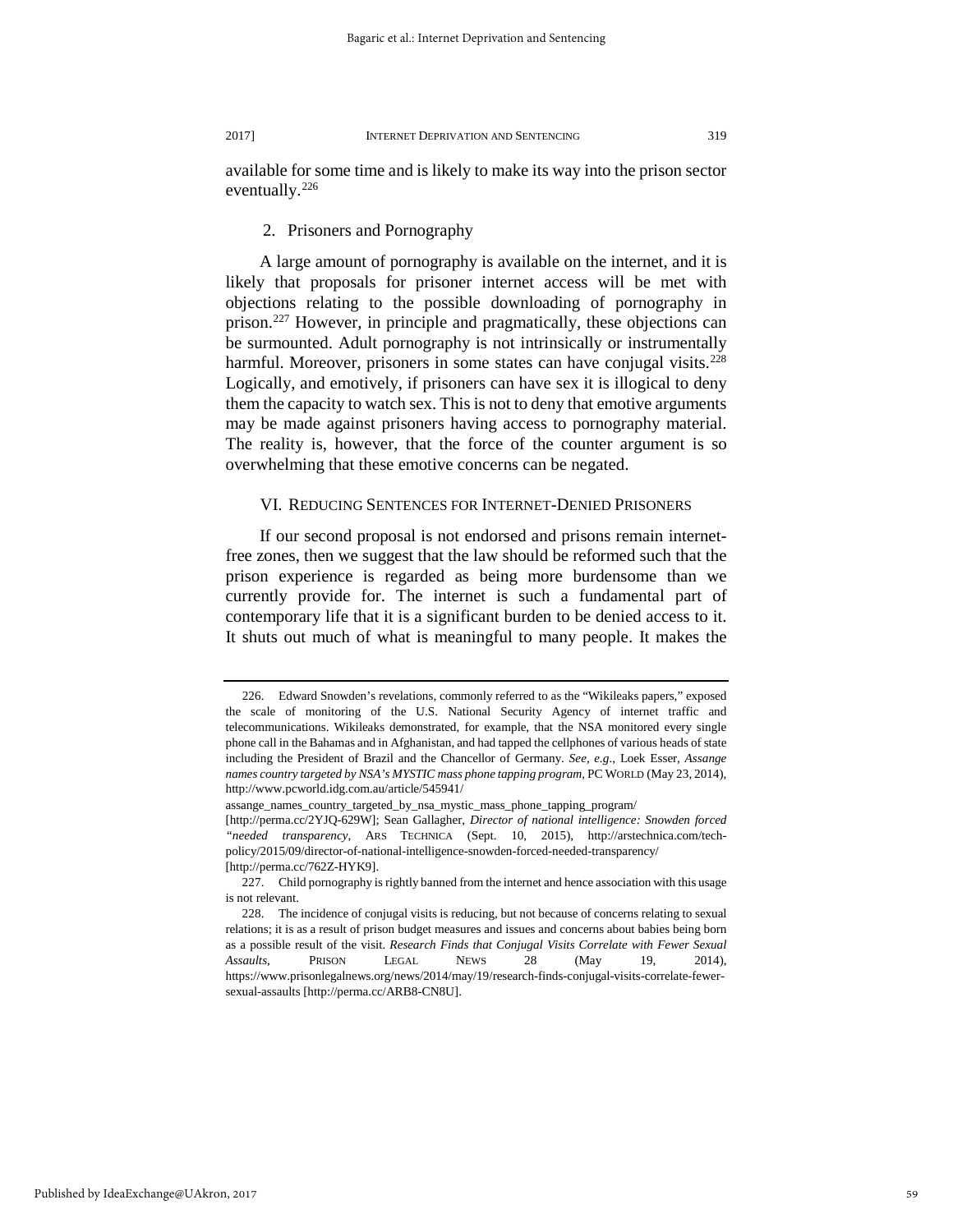available for some time and is likely to make its way into the prison sector eventually.[226]

### 2. Prisoners and Pornography

A large amount of pornography is available on the internet, and it is likely that proposals for prisoner internet access will be met with objections relating to the possible downloading of pornography in prison.[227] However, in principle and pragmatically, these objections can be surmounted. Adult pornography is not intrinsically or instrumentally harmful. Moreover, prisoners in some states can have conjugal visits.[228] Logically, and emotively, if prisoners can have sex it is illogical to deny them the capacity to watch sex. This is not to deny that emotive arguments may be made against prisoners having access to pornography material. The reality is, however, that the force of the counter argument is so overwhelming that these emotive concerns can be negated.

## VI. Reducing Sentences for Internet-Denied Prisoners

If our second proposal is not endorsed and prisons remain internet-free zones, then we suggest that the law should be reformed such that the prison experience is regarded as being more burdensome than we currently provide for. The internet is such a fundamental part of contemporary life that it is a significant burden to be denied access to it. It shuts out much of what is meaningful to many people. It makes the

---

226. Edward Snowden's revelations, commonly referred to as the "Wikileaks papers," exposed the scale of monitoring of the U.S. National Security Agency of internet traffic and telecommunications. Wikileaks demonstrated, for example, that the NSA monitored every single phone call in the Bahamas and in Afghanistan, and had tapped the cellphones of various heads of state including the President of Brazil and the Chancellor of Germany. *See, e.g.*, Loek Esser, *Assange names country targeted by NSA's MYSTIC mass phone tapping program*, PC WORLD (May 23, 2014), http://www.pcworld.idg.com.au/article/545941/assange_names_country_targeted_by_nsa_mystic_mass_phone_tapping_program/ [http://perma.cc/2YJQ-629W]; Sean Gallagher, *Director of national intelligence: Snowden forced "needed transparency*, ARS TECHNICA (Sept. 10, 2015), http://arstechnica.com/tech-policy/2015/09/director-of-national-intelligence-snowden-forced-needed-transparency/ [http://perma.cc/762Z-HYK9].

227. Child pornography is rightly banned from the internet and hence association with this usage is not relevant.

228. The incidence of conjugal visits is reducing, but not because of concerns relating to sexual relations; it is as a result of prison budget measures and issues and concerns about babies being born as a possible result of the visit. *Research Finds that Conjugal Visits Correlate with Fewer Sexual Assaults*, PRISON LEGAL NEWS 28 (May 19, 2014), https://www.prisonlegalnews.org/news/2014/may/19/research-finds-conjugal-visits-correlate-fewer-sexual-assaults [http://perma.cc/ARB8-CN8U].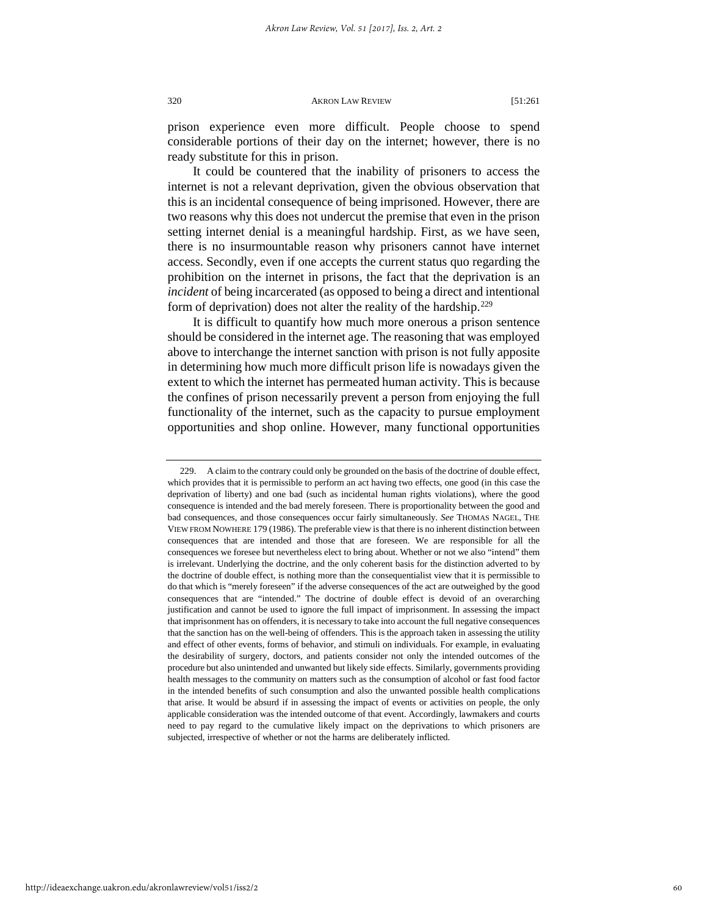prison experience even more difficult. People choose to spend considerable portions of their day on the internet; however, there is no ready substitute for this in prison.

It could be countered that the inability of prisoners to access the internet is not a relevant deprivation, given the obvious observation that this is an incidental consequence of being imprisoned. However, there are two reasons why this does not undercut the premise that even in the prison setting internet denial is a meaningful hardship. First, as we have seen, there is no insurmountable reason why prisoners cannot have internet access. Secondly, even if one accepts the current status quo regarding the prohibition on the internet in prisons, the fact that the deprivation is an *incident* of being incarcerated (as opposed to being a direct and intentional form of deprivation) does not alter the reality of the hardship.[229]

It is difficult to quantify how much more onerous a prison sentence should be considered in the internet age. The reasoning that was employed above to interchange the internet sanction with prison is not fully apposite in determining how much more difficult prison life is nowadays given the extent to which the internet has permeated human activity. This is because the confines of prison necessarily prevent a person from enjoying the full functionality of the internet, such as the capacity to pursue employment opportunities and shop online. However, many functional opportunities

---

229. A claim to the contrary could only be grounded on the basis of the doctrine of double effect, which provides that it is permissible to perform an act having two effects, one good (in this case the deprivation of liberty) and one bad (such as incidental human rights violations), where the good consequence is intended and the bad merely foreseen. There is proportionality between the good and bad consequences, and those consequences occur fairly simultaneously. *See* THOMAS NAGEL, THE VIEW FROM NOWHERE 179 (1986). The preferable view is that there is no inherent distinction between consequences that are intended and those that are foreseen. We are responsible for all the consequences we foresee but nevertheless elect to bring about. Whether or not we also "intend" them is irrelevant. Underlying the doctrine, and the only coherent basis for the distinction adverted to by the doctrine of double effect, is nothing more than the consequentialist view that it is permissible to do that which is "merely foreseen" if the adverse consequences of the act are outweighed by the good consequences that are "intended." The doctrine of double effect is devoid of an overarching justification and cannot be used to ignore the full impact of imprisonment. In assessing the impact that imprisonment has on offenders, it is necessary to take into account the full negative consequences that the sanction has on the well-being of offenders. This is the approach taken in assessing the utility and effect of other events, forms of behavior, and stimuli on individuals. For example, in evaluating the desirability of surgery, doctors, and patients consider not only the intended outcomes of the procedure but also unintended and unwanted but likely side effects. Similarly, governments providing health messages to the community on matters such as the consumption of alcohol or fast food factor in the intended benefits of such consumption and also the unwanted possible health complications that arise. It would be absurd if in assessing the impact of events or activities on people, the only applicable consideration was the intended outcome of that event. Accordingly, lawmakers and courts need to pay regard to the cumulative likely impact on the deprivations to which prisoners are subjected, irrespective of whether or not the harms are deliberately inflicted.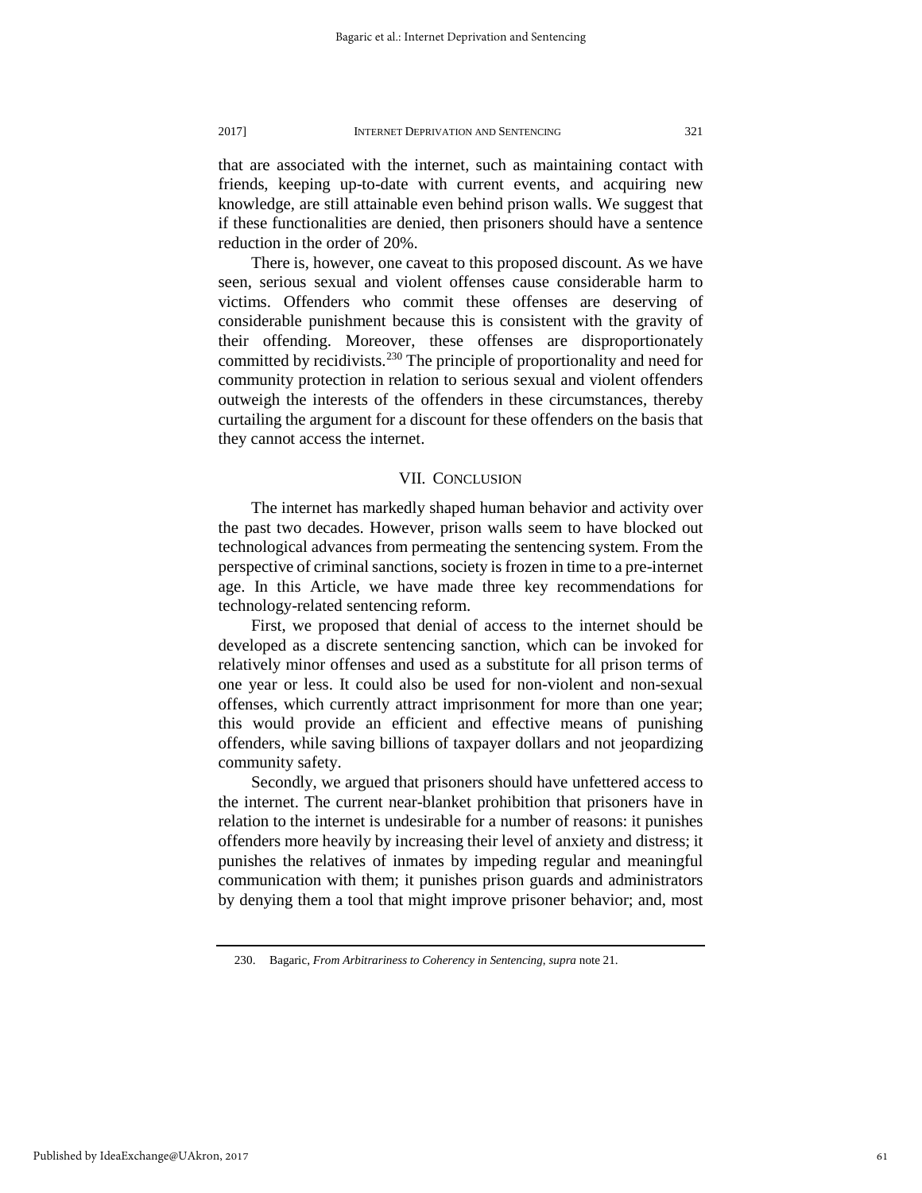that are associated with the internet, such as maintaining contact with friends, keeping up-to-date with current events, and acquiring new knowledge, are still attainable even behind prison walls. We suggest that if these functionalities are denied, then prisoners should have a sentence reduction in the order of 20%.

There is, however, one caveat to this proposed discount. As we have seen, serious sexual and violent offenses cause considerable harm to victims. Offenders who commit these offenses are deserving of considerable punishment because this is consistent with the gravity of their offending. Moreover, these offenses are disproportionately committed by recidivists.[230] The principle of proportionality and need for community protection in relation to serious sexual and violent offenders outweigh the interests of the offenders in these circumstances, thereby curtailing the argument for a discount for these offenders on the basis that they cannot access the internet.

## VII. Conclusion

The internet has markedly shaped human behavior and activity over the past two decades. However, prison walls seem to have blocked out technological advances from permeating the sentencing system. From the perspective of criminal sanctions, society is frozen in time to a pre-internet age. In this Article, we have made three key recommendations for technology-related sentencing reform.

First, we proposed that denial of access to the internet should be developed as a discrete sentencing sanction, which can be invoked for relatively minor offenses and used as a substitute for all prison terms of one year or less. It could also be used for non-violent and non-sexual offenses, which currently attract imprisonment for more than one year; this would provide an efficient and effective means of punishing offenders, while saving billions of taxpayer dollars and not jeopardizing community safety.

Secondly, we argued that prisoners should have unfettered access to the internet. The current near-blanket prohibition that prisoners have in relation to the internet is undesirable for a number of reasons: it punishes offenders more heavily by increasing their level of anxiety and distress; it punishes the relatives of inmates by impeding regular and meaningful communication with them; it punishes prison guards and administrators by denying them a tool that might improve prisoner behavior; and, most

230. Bagaric, *From Arbitrariness to Coherency in Sentencing*, *supra* note 21.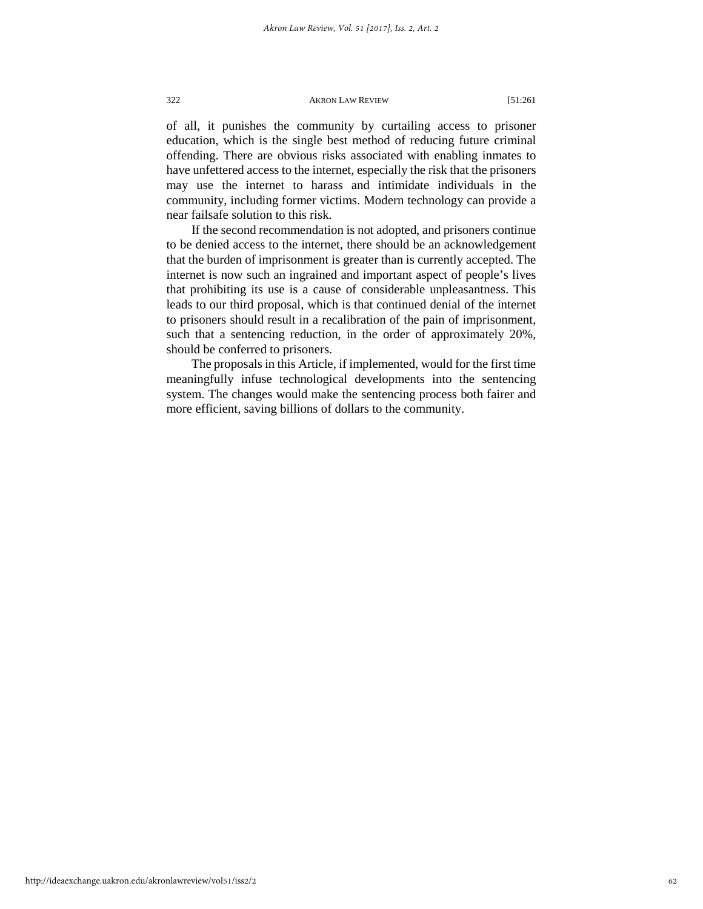of all, it punishes the community by curtailing access to prisoner education, which is the single best method of reducing future criminal offending. There are obvious risks associated with enabling inmates to have unfettered access to the internet, especially the risk that the prisoners may use the internet to harass and intimidate individuals in the community, including former victims. Modern technology can provide a near failsafe solution to this risk.

If the second recommendation is not adopted, and prisoners continue to be denied access to the internet, there should be an acknowledgement that the burden of imprisonment is greater than is currently accepted. The internet is now such an ingrained and important aspect of people's lives that prohibiting its use is a cause of considerable unpleasantness. This leads to our third proposal, which is that continued denial of the internet to prisoners should result in a recalibration of the pain of imprisonment, such that a sentencing reduction, in the order of approximately 20%, should be conferred to prisoners.

The proposals in this Article, if implemented, would for the first time meaningfully infuse technological developments into the sentencing system. The changes would make the sentencing process both fairer and more efficient, saving billions of dollars to the community.